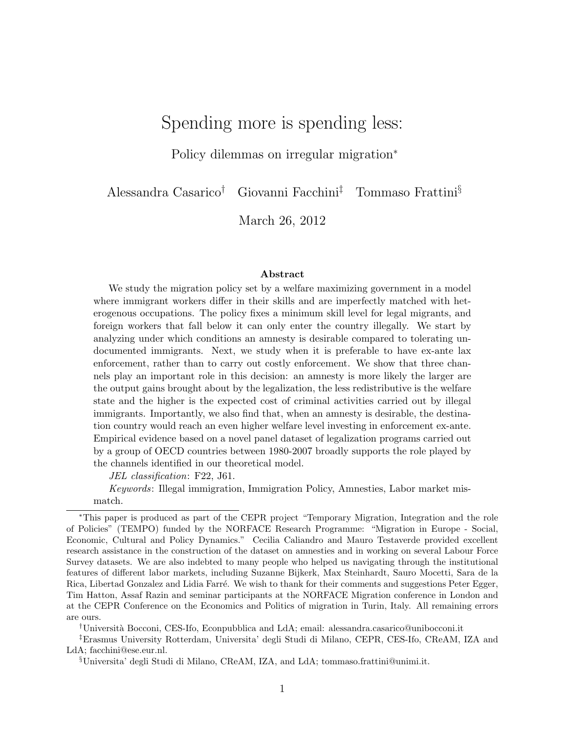# Spending more is spending less:

## Policy dilemmas on irregular migration[*]

Alessandra Casarico[†] Giovanni Facchini[‡] Tommaso Frattini[§]

March 26, 2012

### Abstract

We study the migration policy set by a welfare maximizing government in a model where immigrant workers differ in their skills and are imperfectly matched with heterogenous occupations. The policy fixes a minimum skill level for legal migrants, and foreign workers that fall below it can only enter the country illegally. We start by analyzing under which conditions an amnesty is desirable compared to tolerating undocumented immigrants. Next, we study when it is preferable to have ex-ante lax enforcement, rather than to carry out costly enforcement. We show that three channels play an important role in this decision: an amnesty is more likely the larger are the output gains brought about by the legalization, the less redistributive is the welfare state and the higher is the expected cost of criminal activities carried out by illegal immigrants. Importantly, we also find that, when an amnesty is desirable, the destination country would reach an even higher welfare level investing in enforcement ex-ante. Empirical evidence based on a novel panel dataset of legalization programs carried out by a group of OECD countries between 1980-2007 broadly supports the role played by the channels identified in our theoretical model.

*JEL classification*: F22, J61.

*Keywords*: Illegal immigration, Immigration Policy, Amnesties, Labor market mismatch.

---

[*]This paper is produced as part of the CEPR project "Temporary Migration, Integration and the role of Policies" (TEMPO) funded by the NORFACE Research Programme: "Migration in Europe - Social, Economic, Cultural and Policy Dynamics." Cecilia Caliandro and Mauro Testaverde provided excellent research assistance in the construction of the dataset on amnesties and in working on several Labour Force Survey datasets. We are also indebted to many people who helped us navigating through the institutional features of different labor markets, including Suzanne Bijkerk, Max Steinhardt, Sauro Mocetti, Sara de la Rica, Libertad Gonzalez and Lidia Farré. We wish to thank for their comments and suggestions Peter Egger, Tim Hatton, Assaf Razin and seminar participants at the NORFACE Migration conference in London and at the CEPR Conference on the Economics and Politics of migration in Turin, Italy. All remaining errors are ours.

[†]Università Bocconi, CES-Ifo, Econpubblica and LdA; email: alessandra.casarico@unibocconi.it

[‡]Erasmus University Rotterdam, Universita' degli Studi di Milano, CEPR, CES-Ifo, CReAM, IZA and LdA; facchini@ese.eur.nl.

[§]Universita' degli Studi di Milano, CReAM, IZA, and LdA; tommaso.frattini@unimi.it.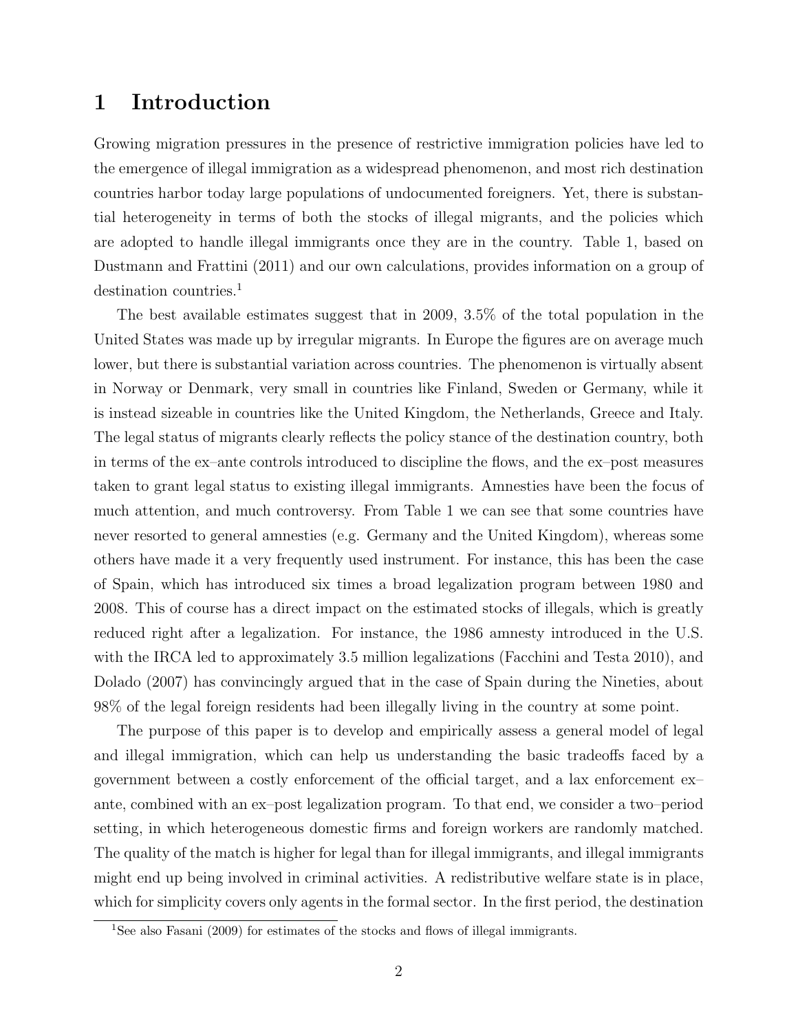# 1 Introduction

Growing migration pressures in the presence of restrictive immigration policies have led to the emergence of illegal immigration as a widespread phenomenon, and most rich destination countries harbor today large populations of undocumented foreigners. Yet, there is substantial heterogeneity in terms of both the stocks of illegal migrants, and the policies which are adopted to handle illegal immigrants once they are in the country. Table 1, based on Dustmann and Frattini (2011) and our own calculations, provides information on a group of destination countries.[1]

The best available estimates suggest that in 2009, 3.5% of the total population in the United States was made up by irregular migrants. In Europe the figures are on average much lower, but there is substantial variation across countries. The phenomenon is virtually absent in Norway or Denmark, very small in countries like Finland, Sweden or Germany, while it is instead sizeable in countries like the United Kingdom, the Netherlands, Greece and Italy. The legal status of migrants clearly reflects the policy stance of the destination country, both in terms of the ex–ante controls introduced to discipline the flows, and the ex–post measures taken to grant legal status to existing illegal immigrants. Amnesties have been the focus of much attention, and much controversy. From Table 1 we can see that some countries have never resorted to general amnesties (e.g. Germany and the United Kingdom), whereas some others have made it a very frequently used instrument. For instance, this has been the case of Spain, which has introduced six times a broad legalization program between 1980 and 2008. This of course has a direct impact on the estimated stocks of illegals, which is greatly reduced right after a legalization. For instance, the 1986 amnesty introduced in the U.S. with the IRCA led to approximately 3.5 million legalizations (Facchini and Testa 2010), and Dolado (2007) has convincingly argued that in the case of Spain during the Nineties, about 98% of the legal foreign residents had been illegally living in the country at some point.

The purpose of this paper is to develop and empirically assess a general model of legal and illegal immigration, which can help us understanding the basic tradeoffs faced by a government between a costly enforcement of the official target, and a lax enforcement ex–ante, combined with an ex–post legalization program. To that end, we consider a two–period setting, in which heterogeneous domestic firms and foreign workers are randomly matched. The quality of the match is higher for legal than for illegal immigrants, and illegal immigrants might end up being involved in criminal activities. A redistributive welfare state is in place, which for simplicity covers only agents in the formal sector. In the first period, the destination

[1] See also Fasani (2009) for estimates of the stocks and flows of illegal immigrants.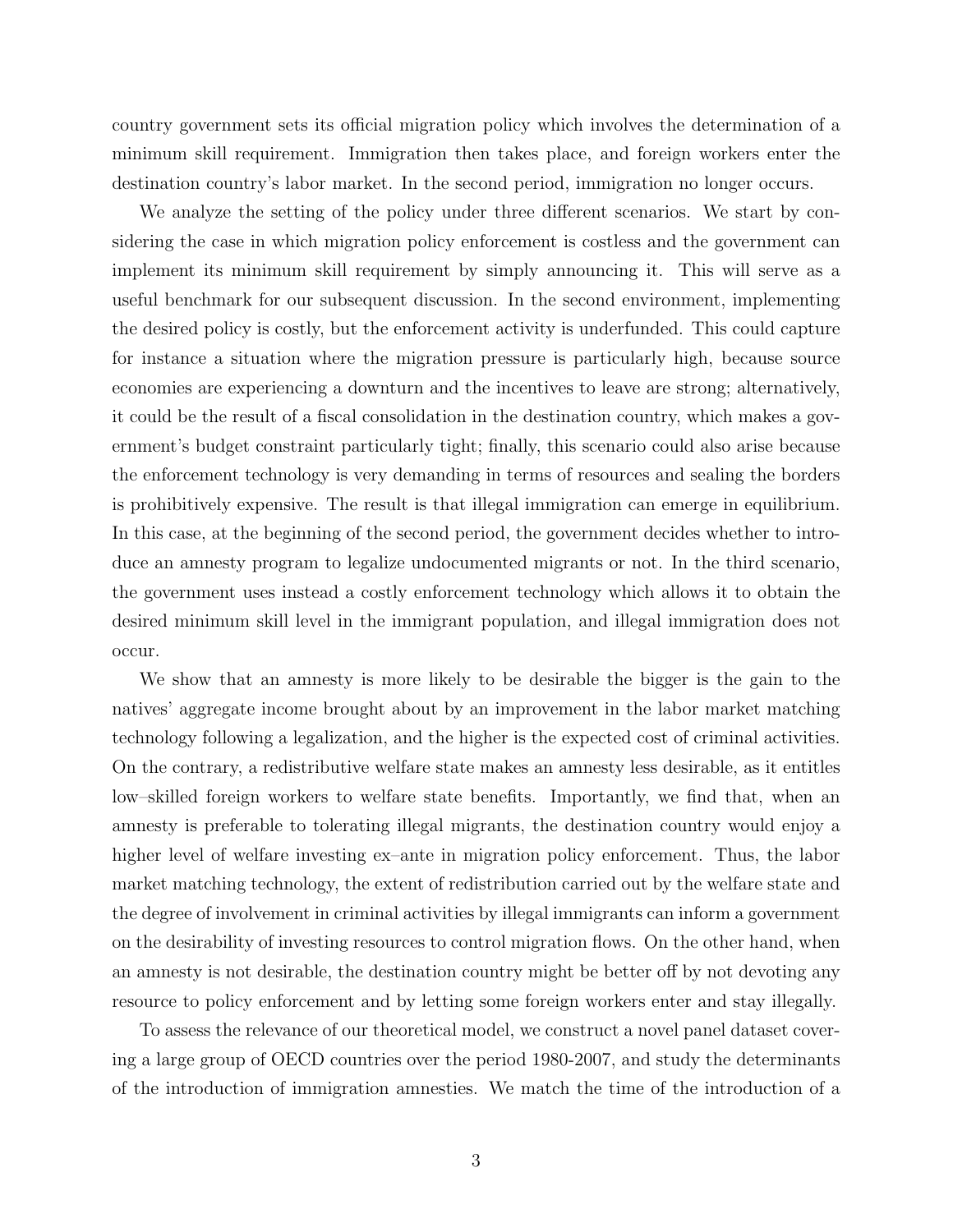country government sets its official migration policy which involves the determination of a minimum skill requirement. Immigration then takes place, and foreign workers enter the destination country's labor market. In the second period, immigration no longer occurs.

We analyze the setting of the policy under three different scenarios. We start by considering the case in which migration policy enforcement is costless and the government can implement its minimum skill requirement by simply announcing it. This will serve as a useful benchmark for our subsequent discussion. In the second environment, implementing the desired policy is costly, but the enforcement activity is underfunded. This could capture for instance a situation where the migration pressure is particularly high, because source economies are experiencing a downturn and the incentives to leave are strong; alternatively, it could be the result of a fiscal consolidation in the destination country, which makes a government's budget constraint particularly tight; finally, this scenario could also arise because the enforcement technology is very demanding in terms of resources and sealing the borders is prohibitively expensive. The result is that illegal immigration can emerge in equilibrium. In this case, at the beginning of the second period, the government decides whether to introduce an amnesty program to legalize undocumented migrants or not. In the third scenario, the government uses instead a costly enforcement technology which allows it to obtain the desired minimum skill level in the immigrant population, and illegal immigration does not occur.

We show that an amnesty is more likely to be desirable the bigger is the gain to the natives' aggregate income brought about by an improvement in the labor market matching technology following a legalization, and the higher is the expected cost of criminal activities. On the contrary, a redistributive welfare state makes an amnesty less desirable, as it entitles low–skilled foreign workers to welfare state benefits. Importantly, we find that, when an amnesty is preferable to tolerating illegal migrants, the destination country would enjoy a higher level of welfare investing ex–ante in migration policy enforcement. Thus, the labor market matching technology, the extent of redistribution carried out by the welfare state and the degree of involvement in criminal activities by illegal immigrants can inform a government on the desirability of investing resources to control migration flows. On the other hand, when an amnesty is not desirable, the destination country might be better off by not devoting any resource to policy enforcement and by letting some foreign workers enter and stay illegally.

To assess the relevance of our theoretical model, we construct a novel panel dataset covering a large group of OECD countries over the period 1980-2007, and study the determinants of the introduction of immigration amnesties. We match the time of the introduction of a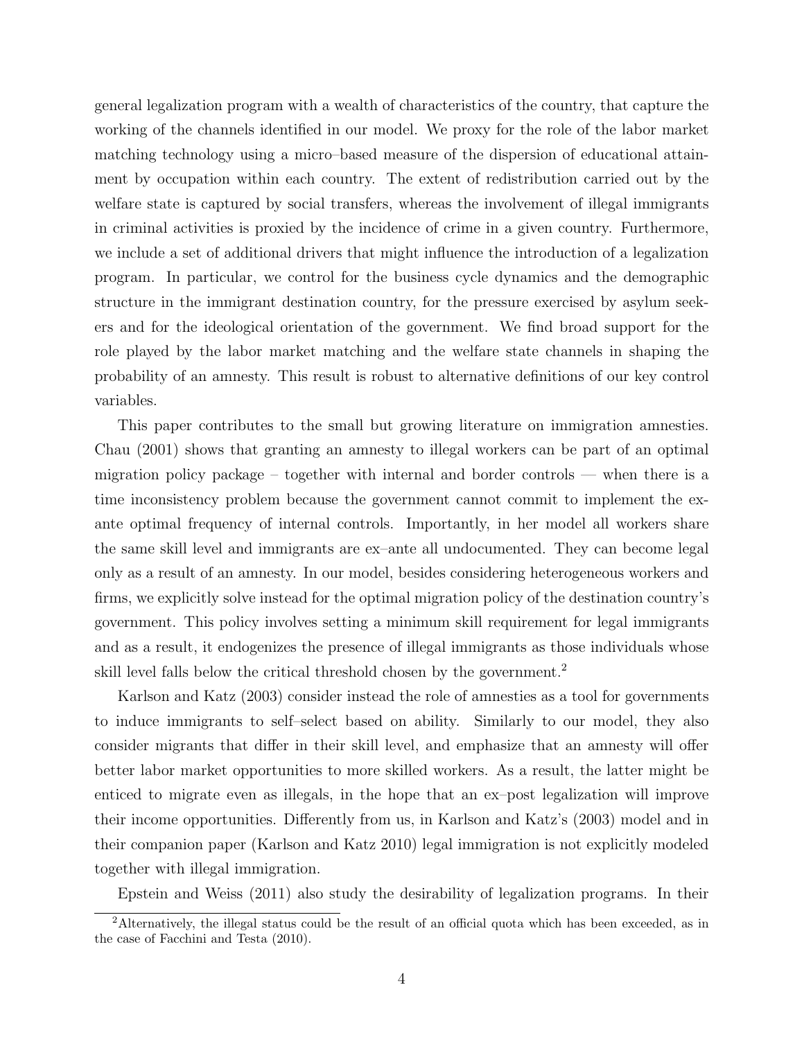general legalization program with a wealth of characteristics of the country, that capture the working of the channels identified in our model. We proxy for the role of the labor market matching technology using a micro–based measure of the dispersion of educational attainment by occupation within each country. The extent of redistribution carried out by the welfare state is captured by social transfers, whereas the involvement of illegal immigrants in criminal activities is proxied by the incidence of crime in a given country. Furthermore, we include a set of additional drivers that might influence the introduction of a legalization program. In particular, we control for the business cycle dynamics and the demographic structure in the immigrant destination country, for the pressure exercised by asylum seekers and for the ideological orientation of the government. We find broad support for the role played by the labor market matching and the welfare state channels in shaping the probability of an amnesty. This result is robust to alternative definitions of our key control variables.

This paper contributes to the small but growing literature on immigration amnesties. Chau (2001) shows that granting an amnesty to illegal workers can be part of an optimal migration policy package – together with internal and border controls — when there is a time inconsistency problem because the government cannot commit to implement the ex-ante optimal frequency of internal controls. Importantly, in her model all workers share the same skill level and immigrants are ex–ante all undocumented. They can become legal only as a result of an amnesty. In our model, besides considering heterogeneous workers and firms, we explicitly solve instead for the optimal migration policy of the destination country's government. This policy involves setting a minimum skill requirement for legal immigrants and as a result, it endogenizes the presence of illegal immigrants as those individuals whose skill level falls below the critical threshold chosen by the government.[2]

Karlson and Katz (2003) consider instead the role of amnesties as a tool for governments to induce immigrants to self–select based on ability. Similarly to our model, they also consider migrants that differ in their skill level, and emphasize that an amnesty will offer better labor market opportunities to more skilled workers. As a result, the latter might be enticed to migrate even as illegals, in the hope that an ex–post legalization will improve their income opportunities. Differently from us, in Karlson and Katz's (2003) model and in their companion paper (Karlson and Katz 2010) legal immigration is not explicitly modeled together with illegal immigration.

Epstein and Weiss (2011) also study the desirability of legalization programs. In their

[2]Alternatively, the illegal status could be the result of an official quota which has been exceeded, as in the case of Facchini and Testa (2010).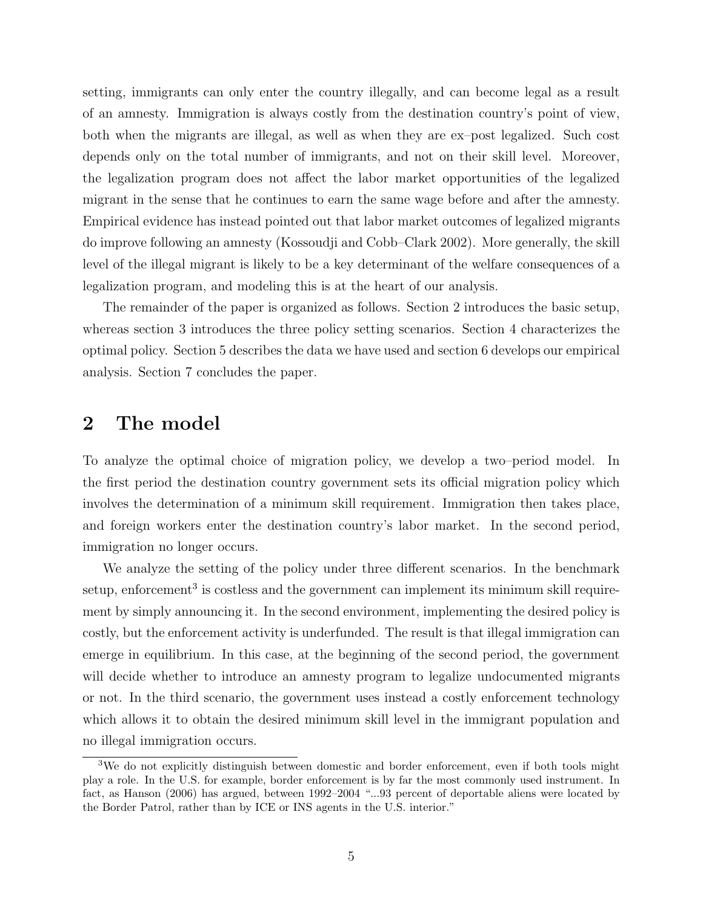setting, immigrants can only enter the country illegally, and can become legal as a result of an amnesty. Immigration is always costly from the destination country's point of view, both when the migrants are illegal, as well as when they are ex–post legalized. Such cost depends only on the total number of immigrants, and not on their skill level. Moreover, the legalization program does not affect the labor market opportunities of the legalized migrant in the sense that he continues to earn the same wage before and after the amnesty. Empirical evidence has instead pointed out that labor market outcomes of legalized migrants do improve following an amnesty (Kossoudji and Cobb–Clark 2002). More generally, the skill level of the illegal migrant is likely to be a key determinant of the welfare consequences of a legalization program, and modeling this is at the heart of our analysis.

The remainder of the paper is organized as follows. Section 2 introduces the basic setup, whereas section 3 introduces the three policy setting scenarios. Section 4 characterizes the optimal policy. Section 5 describes the data we have used and section 6 develops our empirical analysis. Section 7 concludes the paper.

# 2 The model

To analyze the optimal choice of migration policy, we develop a two–period model. In the first period the destination country government sets its official migration policy which involves the determination of a minimum skill requirement. Immigration then takes place, and foreign workers enter the destination country's labor market. In the second period, immigration no longer occurs.

We analyze the setting of the policy under three different scenarios. In the benchmark setup, enforcement[3] is costless and the government can implement its minimum skill requirement by simply announcing it. In the second environment, implementing the desired policy is costly, but the enforcement activity is underfunded. The result is that illegal immigration can emerge in equilibrium. In this case, at the beginning of the second period, the government will decide whether to introduce an amnesty program to legalize undocumented migrants or not. In the third scenario, the government uses instead a costly enforcement technology which allows it to obtain the desired minimum skill level in the immigrant population and no illegal immigration occurs.

[3] We do not explicitly distinguish between domestic and border enforcement, even if both tools might play a role. In the U.S. for example, border enforcement is by far the most commonly used instrument. In fact, as Hanson (2006) has argued, between 1992–2004 "...93 percent of deportable aliens were located by the Border Patrol, rather than by ICE or INS agents in the U.S. interior."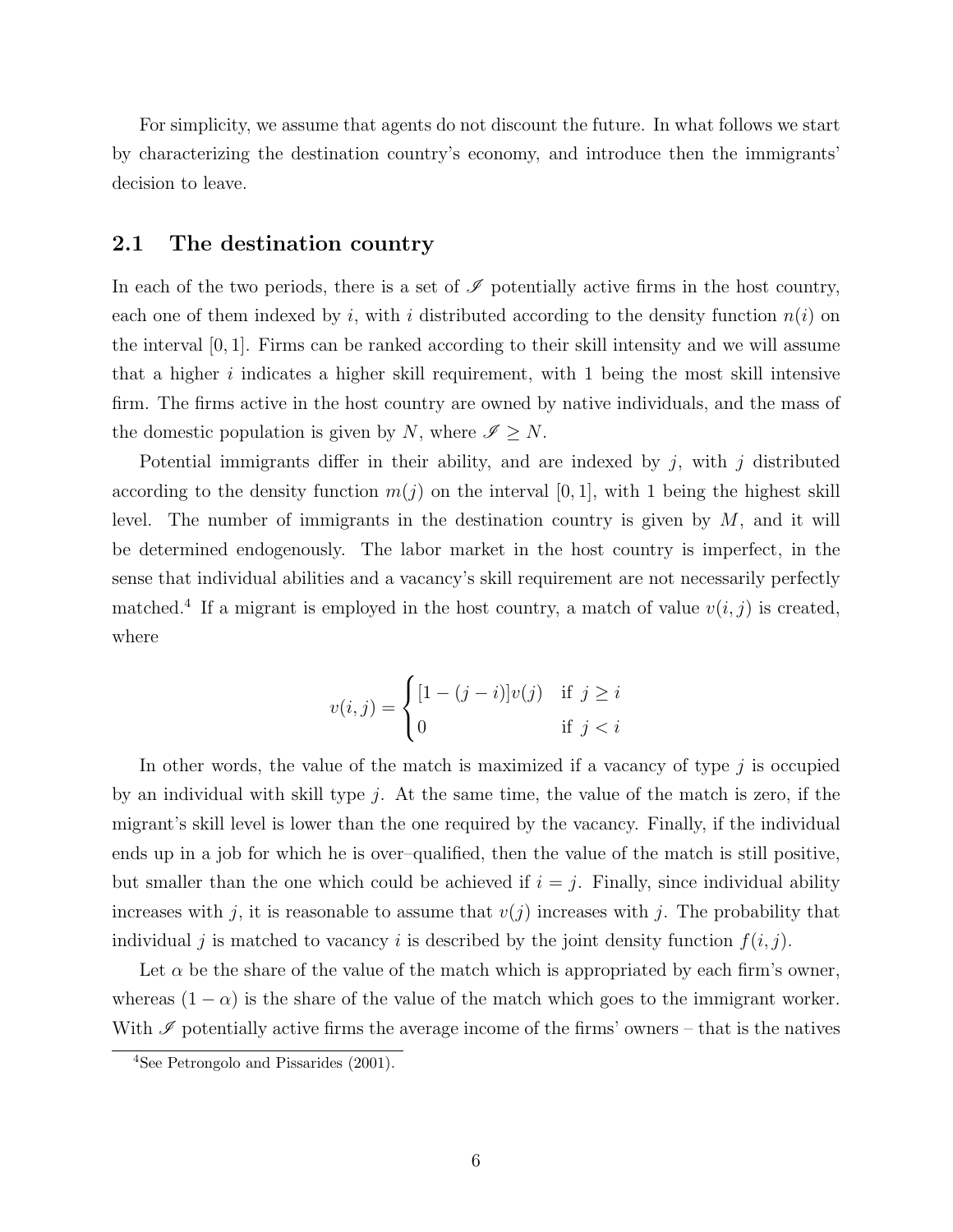For simplicity, we assume that agents do not discount the future. In what follows we start by characterizing the destination country's economy, and introduce then the immigrants' decision to leave.

## 2.1 The destination country

In each of the two periods, there is a set of $\mathscr{I}$ potentially active firms in the host country, each one of them indexed by $i$, with $i$ distributed according to the density function $n(i)$ on the interval $[0, 1]$. Firms can be ranked according to their skill intensity and we will assume that a higher $i$ indicates a higher skill requirement, with 1 being the most skill intensive firm. The firms active in the host country are owned by native individuals, and the mass of the domestic population is given by $N$, where $\mathscr{I} \geq N$.

Potential immigrants differ in their ability, and are indexed by $j$, with $j$ distributed according to the density function $m(j)$ on the interval $[0, 1]$, with 1 being the highest skill level. The number of immigrants in the destination country is given by $M$, and it will be determined endogenously. The labor market in the host country is imperfect, in the sense that individual abilities and a vacancy's skill requirement are not necessarily perfectly matched.[4] If a migrant is employed in the host country, a match of value $v(i, j)$ is created, where

$$v(i,j) = \begin{cases} [1-(j-i)]v(j) & \text{if } j \geq i \\ 0 & \text{if } j < i \end{cases}$$

In other words, the value of the match is maximized if a vacancy of type $j$ is occupied by an individual with skill type $j$. At the same time, the value of the match is zero, if the migrant's skill level is lower than the one required by the vacancy. Finally, if the individual ends up in a job for which he is over–qualified, then the value of the match is still positive, but smaller than the one which could be achieved if $i = j$. Finally, since individual ability increases with $j$, it is reasonable to assume that $v(j)$ increases with $j$. The probability that individual $j$ is matched to vacancy $i$ is described by the joint density function $f(i, j)$.

Let $\alpha$ be the share of the value of the match which is appropriated by each firm's owner, whereas $(1 - \alpha)$ is the share of the value of the match which goes to the immigrant worker. With $\mathscr{I}$ potentially active firms the average income of the firms' owners – that is the natives

[4] See Petrongolo and Pissarides (2001).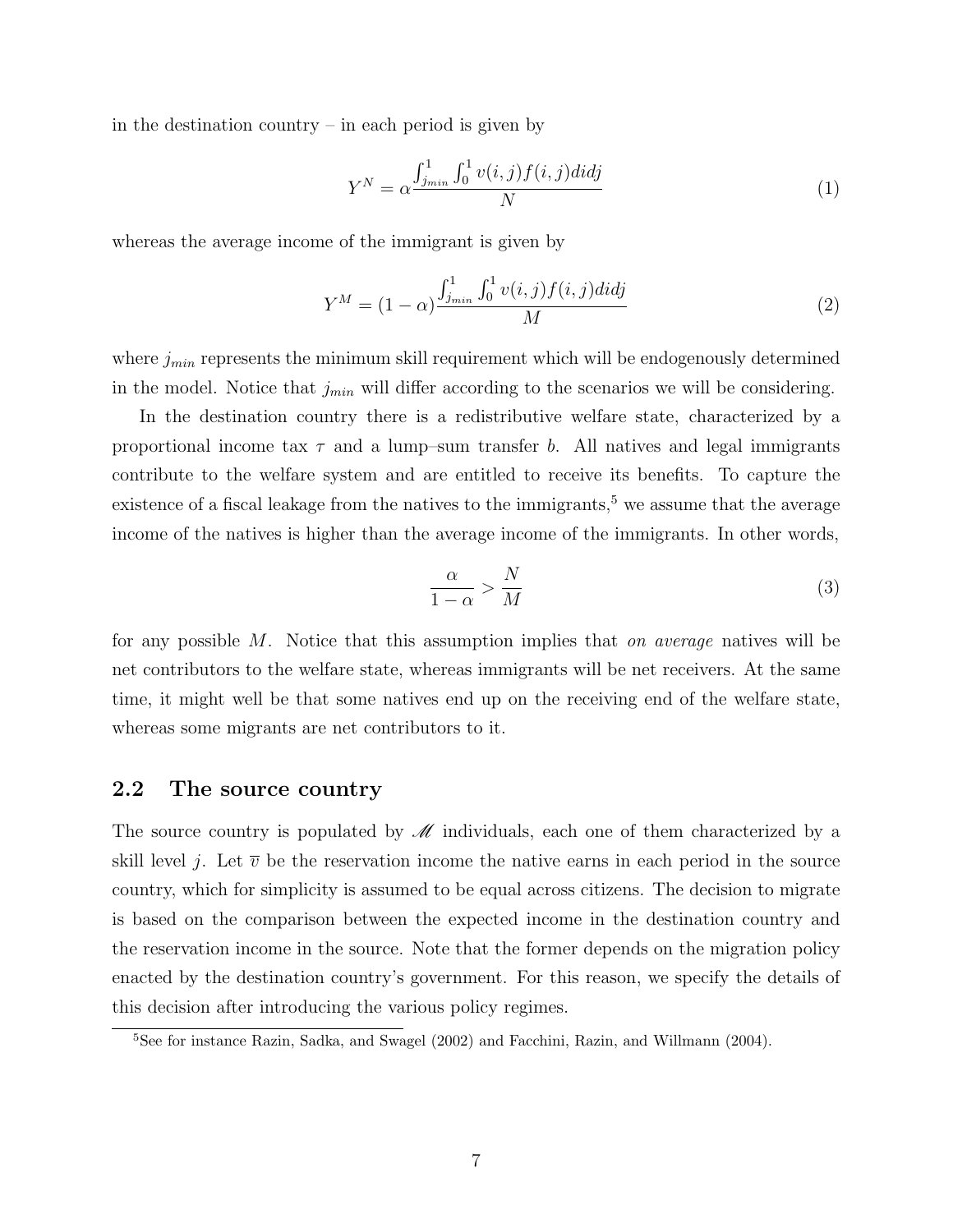in the destination country – in each period is given by

$$Y^N = \alpha \frac{\int_{j_{min}}^{1} \int_0^1 v(i,j) f(i,j) di dj}{N} \tag{1}$$

whereas the average income of the immigrant is given by

$$Y^M = (1-\alpha) \frac{\int_{j_{min}}^{1} \int_0^1 v(i,j) f(i,j) di dj}{M} \tag{2}$$

where $j_{min}$ represents the minimum skill requirement which will be endogenously determined in the model. Notice that $j_{min}$ will differ according to the scenarios we will be considering.

In the destination country there is a redistributive welfare state, characterized by a proportional income tax $\tau$ and a lump–sum transfer $b$. All natives and legal immigrants contribute to the welfare system and are entitled to receive its benefits. To capture the existence of a fiscal leakage from the natives to the immigrants,[5] we assume that the average income of the natives is higher than the average income of the immigrants. In other words,

$$\frac{\alpha}{1-\alpha} > \frac{N}{M} \tag{3}$$

for any possible $M$. Notice that this assumption implies that *on average* natives will be net contributors to the welfare state, whereas immigrants will be net receivers. At the same time, it might well be that some natives end up on the receiving end of the welfare state, whereas some migrants are net contributors to it.

## 2.2 The source country

The source country is populated by $\mathscr{M}$ individuals, each one of them characterized by a skill level $j$. Let $\overline{v}$ be the reservation income the native earns in each period in the source country, which for simplicity is assumed to be equal across citizens. The decision to migrate is based on the comparison between the expected income in the destination country and the reservation income in the source. Note that the former depends on the migration policy enacted by the destination country's government. For this reason, we specify the details of this decision after introducing the various policy regimes.

[5] See for instance Razin, Sadka, and Swagel (2002) and Facchini, Razin, and Willmann (2004).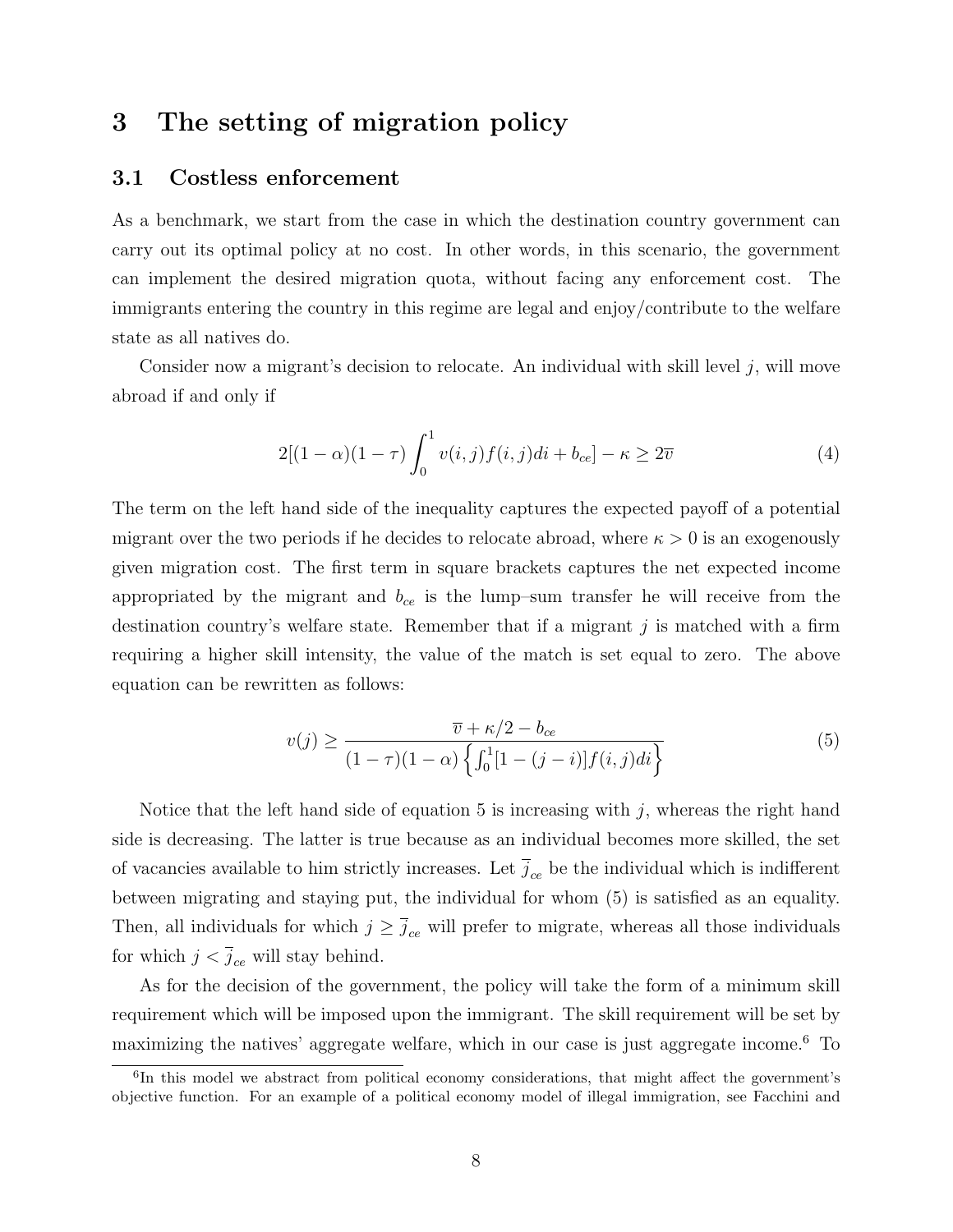## 3 The setting of migration policy

### 3.1 Costless enforcement

As a benchmark, we start from the case in which the destination country government can carry out its optimal policy at no cost. In other words, in this scenario, the government can implement the desired migration quota, without facing any enforcement cost. The immigrants entering the country in this regime are legal and enjoy/contribute to the welfare state as all natives do.

Consider now a migrant's decision to relocate. An individual with skill level $j$, will move abroad if and only if

$$2[(1-\alpha)(1-\tau)\int_0^1 v(i,j)f(i,j)di + b_{ce}] - \kappa \geq 2\overline{v} \tag{4}$$

The term on the left hand side of the inequality captures the expected payoff of a potential migrant over the two periods if he decides to relocate abroad, where $\kappa > 0$ is an exogenously given migration cost. The first term in square brackets captures the net expected income appropriated by the migrant and $b_{ce}$ is the lump–sum transfer he will receive from the destination country's welfare state. Remember that if a migrant $j$ is matched with a firm requiring a higher skill intensity, the value of the match is set equal to zero. The above equation can be rewritten as follows:

$$v(j) \geq \frac{\overline{v} + \kappa/2 - b_{ce}}{(1-\tau)(1-\alpha)\left\{\int_0^1 [1-(j-i)]f(i,j)di\right\}} \tag{5}$$

Notice that the left hand side of equation 5 is increasing with $j$, whereas the right hand side is decreasing. The latter is true because as an individual becomes more skilled, the set of vacancies available to him strictly increases. Let $\overline{j}_{ce}$ be the individual which is indifferent between migrating and staying put, the individual for whom (5) is satisfied as an equality. Then, all individuals for which $j \geq \overline{j}_{ce}$ will prefer to migrate, whereas all those individuals for which $j < \overline{j}_{ce}$ will stay behind.

As for the decision of the government, the policy will take the form of a minimum skill requirement which will be imposed upon the immigrant. The skill requirement will be set by maximizing the natives' aggregate welfare, which in our case is just aggregate income.[6] To

[6] In this model we abstract from political economy considerations, that might affect the government's objective function. For an example of a political economy model of illegal immigration, see Facchini and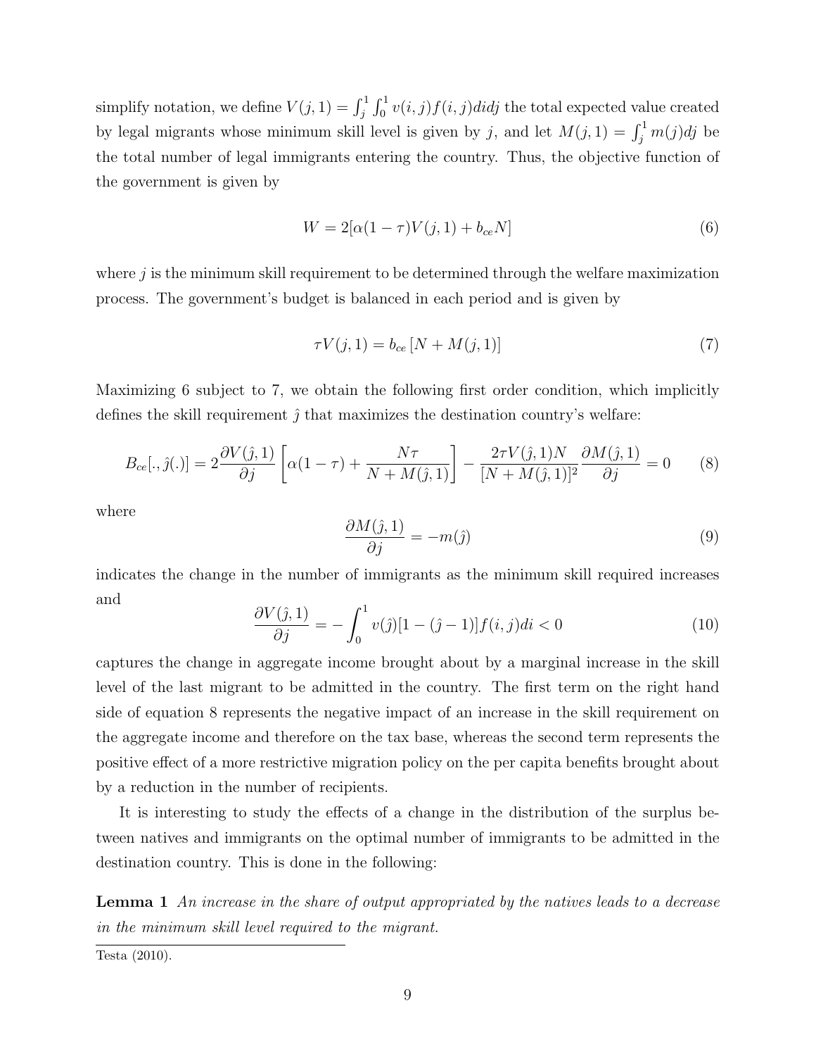simplify notation, we define $V(j,1) = \int_j^1 \int_0^1 v(i,j) f(i,j) di dj$ the total expected value created by legal migrants whose minimum skill level is given by $j$, and let $M(j,1) = \int_j^1 m(j) dj$ be the total number of legal immigrants entering the country. Thus, the objective function of the government is given by

$$W = 2[\alpha(1-\tau)V(j,1) + b_{ce}N] \tag{6}$$

where $j$ is the minimum skill requirement to be determined through the welfare maximization process. The government's budget is balanced in each period and is given by

$$\tau V(j,1) = b_{ce}\left[N + M(j,1)\right] \tag{7}$$

Maximizing 6 subject to 7, we obtain the following first order condition, which implicitly defines the skill requirement $\hat{j}$ that maximizes the destination country's welfare:

$$B_{ce}[., \hat{j}(.)] = 2\frac{\partial V(\hat{j},1)}{\partial j}\left[\alpha(1-\tau) + \frac{N\tau}{N + M(\hat{j},1)}\right] - \frac{2\tau V(\hat{j},1)N}{[N + M(\hat{j},1)]^2}\frac{\partial M(\hat{j},1)}{\partial j} = 0 \tag{8}$$

where

$$\frac{\partial M(\hat{j},1)}{\partial j} = -m(\hat{j}) \tag{9}$$

indicates the change in the number of immigrants as the minimum skill required increases and

$$\frac{\partial V(\hat{j},1)}{\partial j} = -\int_0^1 v(\hat{j})[1 - (\hat{j} - 1)] f(i,j) di < 0 \tag{10}$$

captures the change in aggregate income brought about by a marginal increase in the skill level of the last migrant to be admitted in the country. The first term on the right hand side of equation 8 represents the negative impact of an increase in the skill requirement on the aggregate income and therefore on the tax base, whereas the second term represents the positive effect of a more restrictive migration policy on the per capita benefits brought about by a reduction in the number of recipients.

It is interesting to study the effects of a change in the distribution of the surplus between natives and immigrants on the optimal number of immigrants to be admitted in the destination country. This is done in the following:

**Lemma 1** *An increase in the share of output appropriated by the natives leads to a decrease in the minimum skill level required to the migrant.*

Testa (2010).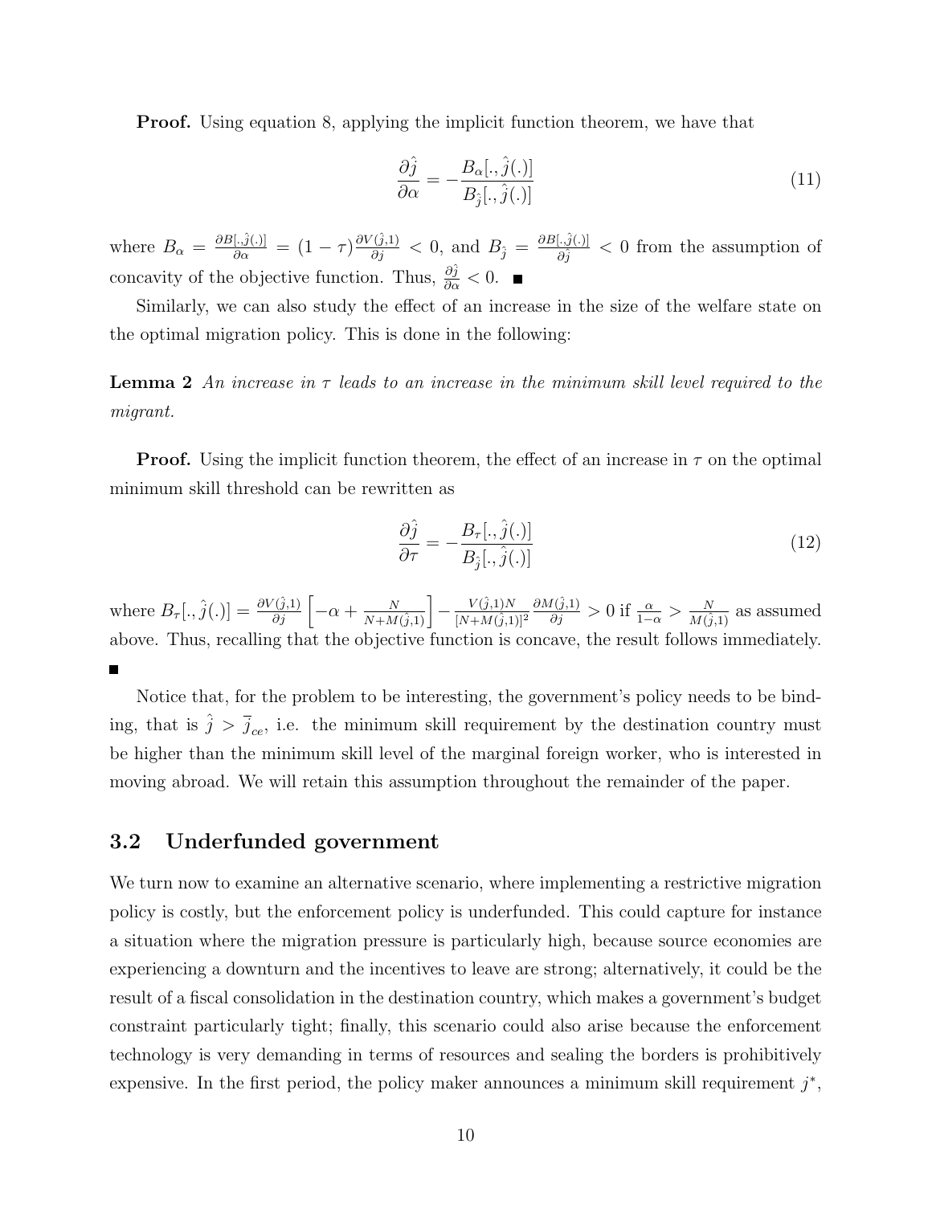**Proof.** Using equation 8, applying the implicit function theorem, we have that

$$\frac{\partial \hat{j}}{\partial \alpha} = -\frac{B_{\alpha}[., \hat{j}(.)]}{B_{\hat{j}}[., \hat{j}(.)]} \tag{11}$$

where $B_{\alpha} = \frac{\partial B[., \hat{j}(.)]}{\partial \alpha} = (1-\tau)\frac{\partial V(\hat{j},1)}{\partial j} < 0$, and $B_{\hat{j}} = \frac{\partial B[., \hat{j}(.)]}{\partial \hat{j}} < 0$ from the assumption of concavity of the objective function. Thus, $\frac{\partial \hat{j}}{\partial \alpha} < 0$. ■

Similarly, we can also study the effect of an increase in the size of the welfare state on the optimal migration policy. This is done in the following:

**Lemma 2** *An increase in $\tau$ leads to an increase in the minimum skill level required to the migrant.*

**Proof.** Using the implicit function theorem, the effect of an increase in $\tau$ on the optimal minimum skill threshold can be rewritten as

$$\frac{\partial \hat{j}}{\partial \tau} = -\frac{B_{\tau}[., \hat{j}(.)]}{B_{\hat{j}}[., \hat{j}(.)]} \tag{12}$$

where $B_{\tau}[., \hat{j}(.)] = \frac{\partial V(\hat{j},1)}{\partial j}\left[-\alpha + \frac{N}{N+M(\hat{j},1)}\right] - \frac{V(\hat{j},1)N}{[N+M(\hat{j},1)]^2}\frac{\partial M(\hat{j},1)}{\partial j} > 0$ if $\frac{\alpha}{1-\alpha} > \frac{N}{M(\hat{j},1)}$ as assumed above. Thus, recalling that the objective function is concave, the result follows immediately. ■

Notice that, for the problem to be interesting, the government's policy needs to be binding, that is $\hat{j} > \overline{j}_{ce}$, i.e. the minimum skill requirement by the destination country must be higher than the minimum skill level of the marginal foreign worker, who is interested in moving abroad. We will retain this assumption throughout the remainder of the paper.

## 3.2 Underfunded government

We turn now to examine an alternative scenario, where implementing a restrictive migration policy is costly, but the enforcement policy is underfunded. This could capture for instance a situation where the migration pressure is particularly high, because source economies are experiencing a downturn and the incentives to leave are strong; alternatively, it could be the result of a fiscal consolidation in the destination country, which makes a government's budget constraint particularly tight; finally, this scenario could also arise because the enforcement technology is very demanding in terms of resources and sealing the borders is prohibitively expensive. In the first period, the policy maker announces a minimum skill requirement $j^*$,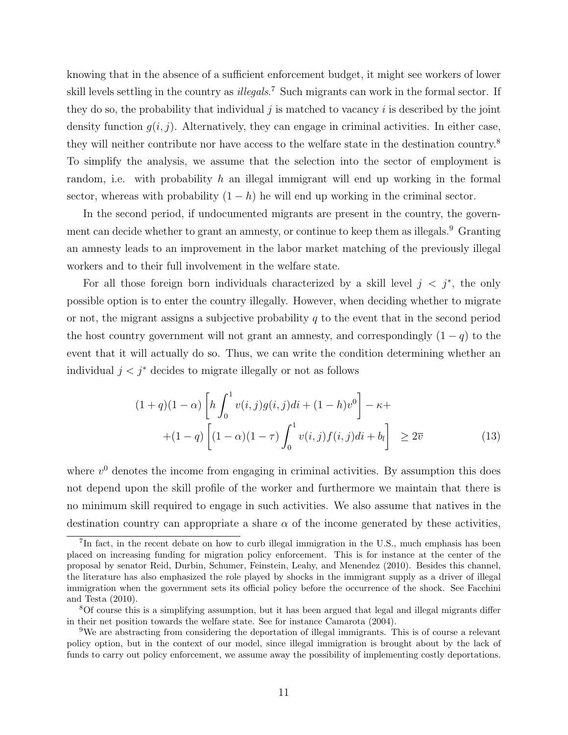knowing that in the absence of a sufficient enforcement budget, it might see workers of lower skill levels settling in the country as *illegals*.[7] Such migrants can work in the formal sector. If they do so, the probability that individual $j$ is matched to vacancy $i$ is described by the joint density function $g(i, j)$. Alternatively, they can engage in criminal activities. In either case, they will neither contribute nor have access to the welfare state in the destination country.[8] To simplify the analysis, we assume that the selection into the sector of employment is random, i.e. with probability $h$ an illegal immigrant will end up working in the formal sector, whereas with probability $(1 - h)$ he will end up working in the criminal sector.

In the second period, if undocumented migrants are present in the country, the government can decide whether to grant an amnesty, or continue to keep them as illegals.[9] Granting an amnesty leads to an improvement in the labor market matching of the previously illegal workers and to their full involvement in the welfare state.

For all those foreign born individuals characterized by a skill level $j < j^*$, the only possible option is to enter the country illegally. However, when deciding whether to migrate or not, the migrant assigns a subjective probability $q$ to the event that in the second period the host country government will not grant an amnesty, and correspondingly $(1 - q)$ to the event that it will actually do so. Thus, we can write the condition determining whether an individual $j < j^*$ decides to migrate illegally or not as follows

$$
\begin{aligned}
(1+q)(1-\alpha)\left[h\int_0^1 v(i,j)g(i,j)di + (1-h)v^0\right] - \kappa + \\
+(1-q)\left[(1-\alpha)(1-\tau)\int_0^1 v(i,j)f(i,j)di + b_l\right] \ \geq 2\overline{v} \qquad (13)
\end{aligned}
$$

where $v^0$ denotes the income from engaging in criminal activities. By assumption this does not depend upon the skill profile of the worker and furthermore we maintain that there is no minimum skill required to engage in such activities. We also assume that natives in the destination country can appropriate a share $\alpha$ of the income generated by these activities,

---

[7] In fact, in the recent debate on how to curb illegal immigration in the U.S., much emphasis has been placed on increasing funding for migration policy enforcement. This is for instance at the center of the proposal by senator Reid, Durbin, Schumer, Feinstein, Leahy, and Menendez (2010). Besides this channel, the literature has also emphasized the role played by shocks in the immigrant supply as a driver of illegal immigration when the government sets its official policy before the occurrence of the shock. See Facchini and Testa (2010).

[8] Of course this is a simplifying assumption, but it has been argued that legal and illegal migrants differ in their net position towards the welfare state. See for instance Camarota (2004).

[9] We are abstracting from considering the deportation of illegal immigrants. This is of course a relevant policy option, but in the context of our model, since illegal immigration is brought about by the lack of funds to carry out policy enforcement, we assume away the possibility of implementing costly deportations.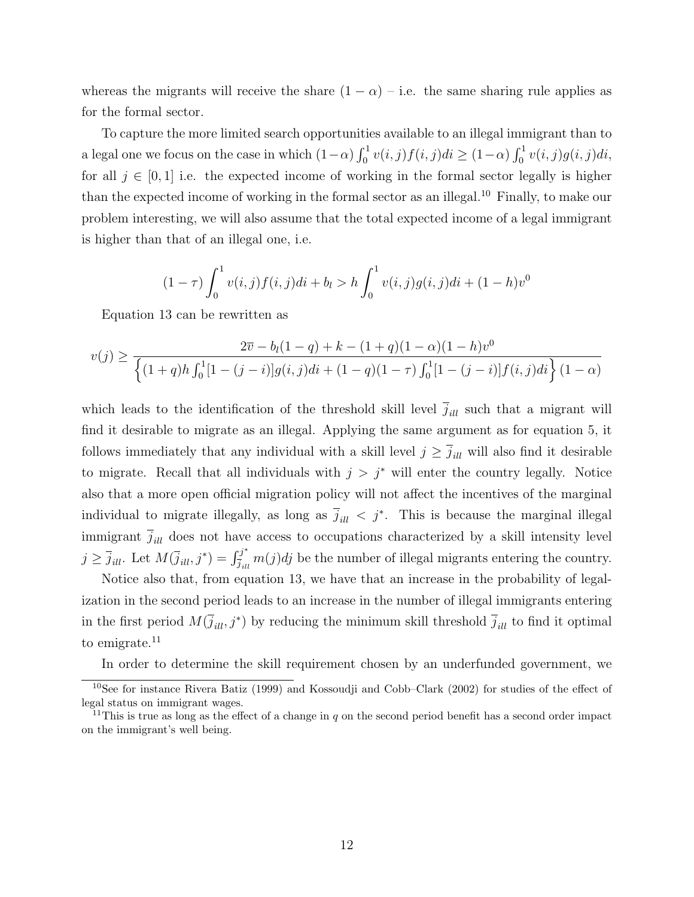whereas the migrants will receive the share $(1-\alpha)$ – i.e. the same sharing rule applies as for the formal sector.

To capture the more limited search opportunities available to an illegal immigrant than to a legal one we focus on the case in which $(1-\alpha)\int_0^1 v(i,j)f(i,j)di \geq (1-\alpha)\int_0^1 v(i,j)g(i,j)di$, for all $j \in [0,1]$ i.e. the expected income of working in the formal sector legally is higher than the expected income of working in the formal sector as an illegal.[10] Finally, to make our problem interesting, we will also assume that the total expected income of a legal immigrant is higher than that of an illegal one, i.e.

$$(1-\tau)\int_0^1 v(i,j)f(i,j)di + b_l > h\int_0^1 v(i,j)g(i,j)di + (1-h)v^0$$

Equation 13 can be rewritten as

$$v(j) \geq \frac{2\overline{v} - b_l(1-q) + k - (1+q)(1-\alpha)(1-h)v^0}{\left\{(1+q)h\int_0^1[1-(j-i)]g(i,j)di + (1-q)(1-\tau)\int_0^1[1-(j-i)]f(i,j)di\right\}(1-\alpha)}$$

which leads to the identification of the threshold skill level $\overline{j}_{ill}$ such that a migrant will find it desirable to migrate as an illegal. Applying the same argument as for equation 5, it follows immediately that any individual with a skill level $j \geq \overline{j}_{ill}$ will also find it desirable to migrate. Recall that all individuals with $j > j^*$ will enter the country legally. Notice also that a more open official migration policy will not affect the incentives of the marginal individual to migrate illegally, as long as $\overline{j}_{ill} < j^*$. This is because the marginal illegal immigrant $\overline{j}_{ill}$ does not have access to occupations characterized by a skill intensity level $j \geq \overline{j}_{ill}$. Let $M(\overline{j}_{ill}, j^*) = \int_{\overline{j}_{ill}}^{j^*} m(j)dj$ be the number of illegal migrants entering the country.

Notice also that, from equation 13, we have that an increase in the probability of legalization in the second period leads to an increase in the number of illegal immigrants entering in the first period $M(\overline{j}_{ill}, j^*)$ by reducing the minimum skill threshold $\overline{j}_{ill}$ to find it optimal to emigrate.[11]

In order to determine the skill requirement chosen by an underfunded government, we

[10] See for instance Rivera Batiz (1999) and Kossoudji and Cobb–Clark (2002) for studies of the effect of legal status on immigrant wages.

[11] This is true as long as the effect of a change in $q$ on the second period benefit has a second order impact on the immigrant's well being.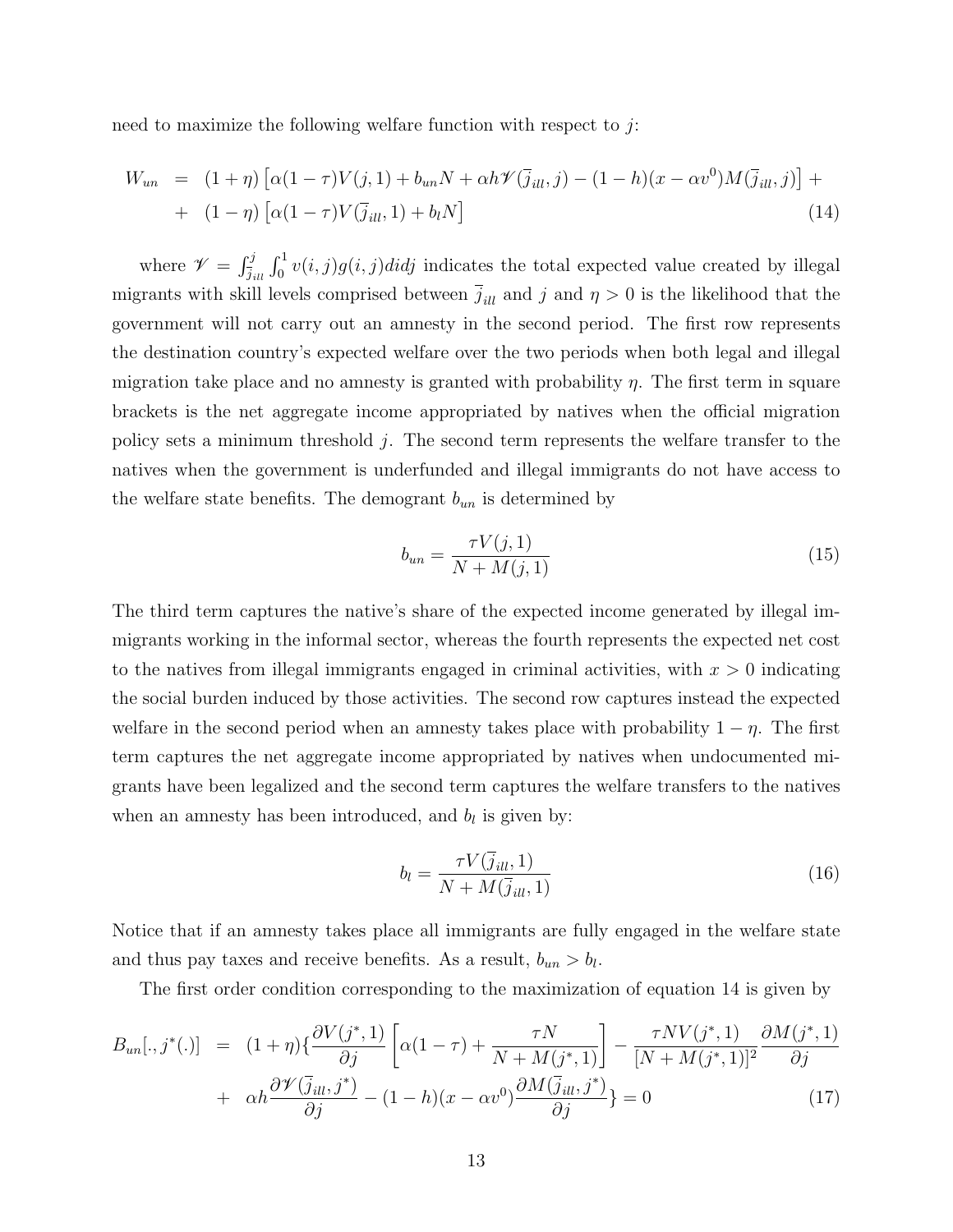need to maximize the following welfare function with respect to $j$:

$$
\begin{aligned}
W_{un} &= (1+\eta)\left[\alpha(1-\tau)V(j,1) + b_{un}N + \alpha h \mathscr{V}(\overline{j}_{ill}, j) - (1-h)(x-\alpha v^0)M(\overline{j}_{ill}, j)\right] + \\
&+ (1-\eta)\left[\alpha(1-\tau)V(\overline{j}_{ill}, 1) + b_l N\right] \qquad (14)
\end{aligned}
$$

where $\mathscr{V} = \int_{\overline{j}_{ill}}^{j}\int_0^1 v(i,j)g(i,j)didj$ indicates the total expected value created by illegal migrants with skill levels comprised between $\overline{j}_{ill}$ and $j$ and $\eta > 0$ is the likelihood that the government will not carry out an amnesty in the second period. The first row represents the destination country's expected welfare over the two periods when both legal and illegal migration take place and no amnesty is granted with probability $\eta$. The first term in square brackets is the net aggregate income appropriated by natives when the official migration policy sets a minimum threshold $j$. The second term represents the welfare transfer to the natives when the government is underfunded and illegal immigrants do not have access to the welfare state benefits. The demogrant $b_{un}$ is determined by

$$
b_{un} = \frac{\tau V(j,1)}{N + M(j,1)} \qquad (15)
$$

The third term captures the native's share of the expected income generated by illegal immigrants working in the informal sector, whereas the fourth represents the expected net cost to the natives from illegal immigrants engaged in criminal activities, with $x > 0$ indicating the social burden induced by those activities. The second row captures instead the expected welfare in the second period when an amnesty takes place with probability $1-\eta$. The first term captures the net aggregate income appropriated by natives when undocumented migrants have been legalized and the second term captures the welfare transfers to the natives when an amnesty has been introduced, and $b_l$ is given by:

$$
b_l = \frac{\tau V(\overline{j}_{ill}, 1)}{N + M(\overline{j}_{ill}, 1)} \qquad (16)
$$

Notice that if an amnesty takes place all immigrants are fully engaged in the welfare state and thus pay taxes and receive benefits. As a result, $b_{un} > b_l$.

The first order condition corresponding to the maximization of equation 14 is given by

$$
\begin{aligned}
B_{un}[., j^*(.)] &= (1+\eta)\Big\{\frac{\partial V(j^*,1)}{\partial j}\left[\alpha(1-\tau) + \frac{\tau N}{N + M(j^*,1)}\right] - \frac{\tau N V(j^*,1)}{[N+M(j^*,1)]^2}\frac{\partial M(j^*,1)}{\partial j} \\
&+ \alpha h \frac{\partial \mathscr{V}(\overline{j}_{ill}, j^*)}{\partial j} - (1-h)(x-\alpha v^0)\frac{\partial M(\overline{j}_{ill}, j^*)}{\partial j}\Big\} = 0 \qquad (17)
\end{aligned}
$$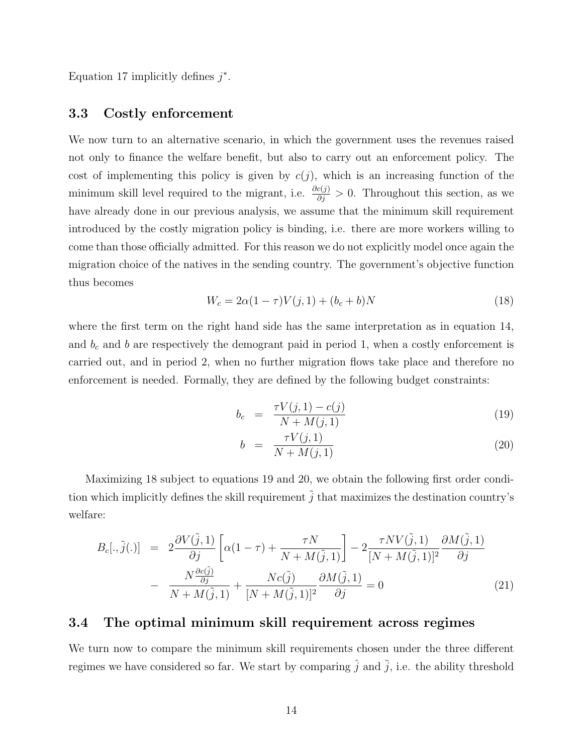Equation 17 implicitly defines $j^*$.

### 3.3 Costly enforcement

We now turn to an alternative scenario, in which the government uses the revenues raised not only to finance the welfare benefit, but also to carry out an enforcement policy. The cost of implementing this policy is given by $c(j)$, which is an increasing function of the minimum skill level required to the migrant, i.e. $\frac{\partial c(j)}{\partial j} > 0$. Throughout this section, as we have already done in our previous analysis, we assume that the minimum skill requirement introduced by the costly migration policy is binding, i.e. there are more workers willing to come than those officially admitted. For this reason we do not explicitly model once again the migration choice of the natives in the sending country. The government's objective function thus becomes

$$W_c = 2\alpha(1-\tau)V(j,1) + (b_c + b)N \tag{18}$$

where the first term on the right hand side has the same interpretation as in equation 14, and $b_c$ and $b$ are respectively the demogrant paid in period 1, when a costly enforcement is carried out, and in period 2, when no further migration flows take place and therefore no enforcement is needed. Formally, they are defined by the following budget constraints:

$$b_c = \frac{\tau V(j,1) - c(j)}{N + M(j,1)} \tag{19}$$

$$b = \frac{\tau V(j,1)}{N + M(j,1)} \tag{20}$$

Maximizing 18 subject to equations 19 and 20, we obtain the following first order condition which implicitly defines the skill requirement $\tilde{j}$ that maximizes the destination country's welfare:

$$\begin{aligned} B_c[., \tilde{j}(.)] \;=\; & 2\frac{\partial V(\tilde{j},1)}{\partial j}\left[\alpha(1-\tau) + \frac{\tau N}{N + M(\tilde{j},1)}\right] - 2\frac{\tau N V(\tilde{j},1)}{[N + M(\tilde{j},1)]^2}\frac{\partial M(\tilde{j},1)}{\partial j} \\ & - \frac{N\frac{\partial c(\tilde{j})}{\partial j}}{N + M(\tilde{j},1)} + \frac{N c(\tilde{j})}{[N + M(\tilde{j},1)]^2}\frac{\partial M(\tilde{j},1)}{\partial j} = 0 \end{aligned} \tag{21}$$

### 3.4 The optimal minimum skill requirement across regimes

We turn now to compare the minimum skill requirements chosen under the three different regimes we have considered so far. We start by comparing $\hat{j}$ and $\tilde{j}$, i.e. the ability threshold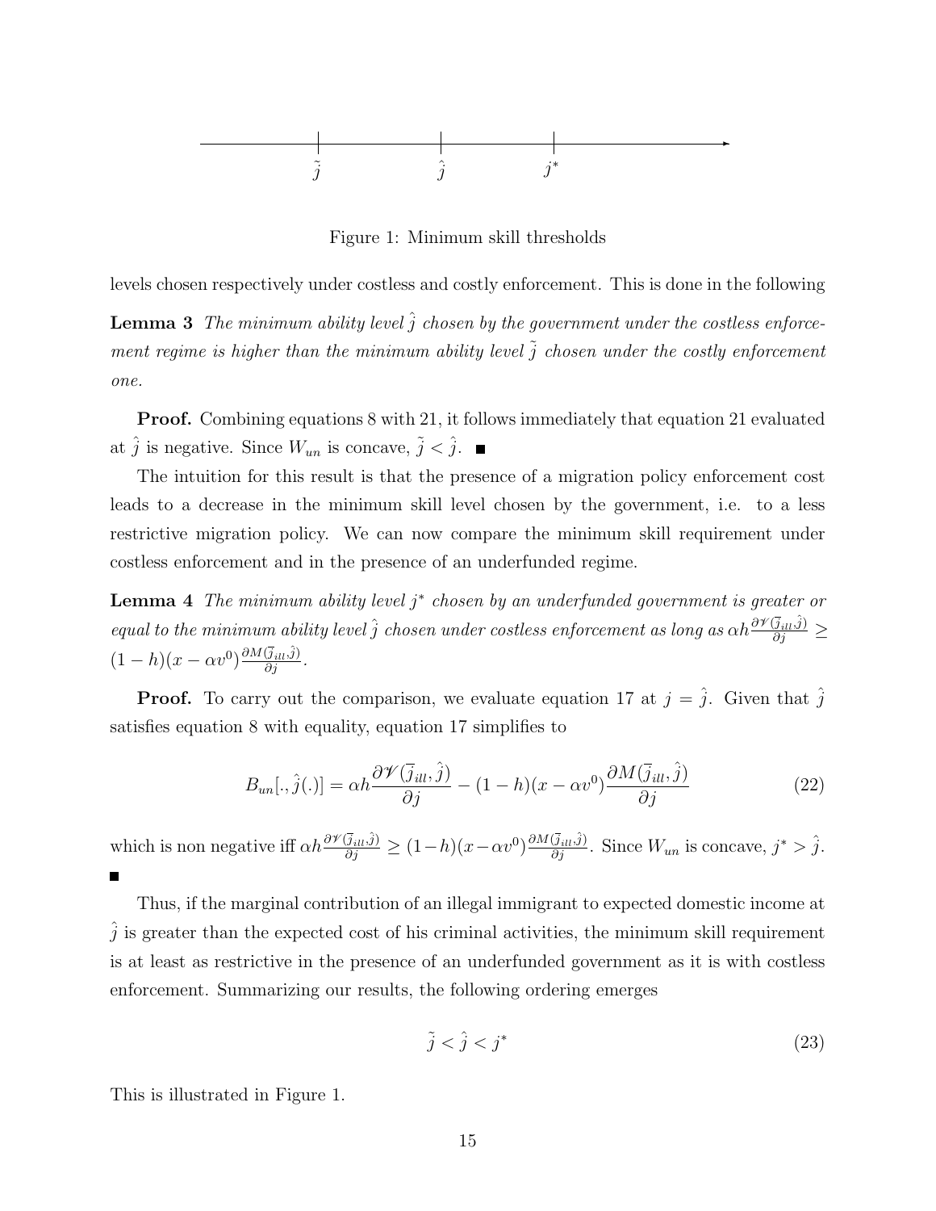Figure 1: Minimum skill thresholds

levels chosen respectively under costless and costly enforcement. This is done in the following

**Lemma 3** *The minimum ability level $\hat{j}$ chosen by the government under the costless enforcement regime is higher than the minimum ability level $\tilde{j}$ chosen under the costly enforcement one.*

**Proof.** Combining equations 8 with 21, it follows immediately that equation 21 evaluated at $\hat{j}$ is negative. Since $W_{un}$ is concave, $\tilde{j} < \hat{j}$. ■

The intuition for this result is that the presence of a migration policy enforcement cost leads to a decrease in the minimum skill level chosen by the government, i.e. to a less restrictive migration policy. We can now compare the minimum skill requirement under costless enforcement and in the presence of an underfunded regime.

**Lemma 4** *The minimum ability level $j^*$ chosen by an underfunded government is greater or equal to the minimum ability level $\hat{j}$ chosen under costless enforcement as long as $\alpha h \frac{\partial \mathscr{V}(\bar{j}_{ill}, \hat{j})}{\partial j} \geq (1-h)(x - \alpha v^0) \frac{\partial M(\bar{j}_{ill}, \hat{j})}{\partial j}$.*

**Proof.** To carry out the comparison, we evaluate equation 17 at $j = \hat{j}$. Given that $\hat{j}$ satisfies equation 8 with equality, equation 17 simplifies to

$$B_{un}[., \hat{j}(.)] = \alpha h \frac{\partial \mathscr{V}(\bar{j}_{ill}, \hat{j})}{\partial j} - (1-h)(x - \alpha v^0) \frac{\partial M(\bar{j}_{ill}, \hat{j})}{\partial j} \tag{22}$$

which is non negative iff $\alpha h \frac{\partial \mathscr{V}(\bar{j}_{ill}, \hat{j})}{\partial j} \geq (1-h)(x - \alpha v^0) \frac{\partial M(\bar{j}_{ill}, \hat{j})}{\partial j}$. Since $W_{un}$ is concave, $j^* > \hat{j}$. ■

Thus, if the marginal contribution of an illegal immigrant to expected domestic income at $\hat{j}$ is greater than the expected cost of his criminal activities, the minimum skill requirement is at least as restrictive in the presence of an underfunded government as it is with costless enforcement. Summarizing our results, the following ordering emerges

$$\tilde{j} < \hat{j} < j^* \tag{23}$$

This is illustrated in Figure 1.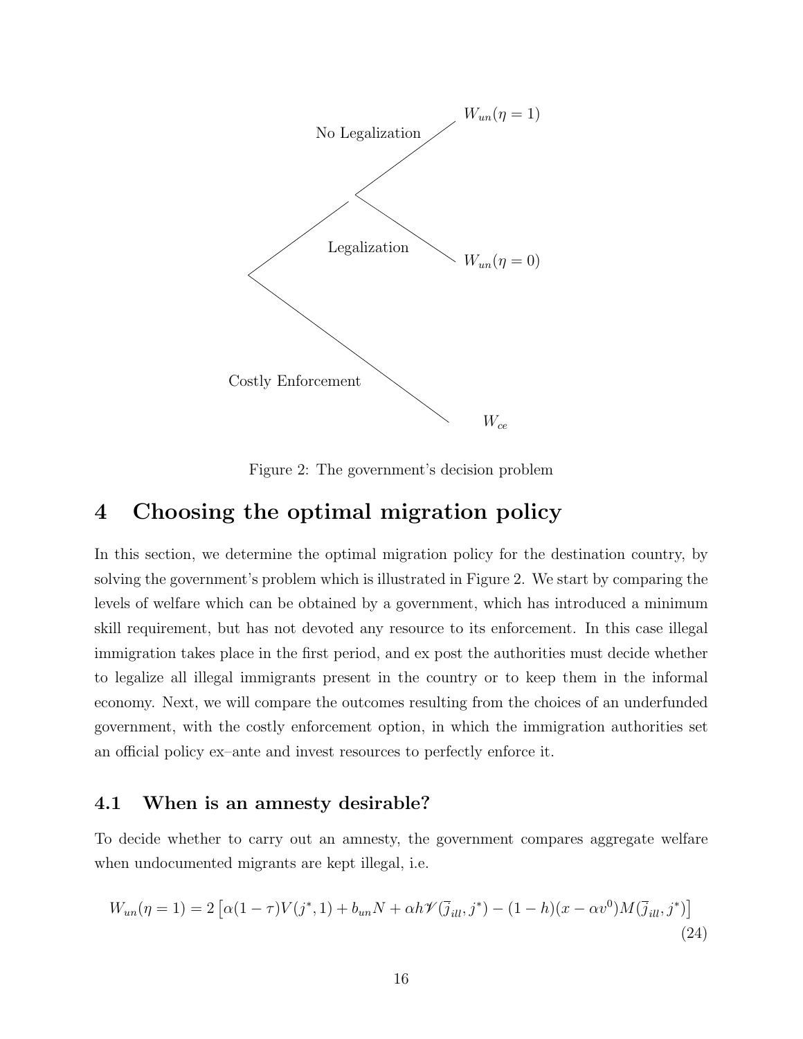Figure 2: The government's decision problem

## 4 Choosing the optimal migration policy

In this section, we determine the optimal migration policy for the destination country, by solving the government's problem which is illustrated in Figure 2. We start by comparing the levels of welfare which can be obtained by a government, which has introduced a minimum skill requirement, but has not devoted any resource to its enforcement. In this case illegal immigration takes place in the first period, and ex post the authorities must decide whether to legalize all illegal immigrants present in the country or to keep them in the informal economy. Next, we will compare the outcomes resulting from the choices of an underfunded government, with the costly enforcement option, in which the immigration authorities set an official policy ex–ante and invest resources to perfectly enforce it.

### 4.1 When is an amnesty desirable?

To decide whether to carry out an amnesty, the government compares aggregate welfare when undocumented migrants are kept illegal, i.e.

$$W_{un}(\eta = 1) = 2\left[\alpha(1-\tau)V(j^*, 1) + b_{un}N + \alpha h \mathscr{V}(\overline{j}_{ill}, j^*) - (1-h)(x - \alpha v^0)M(\overline{j}_{ill}, j^*)\right] \tag{24}$$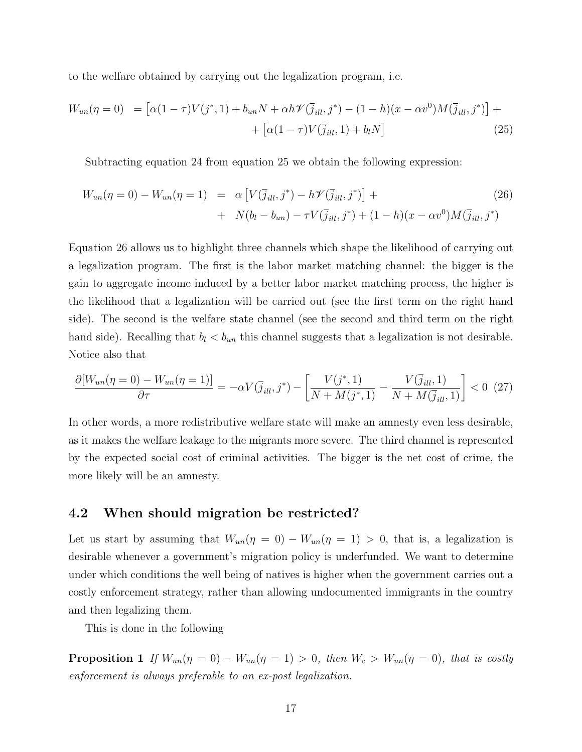to the welfare obtained by carrying out the legalization program, i.e.

$$
\begin{aligned}
W_{un}(\eta=0) \; &= \left[\alpha(1-\tau)V(j^*,1) + b_{un}N + \alpha h \mathscr{V}(\overline{j}_{ill}, j^*) - (1-h)(x-\alpha v^0)M(\overline{j}_{ill}, j^*)\right] + \\
&\quad + \left[\alpha(1-\tau)V(\overline{j}_{ill},1) + b_l N\right] \qquad (25)
\end{aligned}
$$

Subtracting equation 24 from equation 25 we obtain the following expression:

$$
\begin{aligned}
W_{un}(\eta=0) - W_{un}(\eta=1) \;&=\; \alpha\left[V(\overline{j}_{ill}, j^*) - h\mathscr{V}(\overline{j}_{ill}, j^*)\right] + \qquad (26) \\
&+\; N(b_l - b_{un}) - \tau V(\overline{j}_{ill}, j^*) + (1-h)(x-\alpha v^0)M(\overline{j}_{ill}, j^*)
\end{aligned}
$$

Equation 26 allows us to highlight three channels which shape the likelihood of carrying out a legalization program. The first is the labor market matching channel: the bigger is the gain to aggregate income induced by a better labor market matching process, the higher is the likelihood that a legalization will be carried out (see the first term on the right hand side). The second is the welfare state channel (see the second and third term on the right hand side). Recalling that $b_l < b_{un}$ this channel suggests that a legalization is not desirable. Notice also that

$$
\frac{\partial[W_{un}(\eta=0) - W_{un}(\eta=1)]}{\partial \tau} = -\alpha V(\overline{j}_{ill}, j^*) - \left[\frac{V(j^*,1)}{N+M(j^*,1)} - \frac{V(\overline{j}_{ill},1)}{N+M(\overline{j}_{ill},1)}\right] < 0 \quad (27)
$$

In other words, a more redistributive welfare state will make an amnesty even less desirable, as it makes the welfare leakage to the migrants more severe. The third channel is represented by the expected social cost of criminal activities. The bigger is the net cost of crime, the more likely will be an amnesty.

## 4.2 When should migration be restricted?

Let us start by assuming that $W_{un}(\eta = 0) - W_{un}(\eta = 1) > 0$, that is, a legalization is desirable whenever a government's migration policy is underfunded. We want to determine under which conditions the well being of natives is higher when the government carries out a costly enforcement strategy, rather than allowing undocumented immigrants in the country and then legalizing them.

This is done in the following

**Proposition 1** *If $W_{un}(\eta = 0) - W_{un}(\eta = 1) > 0$, then $W_c > W_{un}(\eta = 0)$, that is costly enforcement is always preferable to an ex-post legalization.*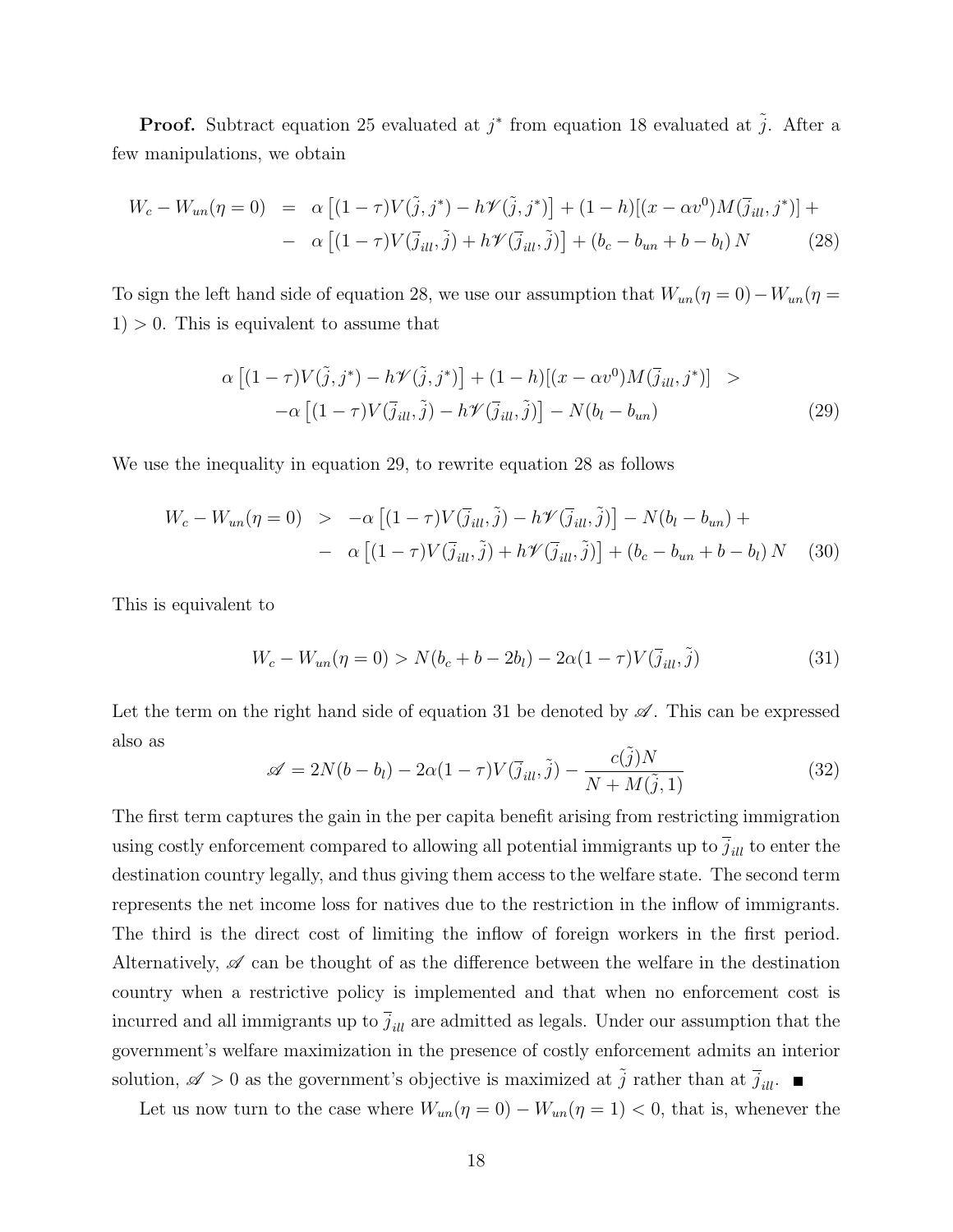**Proof.** Subtract equation 25 evaluated at $j^*$ from equation 18 evaluated at $\tilde{j}$. After a few manipulations, we obtain

$$
\begin{aligned}
W_c - W_{un}(\eta = 0) \;&=\; \alpha\left[(1-\tau)V(\tilde{j}, j^*) - h\mathscr{V}(\tilde{j}, j^*)\right] + (1-h)[(x - \alpha v^0)M(\overline{j}_{ill}, j^*)] + \\
&- \;\alpha\left[(1-\tau)V(\overline{j}_{ill}, \tilde{j}) + h\mathscr{V}(\overline{j}_{ill}, \tilde{j})\right] + (b_c - b_{un} + b - b_l)\, N
\end{aligned} \tag{28}
$$

To sign the left hand side of equation 28, we use our assumption that $W_{un}(\eta = 0) - W_{un}(\eta = 1) > 0$. This is equivalent to assume that

$$
\begin{aligned}
\alpha\left[(1-\tau)V(\tilde{j}, j^*) - h\mathscr{V}(\tilde{j}, j^*)\right] + (1-h)[(x - \alpha v^0)M(\overline{j}_{ill}, j^*)] \;&>\\
-\alpha\left[(1-\tau)V(\overline{j}_{ill}, \tilde{j}) - h\mathscr{V}(\overline{j}_{ill}, \tilde{j})\right] - N(b_l - b_{un})&
\end{aligned} \tag{29}
$$

We use the inequality in equation 29, to rewrite equation 28 as follows

$$
\begin{aligned}
W_c - W_{un}(\eta = 0) \;&>\; -\alpha\left[(1-\tau)V(\overline{j}_{ill}, \tilde{j}) - h\mathscr{V}(\overline{j}_{ill}, \tilde{j})\right] - N(b_l - b_{un}) + \\
&- \;\alpha\left[(1-\tau)V(\overline{j}_{ill}, \tilde{j}) + h\mathscr{V}(\overline{j}_{ill}, \tilde{j})\right] + (b_c - b_{un} + b - b_l)\, N
\end{aligned} \tag{30}
$$

This is equivalent to

$$
W_c - W_{un}(\eta = 0) > N(b_c + b - 2b_l) - 2\alpha(1-\tau)V(\overline{j}_{ill}, \tilde{j}) \tag{31}
$$

Let the term on the right hand side of equation 31 be denoted by $\mathscr{A}$. This can be expressed also as

$$
\mathscr{A} = 2N(b - b_l) - 2\alpha(1-\tau)V(\overline{j}_{ill}, \tilde{j}) - \frac{c(\tilde{j})N}{N + M(\tilde{j}, 1)} \tag{32}
$$

The first term captures the gain in the per capita benefit arising from restricting immigration using costly enforcement compared to allowing all potential immigrants up to $\overline{j}_{ill}$ to enter the destination country legally, and thus giving them access to the welfare state. The second term represents the net income loss for natives due to the restriction in the inflow of immigrants. The third is the direct cost of limiting the inflow of foreign workers in the first period. Alternatively, $\mathscr{A}$ can be thought of as the difference between the welfare in the destination country when a restrictive policy is implemented and that when no enforcement cost is incurred and all immigrants up to $\overline{j}_{ill}$ are admitted as legals. Under our assumption that the government's welfare maximization in the presence of costly enforcement admits an interior solution, $\mathscr{A} > 0$ as the government's objective is maximized at $\tilde{j}$ rather than at $\overline{j}_{ill}$. ■

Let us now turn to the case where $W_{un}(\eta = 0) - W_{un}(\eta = 1) < 0$, that is, whenever the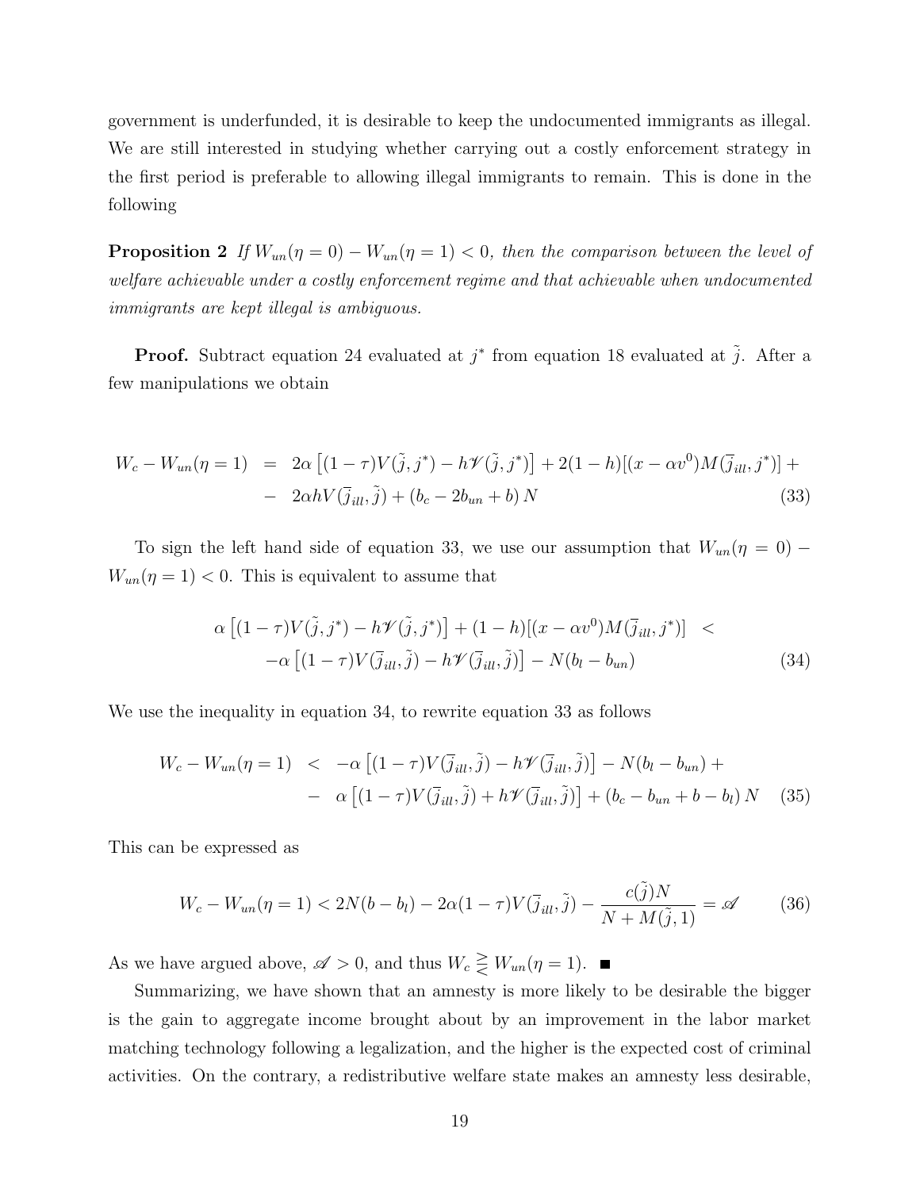government is underfunded, it is desirable to keep the undocumented immigrants as illegal. We are still interested in studying whether carrying out a costly enforcement strategy in the first period is preferable to allowing illegal immigrants to remain. This is done in the following

**Proposition 2** *If $W_{un}(\eta = 0) - W_{un}(\eta = 1) < 0$, then the comparison between the level of welfare achievable under a costly enforcement regime and that achievable when undocumented immigrants are kept illegal is ambiguous.*

**Proof.** Subtract equation 24 evaluated at $j^*$ from equation 18 evaluated at $\tilde{j}$. After a few manipulations we obtain

$$
\begin{aligned}
W_c - W_{un}(\eta = 1) \;\; &= \;\; 2\alpha\left[(1-\tau)V(\tilde{j}, j^*) - h\mathscr{V}(\tilde{j}, j^*)\right] + 2(1-h)[(x - \alpha v^0)M(\overline{j}_{ill}, j^*)] + \\
&- \;\; 2\alpha h V(\overline{j}_{ill}, \tilde{j}) + (b_c - 2b_{un} + b)\, N
\end{aligned}
\tag{33}
$$

To sign the left hand side of equation 33, we use our assumption that $W_{un}(\eta = 0) - W_{un}(\eta = 1) < 0$. This is equivalent to assume that

$$
\begin{aligned}
\alpha\left[(1-\tau)V(\tilde{j}, j^*) - h\mathscr{V}(\tilde{j}, j^*)\right] + (1-h)[(x - \alpha v^0)M(\overline{j}_{ill}, j^*)] \;\; &< \\
-\alpha\left[(1-\tau)V(\overline{j}_{ill}, \tilde{j}) - h\mathscr{V}(\overline{j}_{ill}, \tilde{j})\right] - N(b_l - b_{un})&
\end{aligned}
\tag{34}
$$

We use the inequality in equation 34, to rewrite equation 33 as follows

$$
\begin{aligned}
W_c - W_{un}(\eta = 1) \;\; &< \;\; -\alpha\left[(1-\tau)V(\overline{j}_{ill}, \tilde{j}) - h\mathscr{V}(\overline{j}_{ill}, \tilde{j})\right] - N(b_l - b_{un}) + \\
&- \;\; \alpha\left[(1-\tau)V(\overline{j}_{ill}, \tilde{j}) + h\mathscr{V}(\overline{j}_{ill}, \tilde{j})\right] + (b_c - b_{un} + b - b_l)\, N
\end{aligned}
\tag{35}
$$

This can be expressed as

$$
W_c - W_{un}(\eta = 1) < 2N(b - b_l) - 2\alpha(1-\tau)V(\overline{j}_{ill}, \tilde{j}) - \frac{c(\tilde{j})N}{N + M(\tilde{j}, 1)} = \mathscr{A} \tag{36}
$$

As we have argued above, $\mathscr{A} > 0$, and thus $W_c \gtreqless W_{un}(\eta = 1)$. ■

Summarizing, we have shown that an amnesty is more likely to be desirable the bigger is the gain to aggregate income brought about by an improvement in the labor market matching technology following a legalization, and the higher is the expected cost of criminal activities. On the contrary, a redistributive welfare state makes an amnesty less desirable,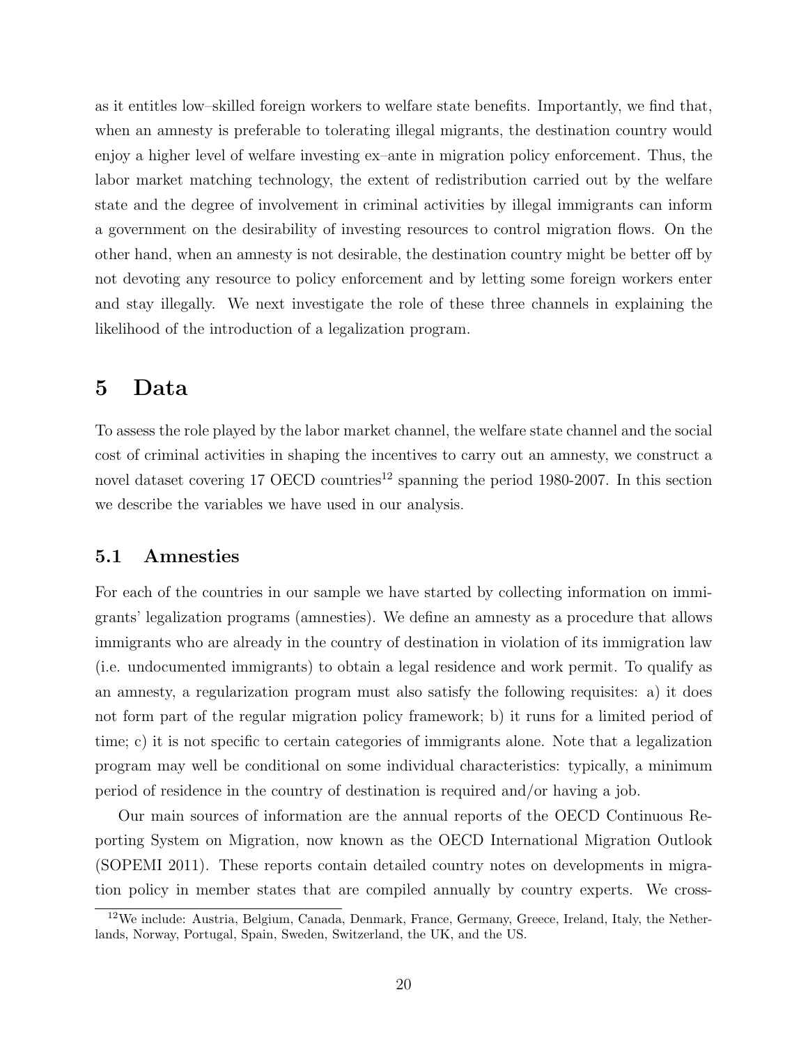as it entitles low–skilled foreign workers to welfare state benefits. Importantly, we find that, when an amnesty is preferable to tolerating illegal migrants, the destination country would enjoy a higher level of welfare investing ex–ante in migration policy enforcement. Thus, the labor market matching technology, the extent of redistribution carried out by the welfare state and the degree of involvement in criminal activities by illegal immigrants can inform a government on the desirability of investing resources to control migration flows. On the other hand, when an amnesty is not desirable, the destination country might be better off by not devoting any resource to policy enforcement and by letting some foreign workers enter and stay illegally. We next investigate the role of these three channels in explaining the likelihood of the introduction of a legalization program.

# 5 Data

To assess the role played by the labor market channel, the welfare state channel and the social cost of criminal activities in shaping the incentives to carry out an amnesty, we construct a novel dataset covering 17 OECD countries[12] spanning the period 1980-2007. In this section we describe the variables we have used in our analysis.

## 5.1 Amnesties

For each of the countries in our sample we have started by collecting information on immigrants' legalization programs (amnesties). We define an amnesty as a procedure that allows immigrants who are already in the country of destination in violation of its immigration law (i.e. undocumented immigrants) to obtain a legal residence and work permit. To qualify as an amnesty, a regularization program must also satisfy the following requisites: a) it does not form part of the regular migration policy framework; b) it runs for a limited period of time; c) it is not specific to certain categories of immigrants alone. Note that a legalization program may well be conditional on some individual characteristics: typically, a minimum period of residence in the country of destination is required and/or having a job.

Our main sources of information are the annual reports of the OECD Continuous Reporting System on Migration, now known as the OECD International Migration Outlook (SOPEMI 2011). These reports contain detailed country notes on developments in migration policy in member states that are compiled annually by country experts. We cross-

[12] We include: Austria, Belgium, Canada, Denmark, France, Germany, Greece, Ireland, Italy, the Netherlands, Norway, Portugal, Spain, Sweden, Switzerland, the UK, and the US.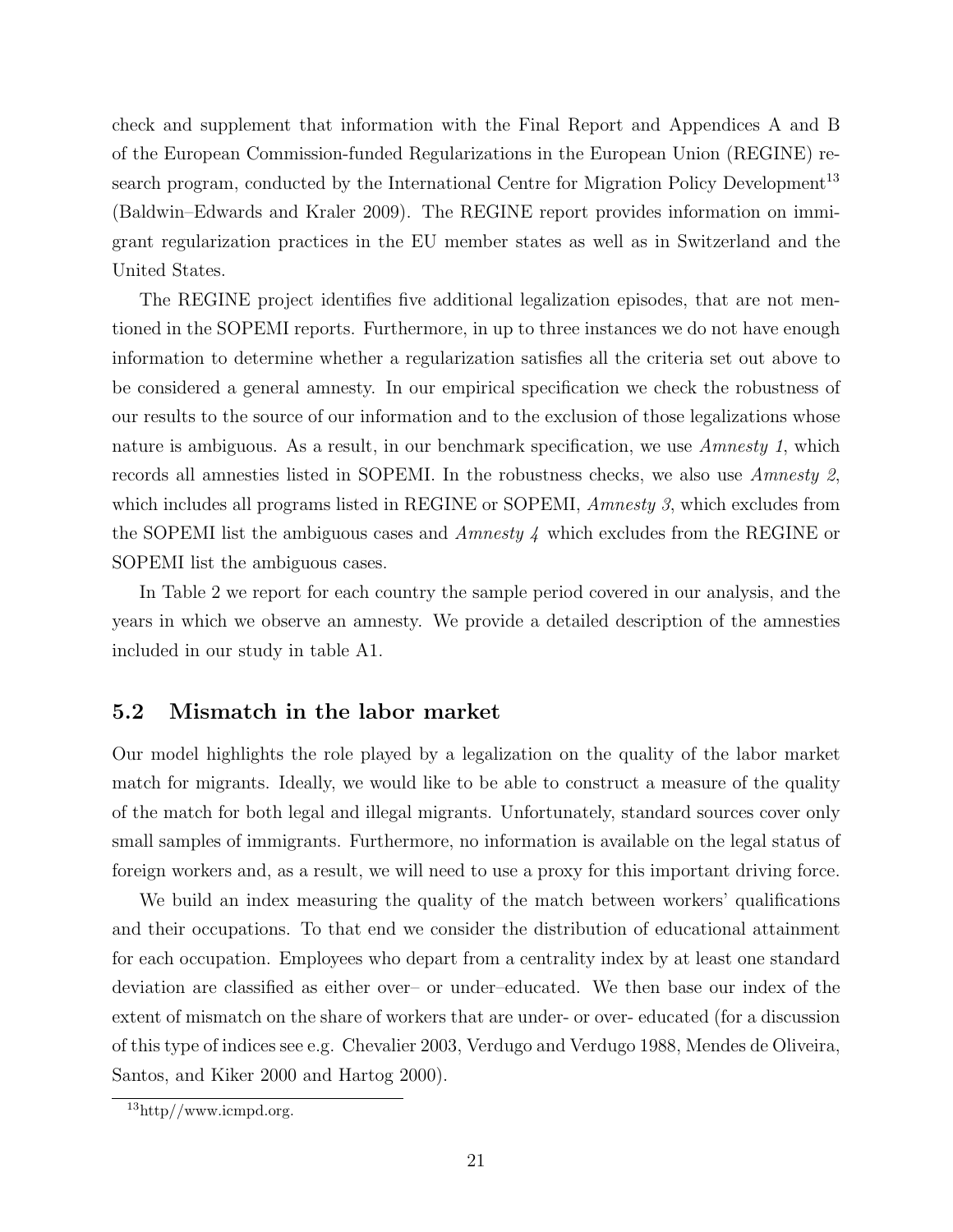check and supplement that information with the Final Report and Appendices A and B of the European Commission-funded Regularizations in the European Union (REGINE) research program, conducted by the International Centre for Migration Policy Development[13] (Baldwin–Edwards and Kraler 2009). The REGINE report provides information on immigrant regularization practices in the EU member states as well as in Switzerland and the United States.

The REGINE project identifies five additional legalization episodes, that are not mentioned in the SOPEMI reports. Furthermore, in up to three instances we do not have enough information to determine whether a regularization satisfies all the criteria set out above to be considered a general amnesty. In our empirical specification we check the robustness of our results to the source of our information and to the exclusion of those legalizations whose nature is ambiguous. As a result, in our benchmark specification, we use *Amnesty 1*, which records all amnesties listed in SOPEMI. In the robustness checks, we also use *Amnesty 2*, which includes all programs listed in REGINE or SOPEMI, *Amnesty 3*, which excludes from the SOPEMI list the ambiguous cases and *Amnesty 4* which excludes from the REGINE or SOPEMI list the ambiguous cases.

In Table 2 we report for each country the sample period covered in our analysis, and the years in which we observe an amnesty. We provide a detailed description of the amnesties included in our study in table A1.

## 5.2 Mismatch in the labor market

Our model highlights the role played by a legalization on the quality of the labor market match for migrants. Ideally, we would like to be able to construct a measure of the quality of the match for both legal and illegal migrants. Unfortunately, standard sources cover only small samples of immigrants. Furthermore, no information is available on the legal status of foreign workers and, as a result, we will need to use a proxy for this important driving force.

We build an index measuring the quality of the match between workers' qualifications and their occupations. To that end we consider the distribution of educational attainment for each occupation. Employees who depart from a centrality index by at least one standard deviation are classified as either over– or under–educated. We then base our index of the extent of mismatch on the share of workers that are under- or over- educated (for a discussion of this type of indices see e.g. Chevalier 2003, Verdugo and Verdugo 1988, Mendes de Oliveira, Santos, and Kiker 2000 and Hartog 2000).

[13] http//www.icmpd.org.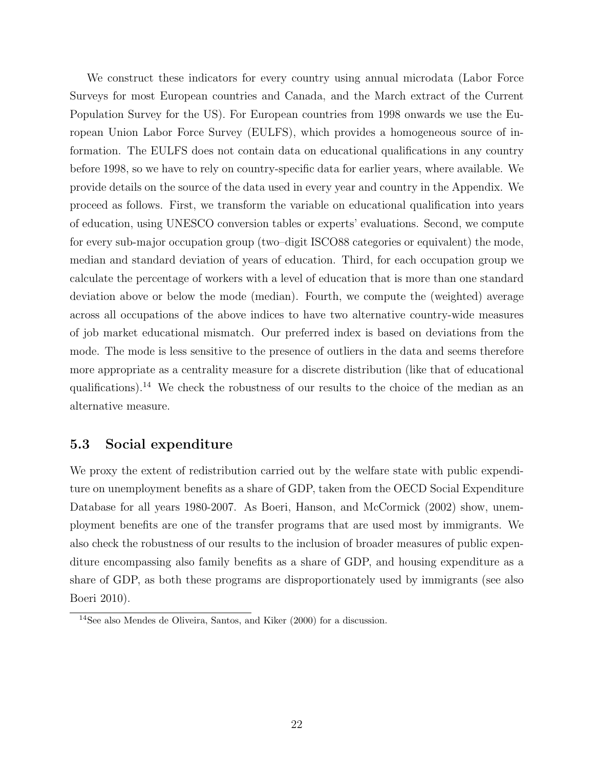We construct these indicators for every country using annual microdata (Labor Force Surveys for most European countries and Canada, and the March extract of the Current Population Survey for the US). For European countries from 1998 onwards we use the European Union Labor Force Survey (EULFS), which provides a homogeneous source of information. The EULFS does not contain data on educational qualifications in any country before 1998, so we have to rely on country-specific data for earlier years, where available. We provide details on the source of the data used in every year and country in the Appendix. We proceed as follows. First, we transform the variable on educational qualification into years of education, using UNESCO conversion tables or experts' evaluations. Second, we compute for every sub-major occupation group (two–digit ISCO88 categories or equivalent) the mode, median and standard deviation of years of education. Third, for each occupation group we calculate the percentage of workers with a level of education that is more than one standard deviation above or below the mode (median). Fourth, we compute the (weighted) average across all occupations of the above indices to have two alternative country-wide measures of job market educational mismatch. Our preferred index is based on deviations from the mode. The mode is less sensitive to the presence of outliers in the data and seems therefore more appropriate as a centrality measure for a discrete distribution (like that of educational qualifications).[14] We check the robustness of our results to the choice of the median as an alternative measure.

## 5.3 Social expenditure

We proxy the extent of redistribution carried out by the welfare state with public expenditure on unemployment benefits as a share of GDP, taken from the OECD Social Expenditure Database for all years 1980-2007. As Boeri, Hanson, and McCormick (2002) show, unemployment benefits are one of the transfer programs that are used most by immigrants. We also check the robustness of our results to the inclusion of broader measures of public expenditure encompassing also family benefits as a share of GDP, and housing expenditure as a share of GDP, as both these programs are disproportionately used by immigrants (see also Boeri 2010).

[14] See also Mendes de Oliveira, Santos, and Kiker (2000) for a discussion.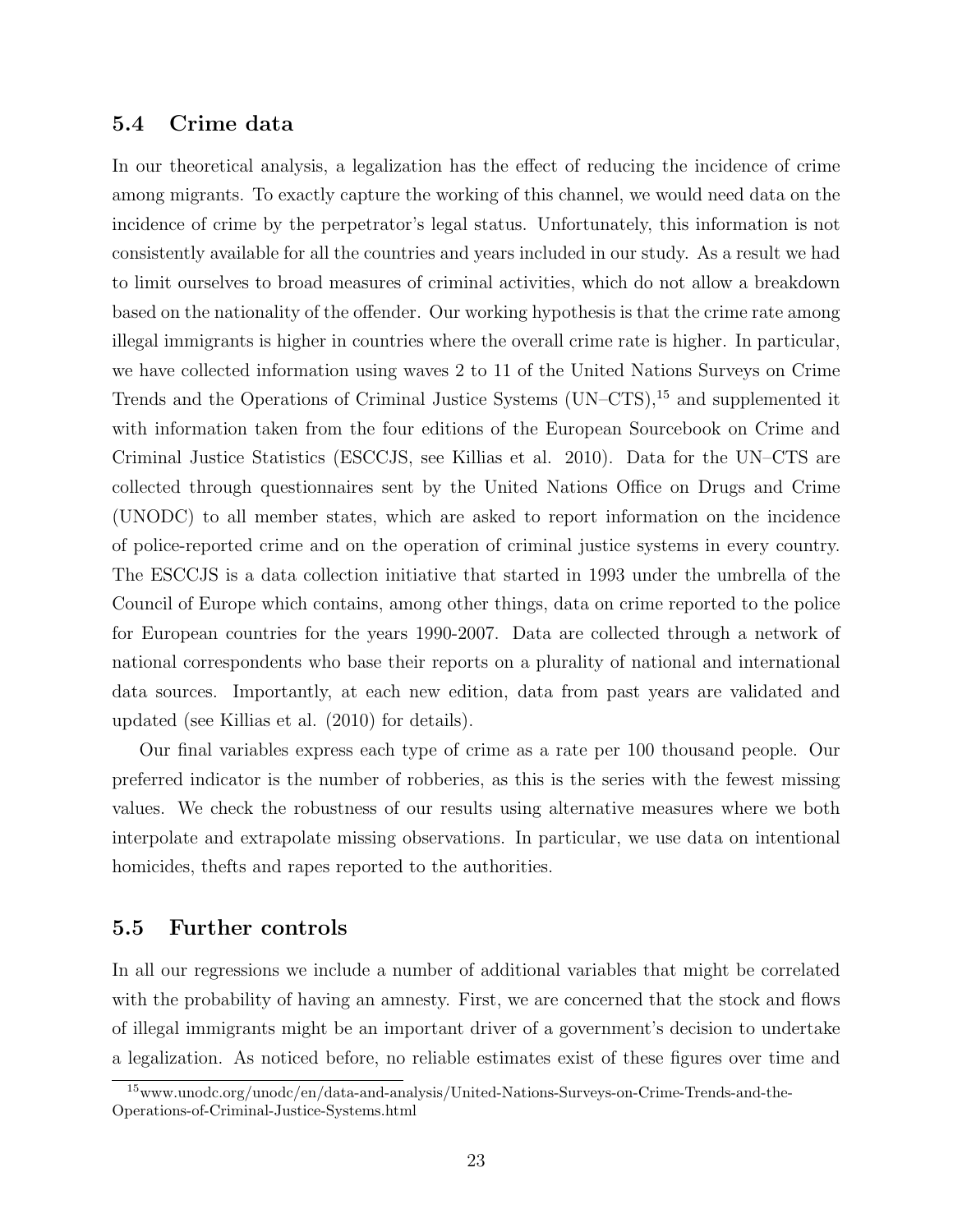### 5.4 Crime data

In our theoretical analysis, a legalization has the effect of reducing the incidence of crime among migrants. To exactly capture the working of this channel, we would need data on the incidence of crime by the perpetrator's legal status. Unfortunately, this information is not consistently available for all the countries and years included in our study. As a result we had to limit ourselves to broad measures of criminal activities, which do not allow a breakdown based on the nationality of the offender. Our working hypothesis is that the crime rate among illegal immigrants is higher in countries where the overall crime rate is higher. In particular, we have collected information using waves 2 to 11 of the United Nations Surveys on Crime Trends and the Operations of Criminal Justice Systems (UN–CTS),[15] and supplemented it with information taken from the four editions of the European Sourcebook on Crime and Criminal Justice Statistics (ESCCJS, see Killias et al. 2010). Data for the UN–CTS are collected through questionnaires sent by the United Nations Office on Drugs and Crime (UNODC) to all member states, which are asked to report information on the incidence of police-reported crime and on the operation of criminal justice systems in every country. The ESCCJS is a data collection initiative that started in 1993 under the umbrella of the Council of Europe which contains, among other things, data on crime reported to the police for European countries for the years 1990-2007. Data are collected through a network of national correspondents who base their reports on a plurality of national and international data sources. Importantly, at each new edition, data from past years are validated and updated (see Killias et al. (2010) for details).

Our final variables express each type of crime as a rate per 100 thousand people. Our preferred indicator is the number of robberies, as this is the series with the fewest missing values. We check the robustness of our results using alternative measures where we both interpolate and extrapolate missing observations. In particular, we use data on intentional homicides, thefts and rapes reported to the authorities.

### 5.5 Further controls

In all our regressions we include a number of additional variables that might be correlated with the probability of having an amnesty. First, we are concerned that the stock and flows of illegal immigrants might be an important driver of a government's decision to undertake a legalization. As noticed before, no reliable estimates exist of these figures over time and

[15] www.unodc.org/unodc/en/data-and-analysis/United-Nations-Surveys-on-Crime-Trends-and-the-Operations-of-Criminal-Justice-Systems.html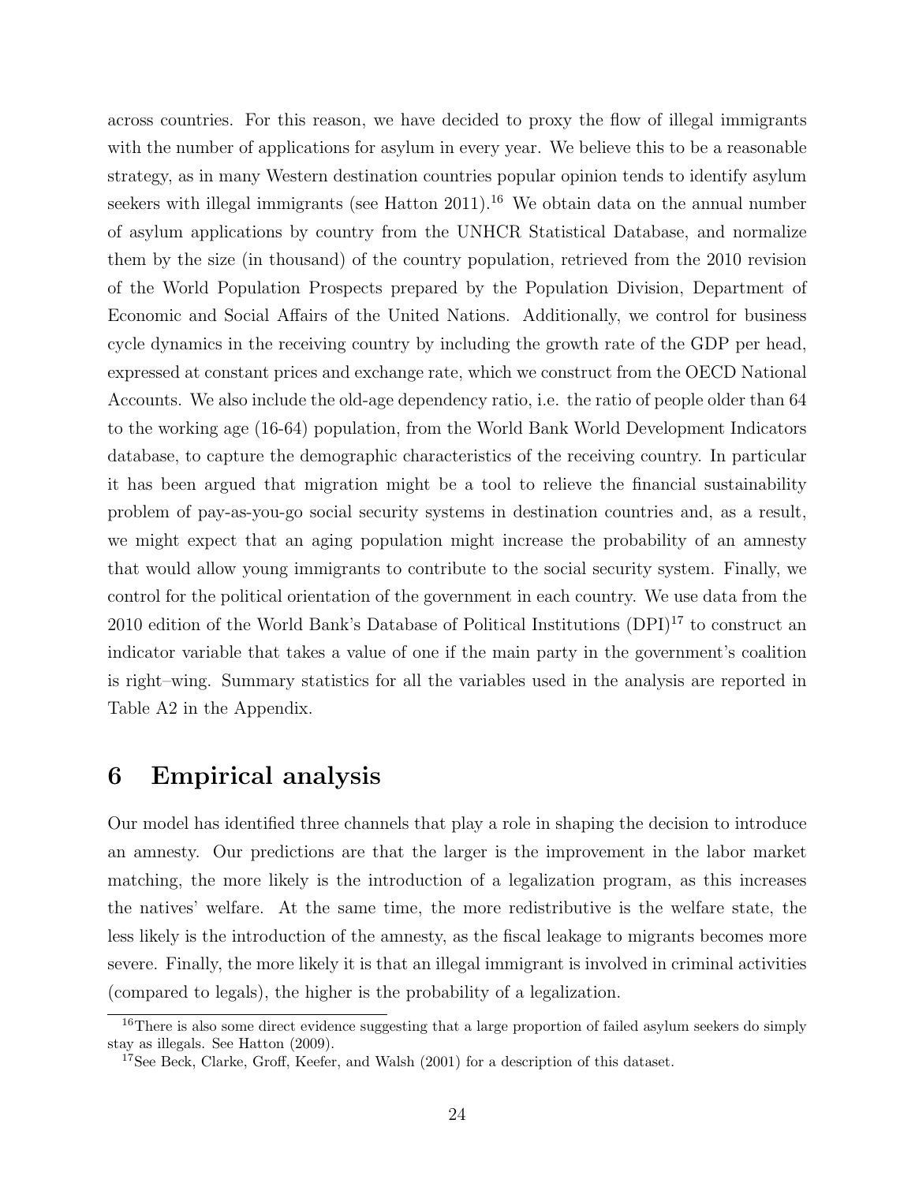across countries. For this reason, we have decided to proxy the flow of illegal immigrants with the number of applications for asylum in every year. We believe this to be a reasonable strategy, as in many Western destination countries popular opinion tends to identify asylum seekers with illegal immigrants (see Hatton 2011).[16] We obtain data on the annual number of asylum applications by country from the UNHCR Statistical Database, and normalize them by the size (in thousand) of the country population, retrieved from the 2010 revision of the World Population Prospects prepared by the Population Division, Department of Economic and Social Affairs of the United Nations. Additionally, we control for business cycle dynamics in the receiving country by including the growth rate of the GDP per head, expressed at constant prices and exchange rate, which we construct from the OECD National Accounts. We also include the old-age dependency ratio, i.e. the ratio of people older than 64 to the working age (16-64) population, from the World Bank World Development Indicators database, to capture the demographic characteristics of the receiving country. In particular it has been argued that migration might be a tool to relieve the financial sustainability problem of pay-as-you-go social security systems in destination countries and, as a result, we might expect that an aging population might increase the probability of an amnesty that would allow young immigrants to contribute to the social security system. Finally, we control for the political orientation of the government in each country. We use data from the 2010 edition of the World Bank's Database of Political Institutions (DPI)[17] to construct an indicator variable that takes a value of one if the main party in the government's coalition is right–wing. Summary statistics for all the variables used in the analysis are reported in Table A2 in the Appendix.

# 6 Empirical analysis

Our model has identified three channels that play a role in shaping the decision to introduce an amnesty. Our predictions are that the larger is the improvement in the labor market matching, the more likely is the introduction of a legalization program, as this increases the natives' welfare. At the same time, the more redistributive is the welfare state, the less likely is the introduction of the amnesty, as the fiscal leakage to migrants becomes more severe. Finally, the more likely it is that an illegal immigrant is involved in criminal activities (compared to legals), the higher is the probability of a legalization.

[16] There is also some direct evidence suggesting that a large proportion of failed asylum seekers do simply stay as illegals. See Hatton (2009).

[17] See Beck, Clarke, Groff, Keefer, and Walsh (2001) for a description of this dataset.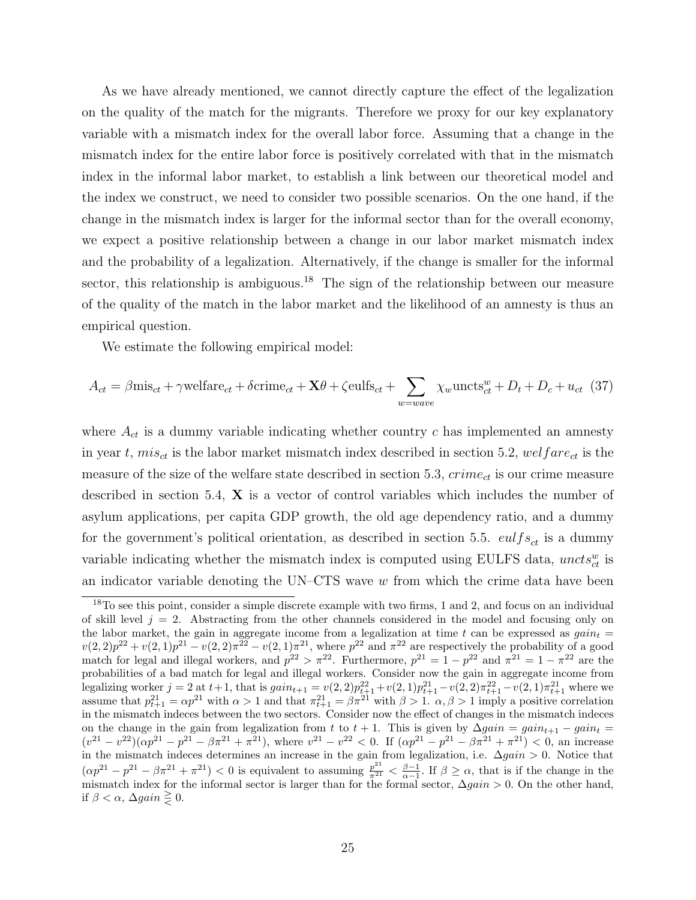As we have already mentioned, we cannot directly capture the effect of the legalization on the quality of the match for the migrants. Therefore we proxy for our key explanatory variable with a mismatch index for the overall labor force. Assuming that a change in the mismatch index for the entire labor force is positively correlated with that in the mismatch index in the informal labor market, to establish a link between our theoretical model and the index we construct, we need to consider two possible scenarios. On the one hand, if the change in the mismatch index is larger for the informal sector than for the overall economy, we expect a positive relationship between a change in our labor market mismatch index and the probability of a legalization. Alternatively, if the change is smaller for the informal sector, this relationship is ambiguous.[18] The sign of the relationship between our measure of the quality of the match in the labor market and the likelihood of an amnesty is thus an empirical question.

We estimate the following empirical model:

$$A_{ct} = \beta \text{mis}_{ct} + \gamma \text{welfare}_{ct} + \delta \text{crime}_{ct} + \mathbf{X}\theta + \zeta \text{eulfs}_{ct} + \sum_{w=wave} \chi_w \text{uncts}^w_{ct} + D_t + D_c + u_{ct} \quad (37)$$

where $A_{ct}$ is a dummy variable indicating whether country $c$ has implemented an amnesty in year $t$, $mis_{ct}$ is the labor market mismatch index described in section 5.2, $welfare_{ct}$ is the measure of the size of the welfare state described in section 5.3, $crime_{ct}$ is our crime measure described in section 5.4, $\mathbf{X}$ is a vector of control variables which includes the number of asylum applications, per capita GDP growth, the old age dependency ratio, and a dummy for the government's political orientation, as described in section 5.5. $eulfs_{ct}$ is a dummy variable indicating whether the mismatch index is computed using EULFS data, $uncts^w_{ct}$ is an indicator variable denoting the UN–CTS wave $w$ from which the crime data have been

[18] To see this point, consider a simple discrete example with two firms, 1 and 2, and focus on an individual of skill level $j = 2$. Abstracting from the other channels considered in the model and focusing only on the labor market, the gain in aggregate income from a legalization at time $t$ can be expressed as $gain_t = v(2,2)p^{22} + v(2,1)p^{21} - v(2,2)\pi^{22} - v(2,1)\pi^{21}$, where $p^{22}$ and $\pi^{22}$ are respectively the probability of a good match for legal and illegal workers, and $p^{22} > \pi^{22}$. Furthermore, $p^{21} = 1 - p^{22}$ and $\pi^{21} = 1 - \pi^{22}$ are the probabilities of a bad match for legal and illegal workers. Consider now the gain in aggregate income from legalizing worker $j = 2$ at $t+1$, that is $gain_{t+1} = v(2,2)p^{22}_{t+1} + v(2,1)p^{21}_{t+1} - v(2,2)\pi^{22}_{t+1} - v(2,1)\pi^{21}_{t+1}$ where we assume that $p^{21}_{t+1} = \alpha p^{21}$ with $\alpha > 1$ and that $\pi^{21}_{t+1} = \beta \pi^{21}$ with $\beta > 1$. $\alpha, \beta > 1$ imply a positive correlation in the mismatch indeces between the two sectors. Consider now the effect of changes in the mismatch indeces on the change in the gain from legalization from $t$ to $t+1$. This is given by $\Delta gain = gain_{t+1} - gain_t = (v^{21} - v^{22})(\alpha p^{21} - p^{21} - \beta \pi^{21} + \pi^{21})$, where $v^{21} - v^{22} < 0$. If $(\alpha p^{21} - p^{21} - \beta \pi^{21} + \pi^{21}) < 0$, an increase in the mismatch indeces determines an increase in the gain from legalization, i.e. $\Delta gain > 0$. Notice that $(\alpha p^{21} - p^{21} - \beta \pi^{21} + \pi^{21}) < 0$ is equivalent to assuming $\frac{p^{21}}{\pi^{21}} < \frac{\beta - 1}{\alpha - 1}$. If $\beta \geq \alpha$, that is if the change in the mismatch index for the informal sector is larger than for the formal sector, $\Delta gain > 0$. On the other hand, if $\beta < \alpha$, $\Delta gain \gtreqless 0$.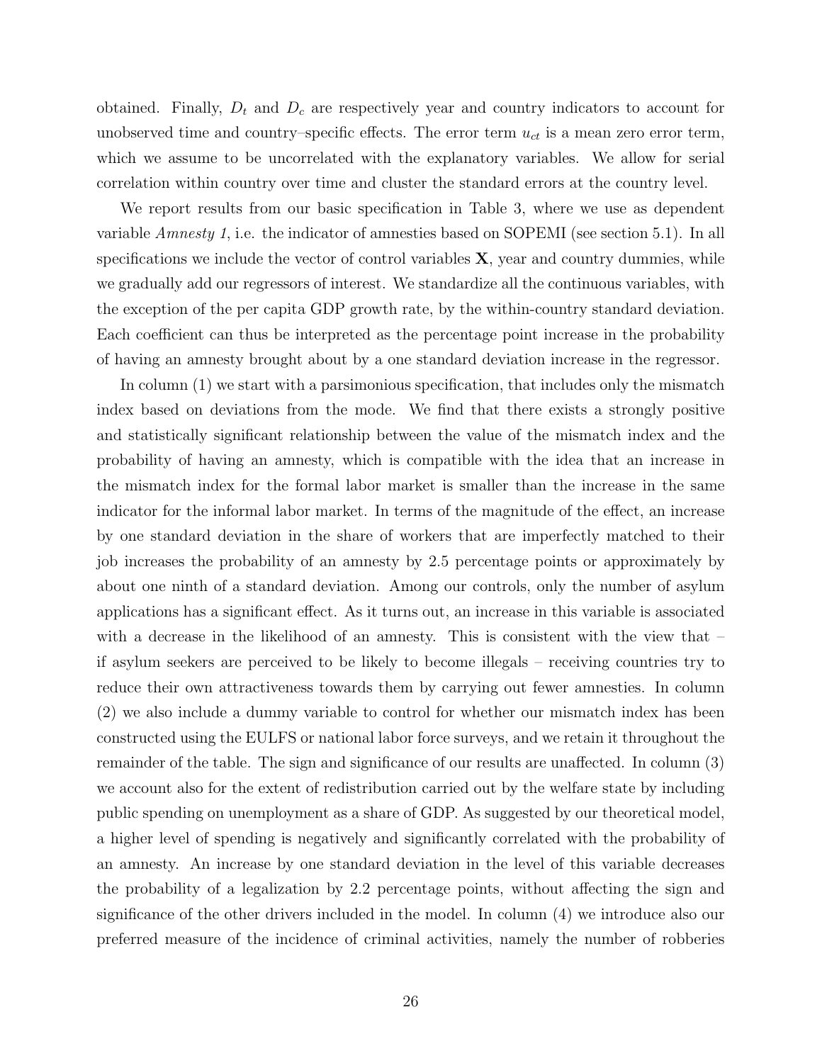obtained. Finally, $D_t$ and $D_c$ are respectively year and country indicators to account for unobserved time and country–specific effects. The error term $u_{ct}$ is a mean zero error term, which we assume to be uncorrelated with the explanatory variables. We allow for serial correlation within country over time and cluster the standard errors at the country level.

We report results from our basic specification in Table 3, where we use as dependent variable *Amnesty 1*, i.e. the indicator of amnesties based on SOPEMI (see section 5.1). In all specifications we include the vector of control variables $\mathbf{X}$, year and country dummies, while we gradually add our regressors of interest. We standardize all the continuous variables, with the exception of the per capita GDP growth rate, by the within-country standard deviation. Each coefficient can thus be interpreted as the percentage point increase in the probability of having an amnesty brought about by a one standard deviation increase in the regressor.

In column (1) we start with a parsimonious specification, that includes only the mismatch index based on deviations from the mode. We find that there exists a strongly positive and statistically significant relationship between the value of the mismatch index and the probability of having an amnesty, which is compatible with the idea that an increase in the mismatch index for the formal labor market is smaller than the increase in the same indicator for the informal labor market. In terms of the magnitude of the effect, an increase by one standard deviation in the share of workers that are imperfectly matched to their job increases the probability of an amnesty by 2.5 percentage points or approximately by about one ninth of a standard deviation. Among our controls, only the number of asylum applications has a significant effect. As it turns out, an increase in this variable is associated with a decrease in the likelihood of an amnesty. This is consistent with the view that – if asylum seekers are perceived to be likely to become illegals – receiving countries try to reduce their own attractiveness towards them by carrying out fewer amnesties. In column (2) we also include a dummy variable to control for whether our mismatch index has been constructed using the EULFS or national labor force surveys, and we retain it throughout the remainder of the table. The sign and significance of our results are unaffected. In column (3) we account also for the extent of redistribution carried out by the welfare state by including public spending on unemployment as a share of GDP. As suggested by our theoretical model, a higher level of spending is negatively and significantly correlated with the probability of an amnesty. An increase by one standard deviation in the level of this variable decreases the probability of a legalization by 2.2 percentage points, without affecting the sign and significance of the other drivers included in the model. In column (4) we introduce also our preferred measure of the incidence of criminal activities, namely the number of robberies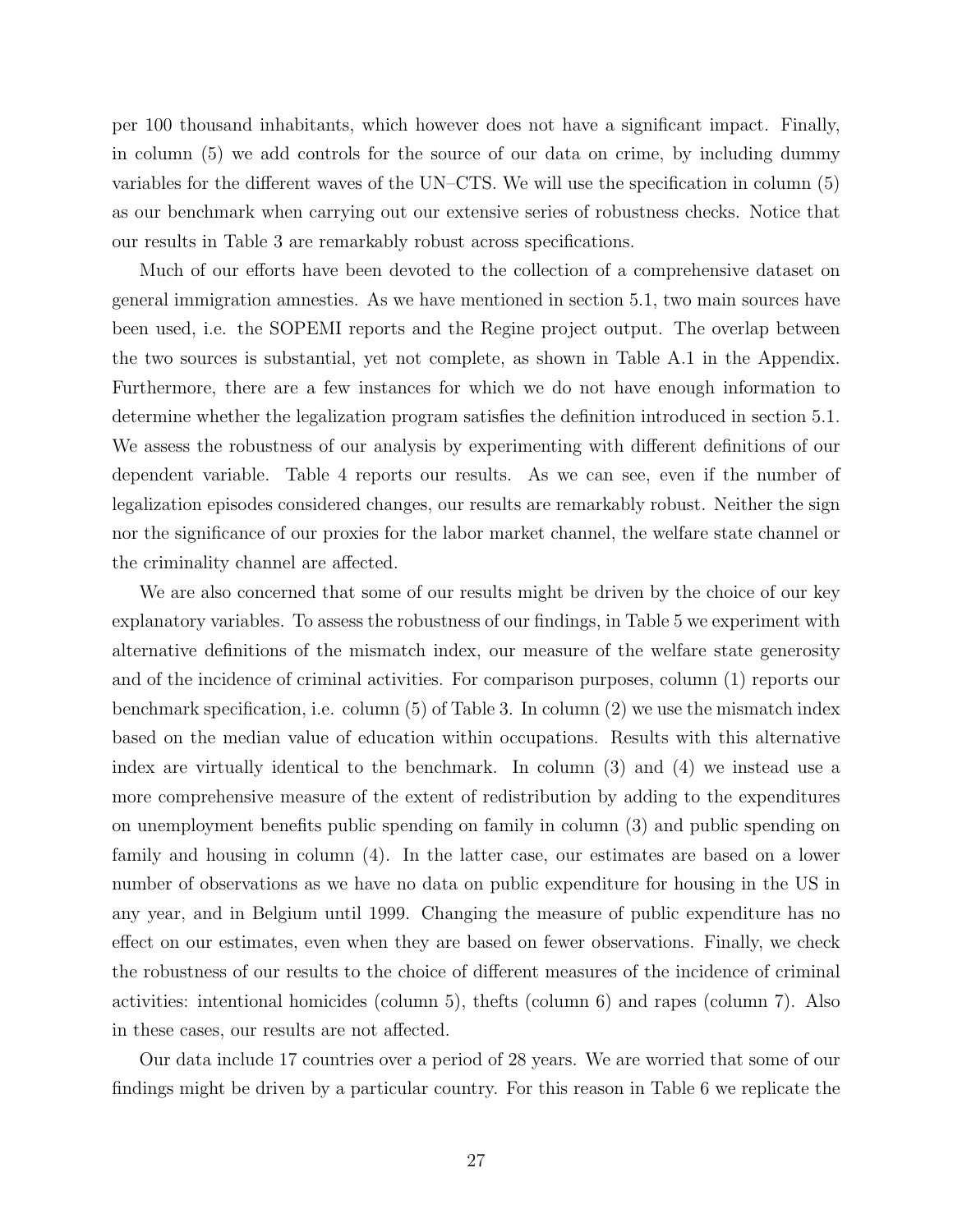per 100 thousand inhabitants, which however does not have a significant impact. Finally, in column (5) we add controls for the source of our data on crime, by including dummy variables for the different waves of the UN–CTS. We will use the specification in column (5) as our benchmark when carrying out our extensive series of robustness checks. Notice that our results in Table 3 are remarkably robust across specifications.

Much of our efforts have been devoted to the collection of a comprehensive dataset on general immigration amnesties. As we have mentioned in section 5.1, two main sources have been used, i.e. the SOPEMI reports and the Regine project output. The overlap between the two sources is substantial, yet not complete, as shown in Table A.1 in the Appendix. Furthermore, there are a few instances for which we do not have enough information to determine whether the legalization program satisfies the definition introduced in section 5.1. We assess the robustness of our analysis by experimenting with different definitions of our dependent variable. Table 4 reports our results. As we can see, even if the number of legalization episodes considered changes, our results are remarkably robust. Neither the sign nor the significance of our proxies for the labor market channel, the welfare state channel or the criminality channel are affected.

We are also concerned that some of our results might be driven by the choice of our key explanatory variables. To assess the robustness of our findings, in Table 5 we experiment with alternative definitions of the mismatch index, our measure of the welfare state generosity and of the incidence of criminal activities. For comparison purposes, column (1) reports our benchmark specification, i.e. column (5) of Table 3. In column (2) we use the mismatch index based on the median value of education within occupations. Results with this alternative index are virtually identical to the benchmark. In column (3) and (4) we instead use a more comprehensive measure of the extent of redistribution by adding to the expenditures on unemployment benefits public spending on family in column (3) and public spending on family and housing in column (4). In the latter case, our estimates are based on a lower number of observations as we have no data on public expenditure for housing in the US in any year, and in Belgium until 1999. Changing the measure of public expenditure has no effect on our estimates, even when they are based on fewer observations. Finally, we check the robustness of our results to the choice of different measures of the incidence of criminal activities: intentional homicides (column 5), thefts (column 6) and rapes (column 7). Also in these cases, our results are not affected.

Our data include 17 countries over a period of 28 years. We are worried that some of our findings might be driven by a particular country. For this reason in Table 6 we replicate the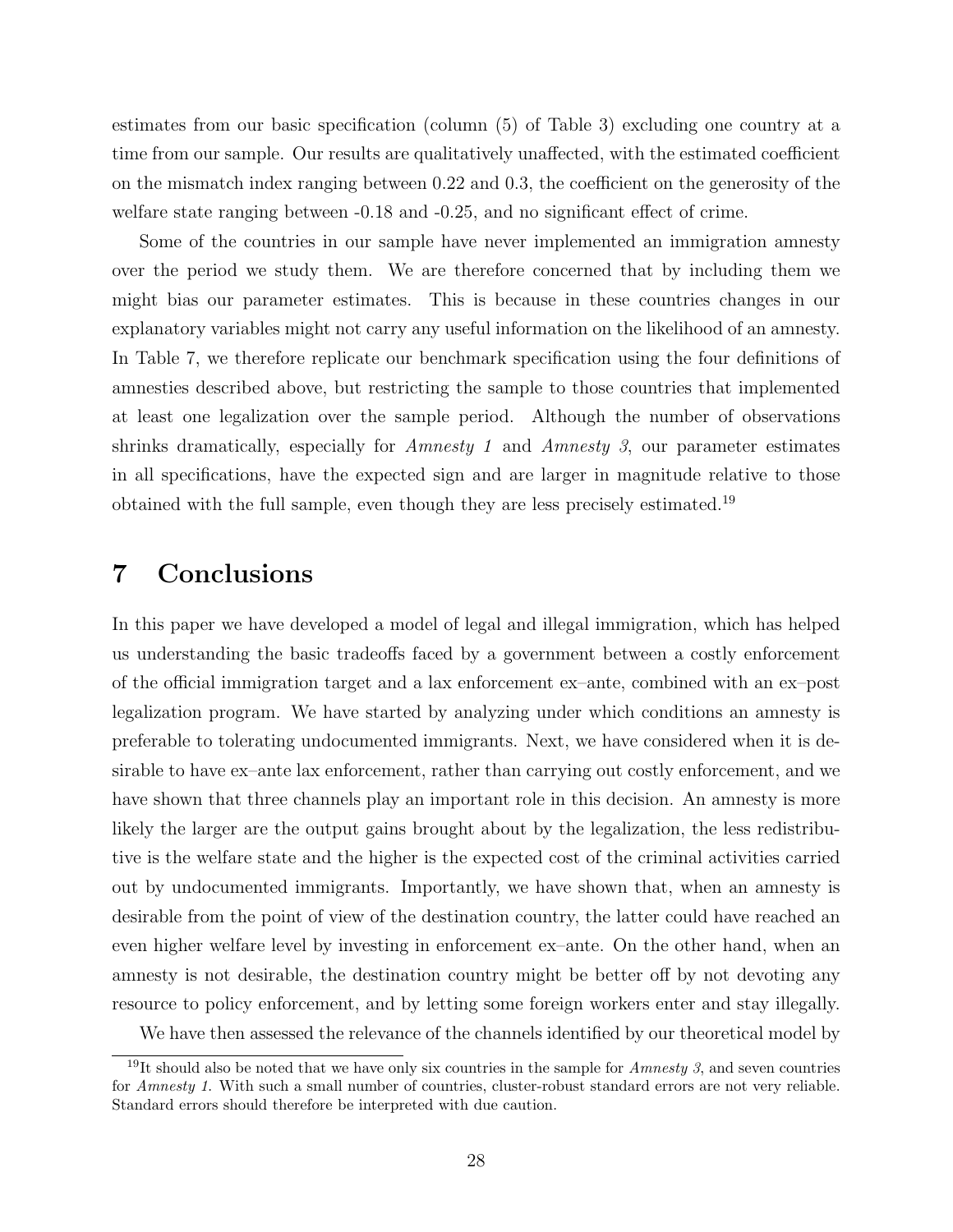estimates from our basic specification (column (5) of Table 3) excluding one country at a time from our sample. Our results are qualitatively unaffected, with the estimated coefficient on the mismatch index ranging between 0.22 and 0.3, the coefficient on the generosity of the welfare state ranging between -0.18 and -0.25, and no significant effect of crime.

Some of the countries in our sample have never implemented an immigration amnesty over the period we study them. We are therefore concerned that by including them we might bias our parameter estimates. This is because in these countries changes in our explanatory variables might not carry any useful information on the likelihood of an amnesty. In Table 7, we therefore replicate our benchmark specification using the four definitions of amnesties described above, but restricting the sample to those countries that implemented at least one legalization over the sample period. Although the number of observations shrinks dramatically, especially for *Amnesty 1* and *Amnesty 3*, our parameter estimates in all specifications, have the expected sign and are larger in magnitude relative to those obtained with the full sample, even though they are less precisely estimated.[19]

# 7 Conclusions

In this paper we have developed a model of legal and illegal immigration, which has helped us understanding the basic tradeoffs faced by a government between a costly enforcement of the official immigration target and a lax enforcement ex–ante, combined with an ex–post legalization program. We have started by analyzing under which conditions an amnesty is preferable to tolerating undocumented immigrants. Next, we have considered when it is desirable to have ex–ante lax enforcement, rather than carrying out costly enforcement, and we have shown that three channels play an important role in this decision. An amnesty is more likely the larger are the output gains brought about by the legalization, the less redistributive is the welfare state and the higher is the expected cost of the criminal activities carried out by undocumented immigrants. Importantly, we have shown that, when an amnesty is desirable from the point of view of the destination country, the latter could have reached an even higher welfare level by investing in enforcement ex–ante. On the other hand, when an amnesty is not desirable, the destination country might be better off by not devoting any resource to policy enforcement, and by letting some foreign workers enter and stay illegally.

We have then assessed the relevance of the channels identified by our theoretical model by

[19]It should also be noted that we have only six countries in the sample for *Amnesty 3*, and seven countries for *Amnesty 1*. With such a small number of countries, cluster-robust standard errors are not very reliable. Standard errors should therefore be interpreted with due caution.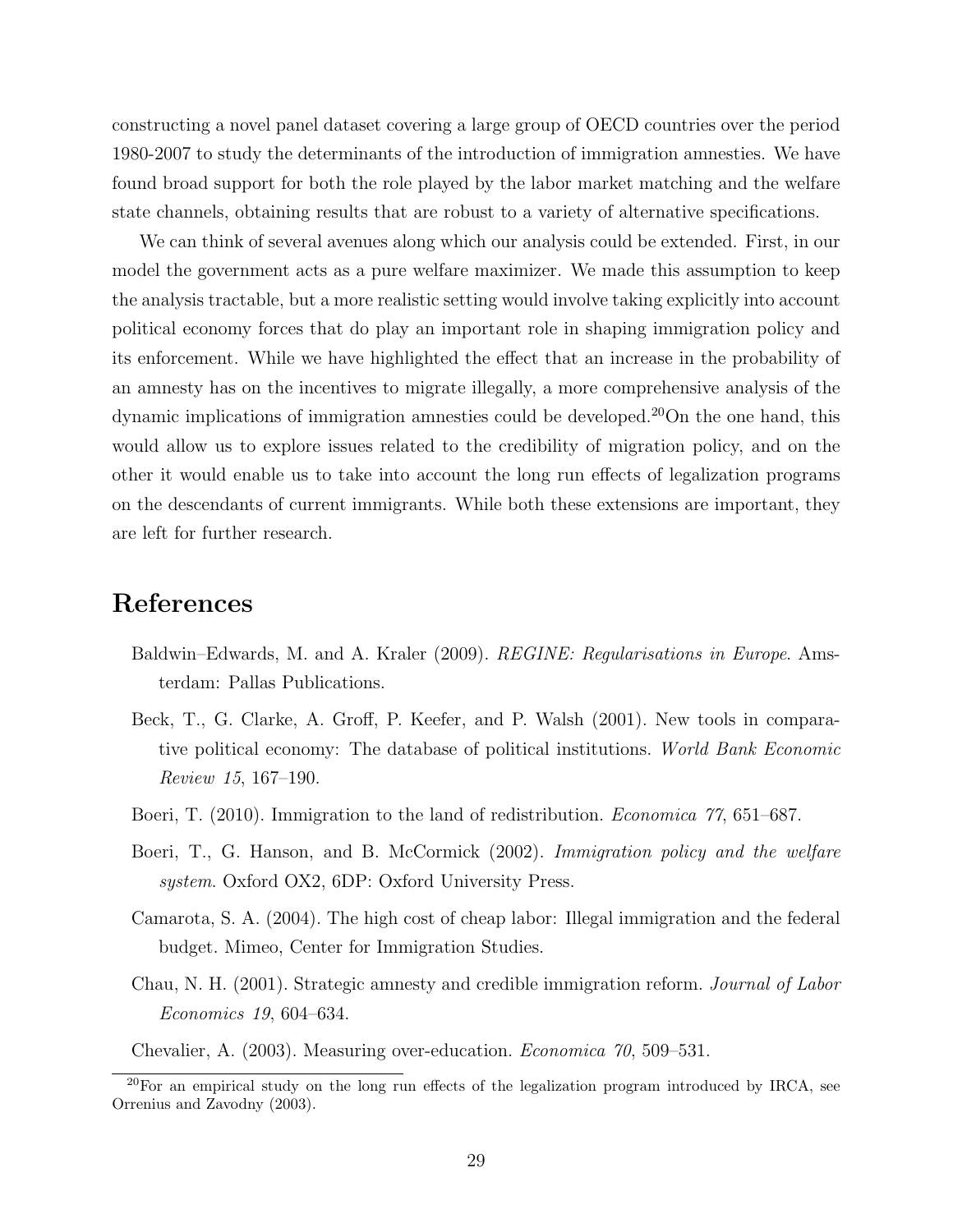constructing a novel panel dataset covering a large group of OECD countries over the period 1980-2007 to study the determinants of the introduction of immigration amnesties. We have found broad support for both the role played by the labor market matching and the welfare state channels, obtaining results that are robust to a variety of alternative specifications.

We can think of several avenues along which our analysis could be extended. First, in our model the government acts as a pure welfare maximizer. We made this assumption to keep the analysis tractable, but a more realistic setting would involve taking explicitly into account political economy forces that do play an important role in shaping immigration policy and its enforcement. While we have highlighted the effect that an increase in the probability of an amnesty has on the incentives to migrate illegally, a more comprehensive analysis of the dynamic implications of immigration amnesties could be developed.[20] On the one hand, this would allow us to explore issues related to the credibility of migration policy, and on the other it would enable us to take into account the long run effects of legalization programs on the descendants of current immigrants. While both these extensions are important, they are left for further research.

# References

Baldwin–Edwards, M. and A. Kraler (2009). *REGINE: Regularisations in Europe*. Amsterdam: Pallas Publications.

Beck, T., G. Clarke, A. Groff, P. Keefer, and P. Walsh (2001). New tools in comparative political economy: The database of political institutions. *World Bank Economic Review 15*, 167–190.

Boeri, T. (2010). Immigration to the land of redistribution. *Economica 77*, 651–687.

Boeri, T., G. Hanson, and B. McCormick (2002). *Immigration policy and the welfare system*. Oxford OX2, 6DP: Oxford University Press.

Camarota, S. A. (2004). The high cost of cheap labor: Illegal immigration and the federal budget. Mimeo, Center for Immigration Studies.

Chau, N. H. (2001). Strategic amnesty and credible immigration reform. *Journal of Labor Economics 19*, 604–634.

Chevalier, A. (2003). Measuring over-education. *Economica 70*, 509–531.

[20] For an empirical study on the long run effects of the legalization program introduced by IRCA, see Orrenius and Zavodny (2003).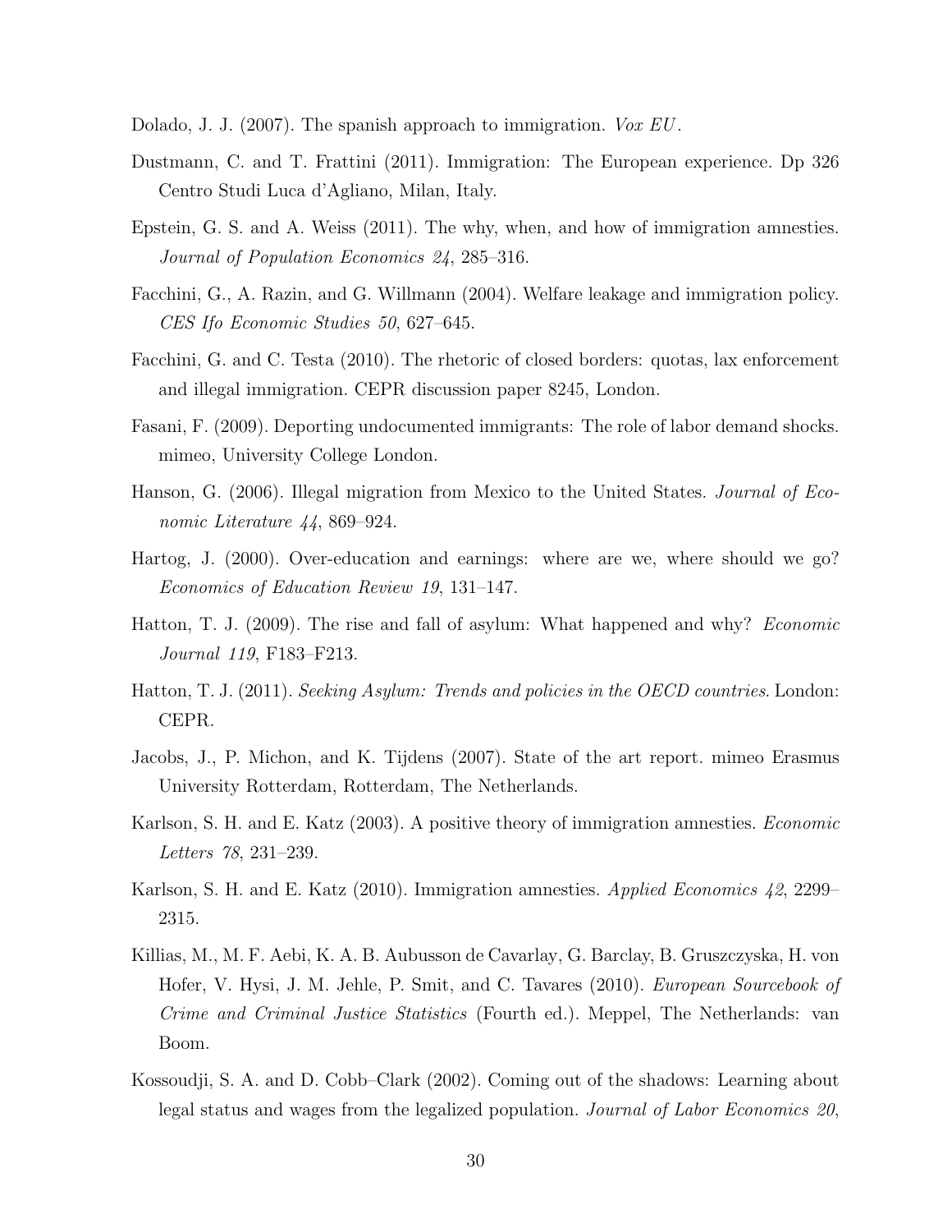Dolado, J. J. (2007). The spanish approach to immigration. *Vox EU*.

Dustmann, C. and T. Frattini (2011). Immigration: The European experience. Dp 326 Centro Studi Luca d'Agliano, Milan, Italy.

Epstein, G. S. and A. Weiss (2011). The why, when, and how of immigration amnesties. *Journal of Population Economics 24*, 285–316.

Facchini, G., A. Razin, and G. Willmann (2004). Welfare leakage and immigration policy. *CES Ifo Economic Studies 50*, 627–645.

Facchini, G. and C. Testa (2010). The rhetoric of closed borders: quotas, lax enforcement and illegal immigration. CEPR discussion paper 8245, London.

Fasani, F. (2009). Deporting undocumented immigrants: The role of labor demand shocks. mimeo, University College London.

Hanson, G. (2006). Illegal migration from Mexico to the United States. *Journal of Economic Literature 44*, 869–924.

Hartog, J. (2000). Over-education and earnings: where are we, where should we go? *Economics of Education Review 19*, 131–147.

Hatton, T. J. (2009). The rise and fall of asylum: What happened and why? *Economic Journal 119*, F183–F213.

Hatton, T. J. (2011). *Seeking Asylum: Trends and policies in the OECD countries*. London: CEPR.

Jacobs, J., P. Michon, and K. Tijdens (2007). State of the art report. mimeo Erasmus University Rotterdam, Rotterdam, The Netherlands.

Karlson, S. H. and E. Katz (2003). A positive theory of immigration amnesties. *Economic Letters 78*, 231–239.

Karlson, S. H. and E. Katz (2010). Immigration amnesties. *Applied Economics 42*, 2299–2315.

Killias, M., M. F. Aebi, K. A. B. Aubusson de Cavarlay, G. Barclay, B. Gruszczyska, H. von Hofer, V. Hysi, J. M. Jehle, P. Smit, and C. Tavares (2010). *European Sourcebook of Crime and Criminal Justice Statistics* (Fourth ed.). Meppel, The Netherlands: van Boom.

Kossoudji, S. A. and D. Cobb–Clark (2002). Coming out of the shadows: Learning about legal status and wages from the legalized population. *Journal of Labor Economics 20*,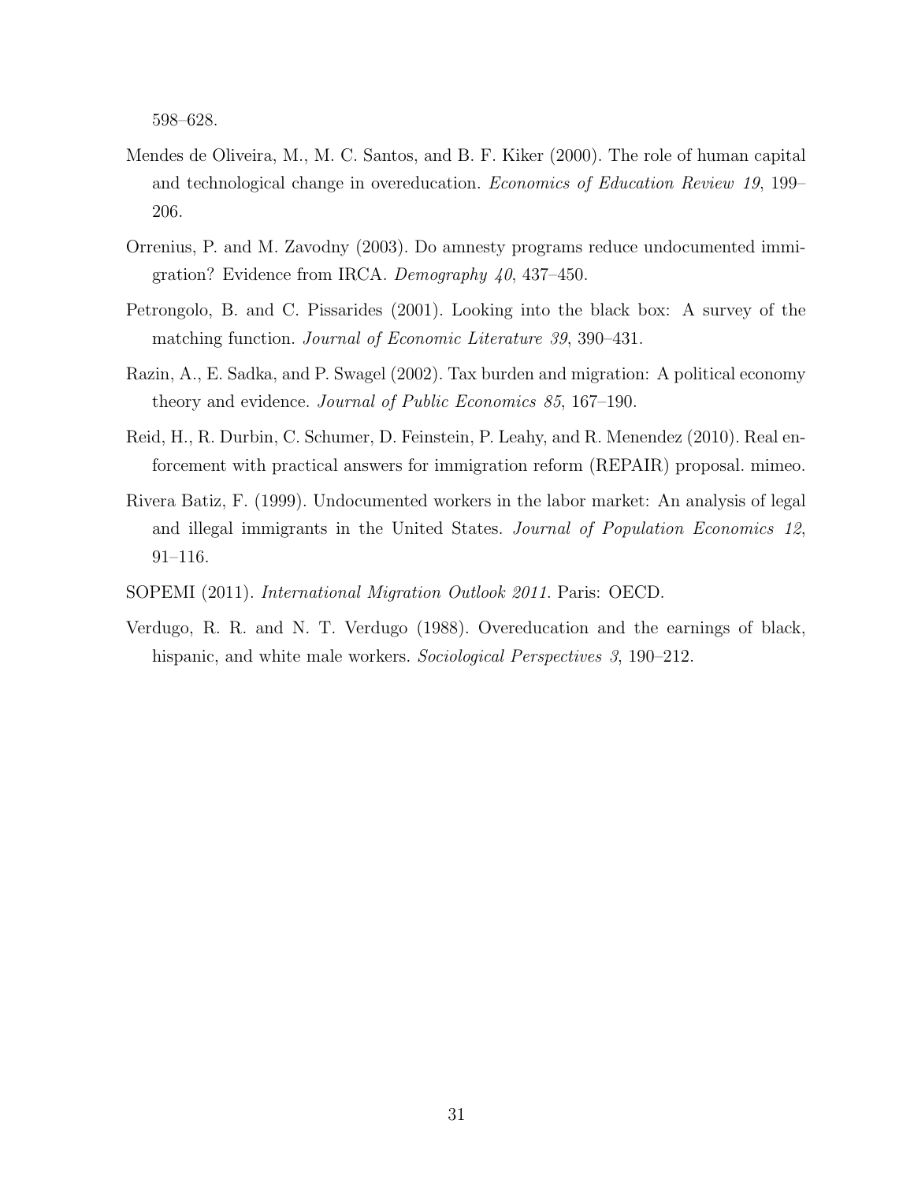598–628.

Mendes de Oliveira, M., M. C. Santos, and B. F. Kiker (2000). The role of human capital and technological change in overeducation. *Economics of Education Review 19*, 199–206.

Orrenius, P. and M. Zavodny (2003). Do amnesty programs reduce undocumented immigration? Evidence from IRCA. *Demography 40*, 437–450.

Petrongolo, B. and C. Pissarides (2001). Looking into the black box: A survey of the matching function. *Journal of Economic Literature 39*, 390–431.

Razin, A., E. Sadka, and P. Swagel (2002). Tax burden and migration: A political economy theory and evidence. *Journal of Public Economics 85*, 167–190.

Reid, H., R. Durbin, C. Schumer, D. Feinstein, P. Leahy, and R. Menendez (2010). Real enforcement with practical answers for immigration reform (REPAIR) proposal. mimeo.

Rivera Batiz, F. (1999). Undocumented workers in the labor market: An analysis of legal and illegal immigrants in the United States. *Journal of Population Economics 12*, 91–116.

SOPEMI (2011). *International Migration Outlook 2011*. Paris: OECD.

Verdugo, R. R. and N. T. Verdugo (1988). Overeducation and the earnings of black, hispanic, and white male workers. *Sociological Perspectives 3*, 190–212.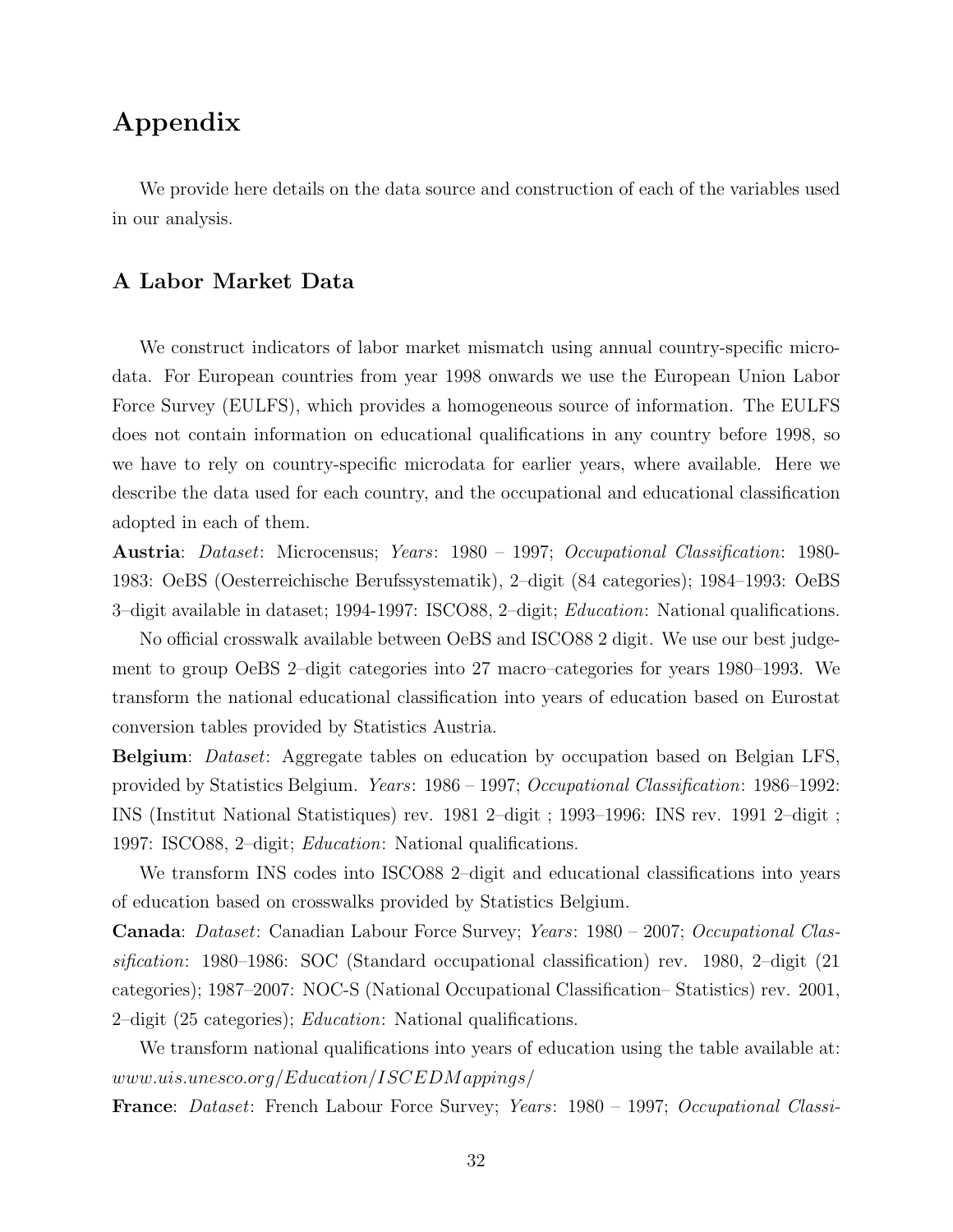# Appendix

We provide here details on the data source and construction of each of the variables used in our analysis.

## A Labor Market Data

We construct indicators of labor market mismatch using annual country-specific microdata. For European countries from year 1998 onwards we use the European Union Labor Force Survey (EULFS), which provides a homogeneous source of information. The EULFS does not contain information on educational qualifications in any country before 1998, so we have to rely on country-specific microdata for earlier years, where available. Here we describe the data used for each country, and the occupational and educational classification adopted in each of them.

**Austria**: *Dataset*: Microcensus; *Years*: 1980 – 1997; *Occupational Classification*: 1980-1983: OeBS (Oesterreichische Berufssystematik), 2–digit (84 categories); 1984–1993: OeBS 3–digit available in dataset; 1994-1997: ISCO88, 2–digit; *Education*: National qualifications.

No official crosswalk available between OeBS and ISCO88 2 digit. We use our best judgement to group OeBS 2–digit categories into 27 macro–categories for years 1980–1993. We transform the national educational classification into years of education based on Eurostat conversion tables provided by Statistics Austria.

**Belgium**: *Dataset*: Aggregate tables on education by occupation based on Belgian LFS, provided by Statistics Belgium. *Years*: 1986 – 1997; *Occupational Classification*: 1986–1992: INS (Institut National Statistiques) rev. 1981 2–digit ; 1993–1996: INS rev. 1991 2–digit ; 1997: ISCO88, 2–digit; *Education*: National qualifications.

We transform INS codes into ISCO88 2–digit and educational classifications into years of education based on crosswalks provided by Statistics Belgium.

**Canada**: *Dataset*: Canadian Labour Force Survey; *Years*: 1980 – 2007; *Occupational Classification*: 1980–1986: SOC (Standard occupational classification) rev. 1980, 2–digit (21 categories); 1987–2007: NOC-S (National Occupational Classification– Statistics) rev. 2001, 2–digit (25 categories); *Education*: National qualifications.

We transform national qualifications into years of education using the table available at: *www.uis.unesco.org/Education/ISCEDMappings/*

**France**: *Dataset*: French Labour Force Survey; *Years*: 1980 – 1997; *Occupational Classi-*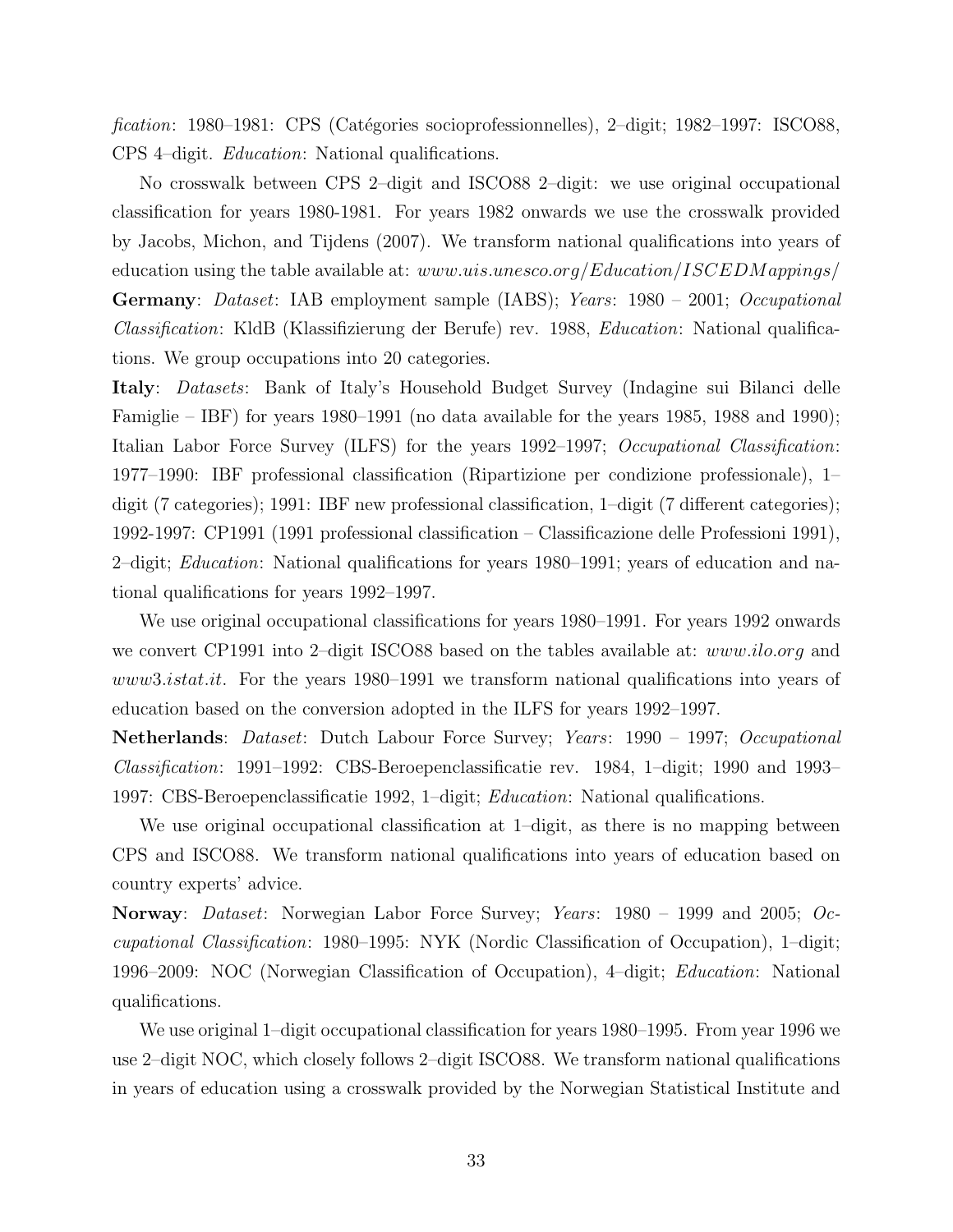*fication*: 1980–1981: CPS (Catégories socioprofessionnelles), 2–digit; 1982–1997: ISCO88, CPS 4–digit. *Education*: National qualifications.

No crosswalk between CPS 2–digit and ISCO88 2–digit: we use original occupational classification for years 1980-1981. For years 1982 onwards we use the crosswalk provided by Jacobs, Michon, and Tijdens (2007). We transform national qualifications into years of education using the table available at: *www.uis.unesco.org/Education/ISCEDMappings/*

**Germany**: *Dataset*: IAB employment sample (IABS); *Years*: 1980 – 2001; *Occupational Classification*: KldB (Klassifizierung der Berufe) rev. 1988, *Education*: National qualifications. We group occupations into 20 categories.

**Italy**: *Datasets*: Bank of Italy's Household Budget Survey (Indagine sui Bilanci delle Famiglie – IBF) for years 1980–1991 (no data available for the years 1985, 1988 and 1990); Italian Labor Force Survey (ILFS) for the years 1992–1997; *Occupational Classification*: 1977–1990: IBF professional classification (Ripartizione per condizione professionale), 1–digit (7 categories); 1991: IBF new professional classification, 1–digit (7 different categories); 1992-1997: CP1991 (1991 professional classification – Classificazione delle Professioni 1991), 2–digit; *Education*: National qualifications for years 1980–1991; years of education and national qualifications for years 1992–1997.

We use original occupational classifications for years 1980–1991. For years 1992 onwards we convert CP1991 into 2–digit ISCO88 based on the tables available at: *www.ilo.org* and *www3.istat.it*. For the years 1980–1991 we transform national qualifications into years of education based on the conversion adopted in the ILFS for years 1992–1997.

**Netherlands**: *Dataset*: Dutch Labour Force Survey; *Years*: 1990 – 1997; *Occupational Classification*: 1991–1992: CBS-Beroepenclassificatie rev. 1984, 1–digit; 1990 and 1993–1997: CBS-Beroepenclassificatie 1992, 1–digit; *Education*: National qualifications.

We use original occupational classification at 1–digit, as there is no mapping between CPS and ISCO88. We transform national qualifications into years of education based on country experts' advice.

**Norway**: *Dataset*: Norwegian Labor Force Survey; *Years*: 1980 – 1999 and 2005; *Occupational Classification*: 1980–1995: NYK (Nordic Classification of Occupation), 1–digit; 1996–2009: NOC (Norwegian Classification of Occupation), 4–digit; *Education*: National qualifications.

We use original 1–digit occupational classification for years 1980–1995. From year 1996 we use 2–digit NOC, which closely follows 2–digit ISCO88. We transform national qualifications in years of education using a crosswalk provided by the Norwegian Statistical Institute and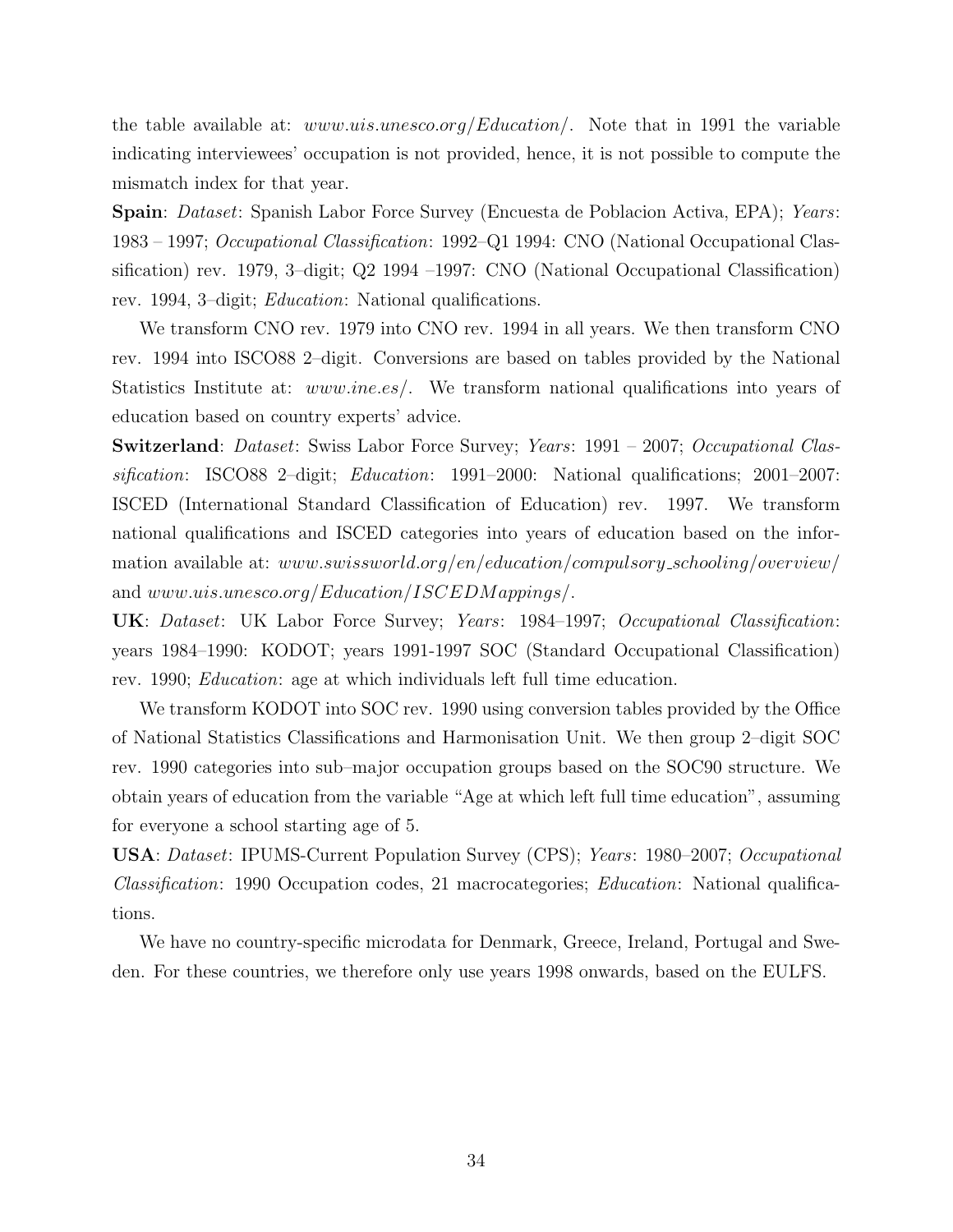the table available at: *www.uis.unesco.org/Education/*. Note that in 1991 the variable indicating interviewees' occupation is not provided, hence, it is not possible to compute the mismatch index for that year.

**Spain**: *Dataset*: Spanish Labor Force Survey (Encuesta de Poblacion Activa, EPA); *Years*: 1983 – 1997; *Occupational Classification*: 1992–Q1 1994: CNO (National Occupational Classification) rev. 1979, 3–digit; Q2 1994 –1997: CNO (National Occupational Classification) rev. 1994, 3–digit; *Education*: National qualifications.

We transform CNO rev. 1979 into CNO rev. 1994 in all years. We then transform CNO rev. 1994 into ISCO88 2–digit. Conversions are based on tables provided by the National Statistics Institute at: *www.ine.es/*. We transform national qualifications into years of education based on country experts' advice.

**Switzerland**: *Dataset*: Swiss Labor Force Survey; *Years*: 1991 – 2007; *Occupational Classification*: ISCO88 2–digit; *Education*: 1991–2000: National qualifications; 2001–2007: ISCED (International Standard Classification of Education) rev. 1997. We transform national qualifications and ISCED categories into years of education based on the information available at: *www.swissworld.org/en/education/compulsory_schooling/overview/* and *www.uis.unesco.org/Education/ISCEDMappings/*.

**UK**: *Dataset*: UK Labor Force Survey; *Years*: 1984–1997; *Occupational Classification*: years 1984–1990: KODOT; years 1991-1997 SOC (Standard Occupational Classification) rev. 1990; *Education*: age at which individuals left full time education.

We transform KODOT into SOC rev. 1990 using conversion tables provided by the Office of National Statistics Classifications and Harmonisation Unit. We then group 2–digit SOC rev. 1990 categories into sub–major occupation groups based on the SOC90 structure. We obtain years of education from the variable "Age at which left full time education", assuming for everyone a school starting age of 5.

**USA**: *Dataset*: IPUMS-Current Population Survey (CPS); *Years*: 1980–2007; *Occupational Classification*: 1990 Occupation codes, 21 macrocategories; *Education*: National qualifications.

We have no country-specific microdata for Denmark, Greece, Ireland, Portugal and Sweden. For these countries, we therefore only use years 1998 onwards, based on the EULFS.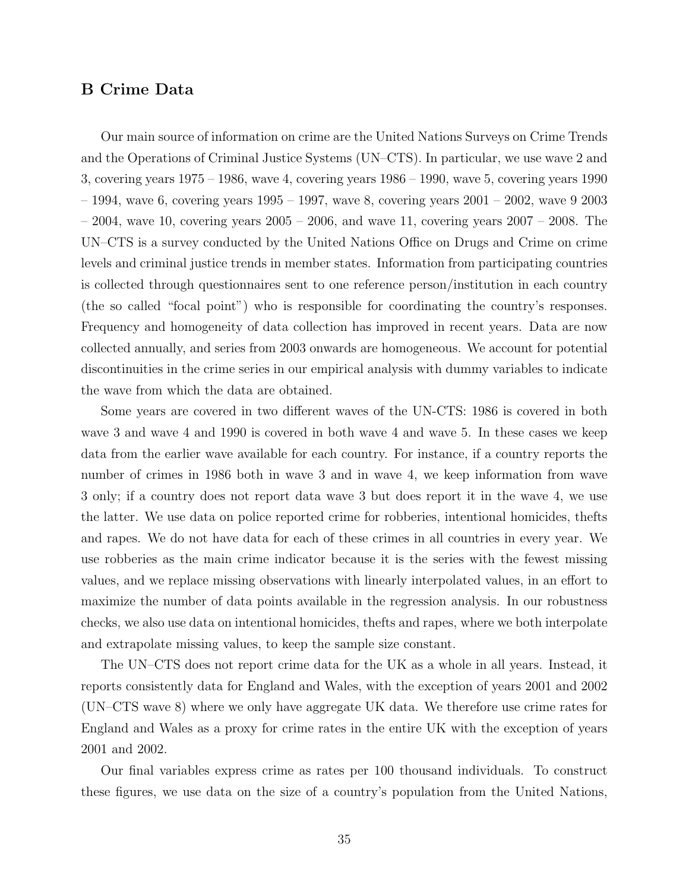## B Crime Data

Our main source of information on crime are the United Nations Surveys on Crime Trends and the Operations of Criminal Justice Systems (UN–CTS). In particular, we use wave 2 and 3, covering years 1975 – 1986, wave 4, covering years 1986 – 1990, wave 5, covering years 1990 – 1994, wave 6, covering years 1995 – 1997, wave 8, covering years 2001 – 2002, wave 9 2003 – 2004, wave 10, covering years 2005 – 2006, and wave 11, covering years 2007 – 2008. The UN–CTS is a survey conducted by the United Nations Office on Drugs and Crime on crime levels and criminal justice trends in member states. Information from participating countries is collected through questionnaires sent to one reference person/institution in each country (the so called "focal point") who is responsible for coordinating the country's responses. Frequency and homogeneity of data collection has improved in recent years. Data are now collected annually, and series from 2003 onwards are homogeneous. We account for potential discontinuities in the crime series in our empirical analysis with dummy variables to indicate the wave from which the data are obtained.

Some years are covered in two different waves of the UN-CTS: 1986 is covered in both wave 3 and wave 4 and 1990 is covered in both wave 4 and wave 5. In these cases we keep data from the earlier wave available for each country. For instance, if a country reports the number of crimes in 1986 both in wave 3 and in wave 4, we keep information from wave 3 only; if a country does not report data wave 3 but does report it in the wave 4, we use the latter. We use data on police reported crime for robberies, intentional homicides, thefts and rapes. We do not have data for each of these crimes in all countries in every year. We use robberies as the main crime indicator because it is the series with the fewest missing values, and we replace missing observations with linearly interpolated values, in an effort to maximize the number of data points available in the regression analysis. In our robustness checks, we also use data on intentional homicides, thefts and rapes, where we both interpolate and extrapolate missing values, to keep the sample size constant.

The UN–CTS does not report crime data for the UK as a whole in all years. Instead, it reports consistently data for England and Wales, with the exception of years 2001 and 2002 (UN–CTS wave 8) where we only have aggregate UK data. We therefore use crime rates for England and Wales as a proxy for crime rates in the entire UK with the exception of years 2001 and 2002.

Our final variables express crime as rates per 100 thousand individuals. To construct these figures, we use data on the size of a country's population from the United Nations,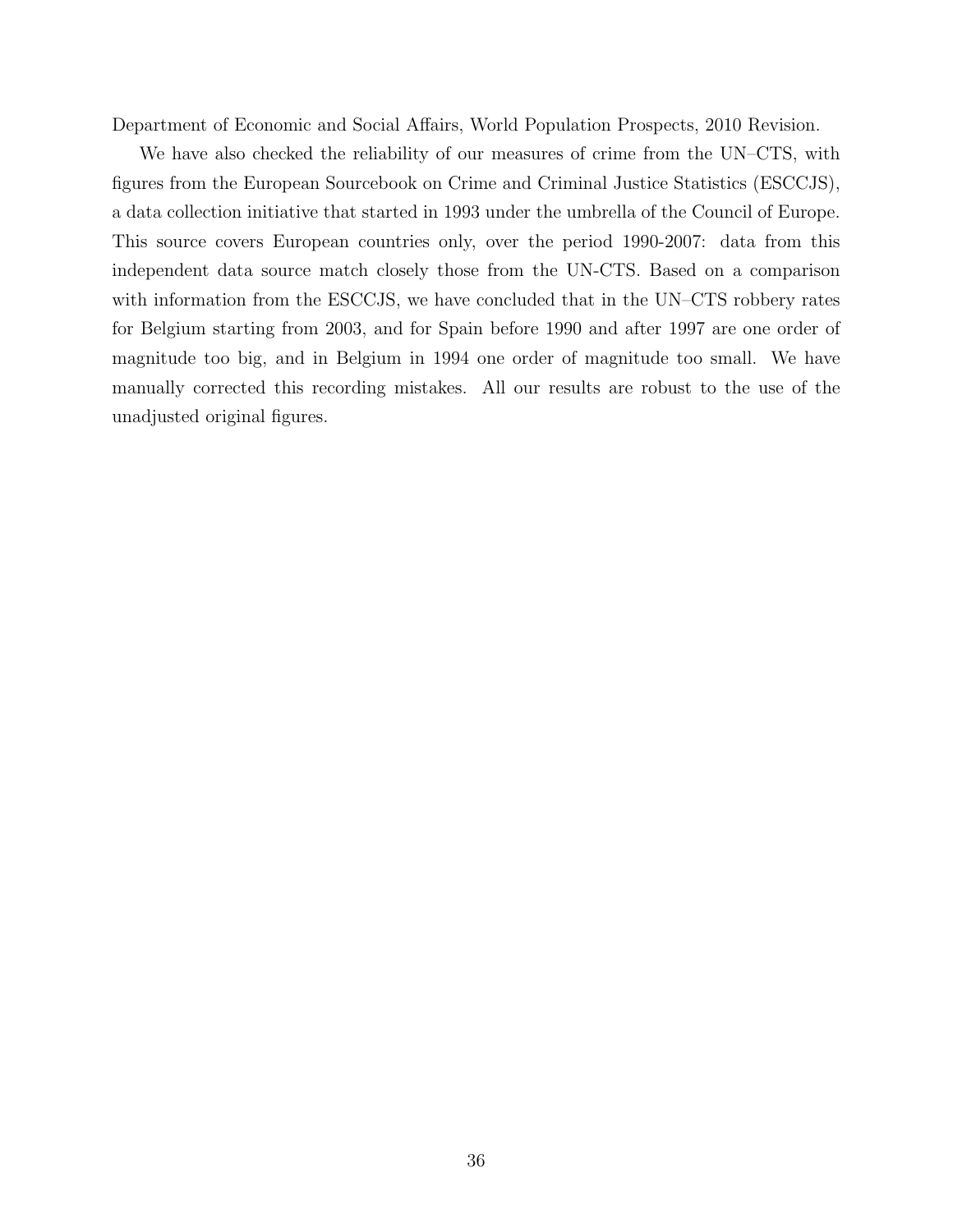Department of Economic and Social Affairs, World Population Prospects, 2010 Revision.

We have also checked the reliability of our measures of crime from the UN–CTS, with figures from the European Sourcebook on Crime and Criminal Justice Statistics (ESCCJS), a data collection initiative that started in 1993 under the umbrella of the Council of Europe. This source covers European countries only, over the period 1990-2007: data from this independent data source match closely those from the UN-CTS. Based on a comparison with information from the ESCCJS, we have concluded that in the UN–CTS robbery rates for Belgium starting from 2003, and for Spain before 1990 and after 1997 are one order of magnitude too big, and in Belgium in 1994 one order of magnitude too small. We have manually corrected this recording mistakes. All our results are robust to the use of the unadjusted original figures.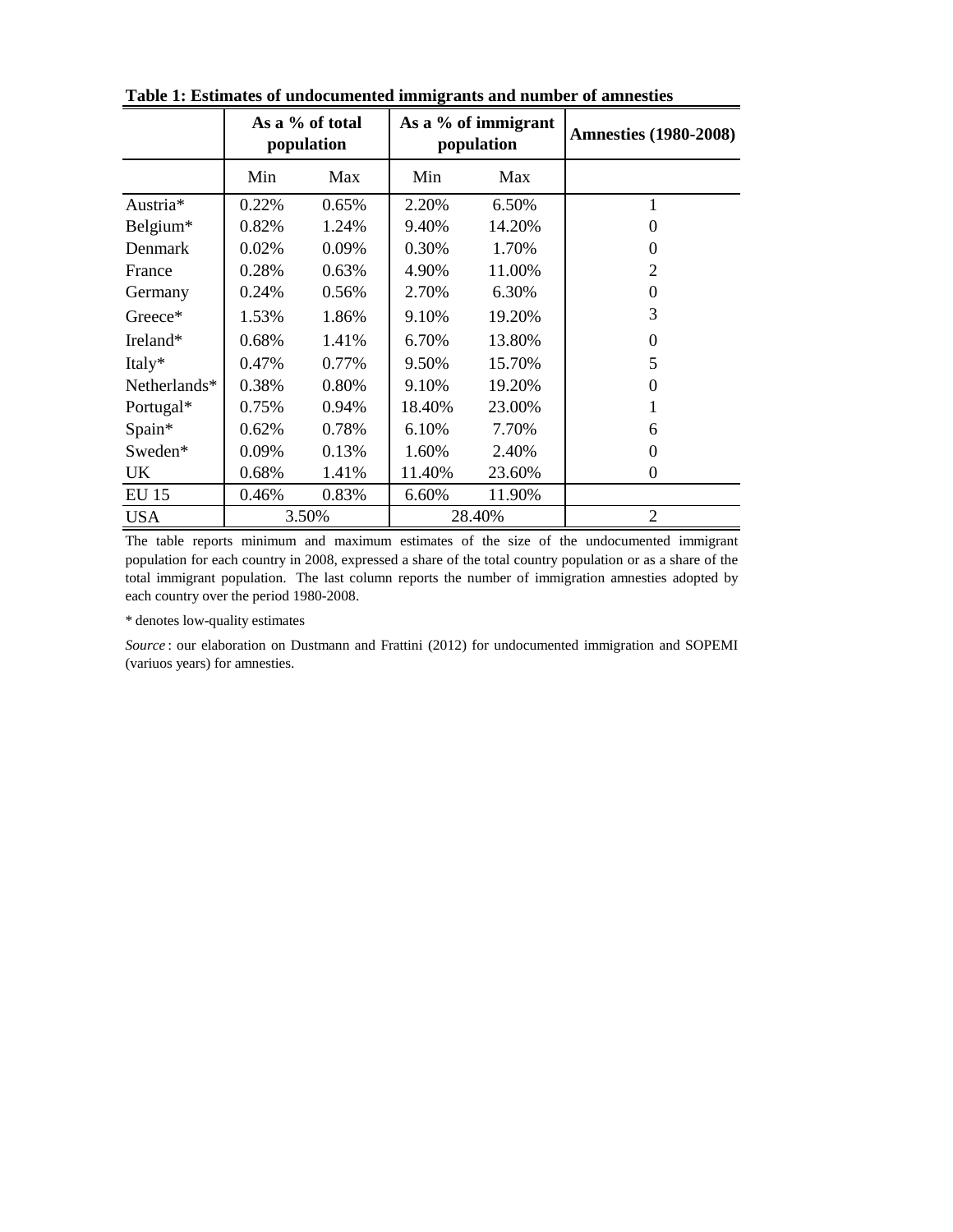**Table 1: Estimates of undocumented immigrants and number of amnesties**

| | As a % of total population | | As a % of immigrant population | | Amnesties (1980-2008) |
|---|---|---|---|---|---|
| | Min | Max | Min | Max | |
| Austria* | 0.22% | 0.65% | 2.20% | 6.50% | 1 |
| Belgium* | 0.82% | 1.24% | 9.40% | 14.20% | 0 |
| Denmark | 0.02% | 0.09% | 0.30% | 1.70% | 0 |
| France | 0.28% | 0.63% | 4.90% | 11.00% | 2 |
| Germany | 0.24% | 0.56% | 2.70% | 6.30% | 0 |
| Greece* | 1.53% | 1.86% | 9.10% | 19.20% | 3 |
| Ireland* | 0.68% | 1.41% | 6.70% | 13.80% | 0 |
| Italy* | 0.47% | 0.77% | 9.50% | 15.70% | 5 |
| Netherlands* | 0.38% | 0.80% | 9.10% | 19.20% | 0 |
| Portugal* | 0.75% | 0.94% | 18.40% | 23.00% | 1 |
| Spain* | 0.62% | 0.78% | 6.10% | 7.70% | 6 |
| Sweden* | 0.09% | 0.13% | 1.60% | 2.40% | 0 |
| UK | 0.68% | 1.41% | 11.40% | 23.60% | 0 |
| EU 15 | 0.46% | 0.83% | 6.60% | 11.90% | |
| USA | 3.50% | | 28.40% | | 2 |

The table reports minimum and maximum estimates of the size of the undocumented immigrant population for each country in 2008, expressed a share of the total country population or as a share of the total immigrant population. The last column reports the number of immigration amnesties adopted by each country over the period 1980-2008.

* denotes low-quality estimates

*Source*: our elaboration on Dustmann and Frattini (2012) for undocumented immigration and SOPEMI (variuos years) for amnesties.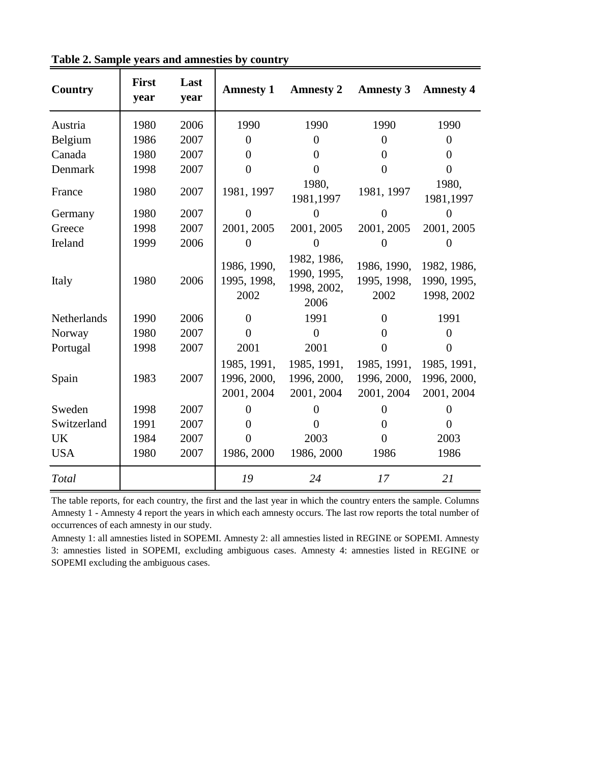**Table 2. Sample years and amnesties by country**

| Country | First year | Last year | Amnesty 1 | Amnesty 2 | Amnesty 3 | Amnesty 4 |
|---|---|---|---|---|---|---|
| Austria | 1980 | 2006 | 1990 | 1990 | 1990 | 1990 |
| Belgium | 1986 | 2007 | 0 | 0 | 0 | 0 |
| Canada | 1980 | 2007 | 0 | 0 | 0 | 0 |
| Denmark | 1998 | 2007 | 0 | 0 | 0 | 0 |
| France | 1980 | 2007 | 1981, 1997 | 1980, 1981,1997 | 1981, 1997 | 1980, 1981,1997 |
| Germany | 1980 | 2007 | 0 | 0 | 0 | 0 |
| Greece | 1998 | 2007 | 2001, 2005 | 2001, 2005 | 2001, 2005 | 2001, 2005 |
| Ireland | 1999 | 2006 | 0 | 0 | 0 | 0 |
| Italy | 1980 | 2006 | 1986, 1990, 1995, 1998, 2002 | 1982, 1986, 1990, 1995, 1998, 2002, 2006 | 1986, 1990, 1995, 1998, 2002 | 1982, 1986, 1990, 1995, 1998, 2002 |
| Netherlands | 1990 | 2006 | 0 | 1991 | 0 | 1991 |
| Norway | 1980 | 2007 | 0 | 0 | 0 | 0 |
| Portugal | 1998 | 2007 | 2001 | 2001 | 0 | 0 |
| Spain | 1983 | 2007 | 1985, 1991, 1996, 2000, 2001, 2004 | 1985, 1991, 1996, 2000, 2001, 2004 | 1985, 1991, 1996, 2000, 2001, 2004 | 1985, 1991, 1996, 2000, 2001, 2004 |
| Sweden | 1998 | 2007 | 0 | 0 | 0 | 0 |
| Switzerland | 1991 | 2007 | 0 | 0 | 0 | 0 |
| UK | 1984 | 2007 | 0 | 2003 | 0 | 2003 |
| USA | 1980 | 2007 | 1986, 2000 | 1986, 2000 | 1986 | 1986 |
| *Total* | | | *19* | *24* | *17* | *21* |

The table reports, for each country, the first and the last year in which the country enters the sample. Columns Amnesty 1 - Amnesty 4 report the years in which each amnesty occurs. The last row reports the total number of occurrences of each amnesty in our study.

Amnesty 1: all amnesties listed in SOPEMI. Amnesty 2: all amnesties listed in REGINE or SOPEMI. Amnesty 3: amnesties listed in SOPEMI, excluding ambiguous cases. Amnesty 4: amnesties listed in REGINE or SOPEMI excluding the ambiguous cases.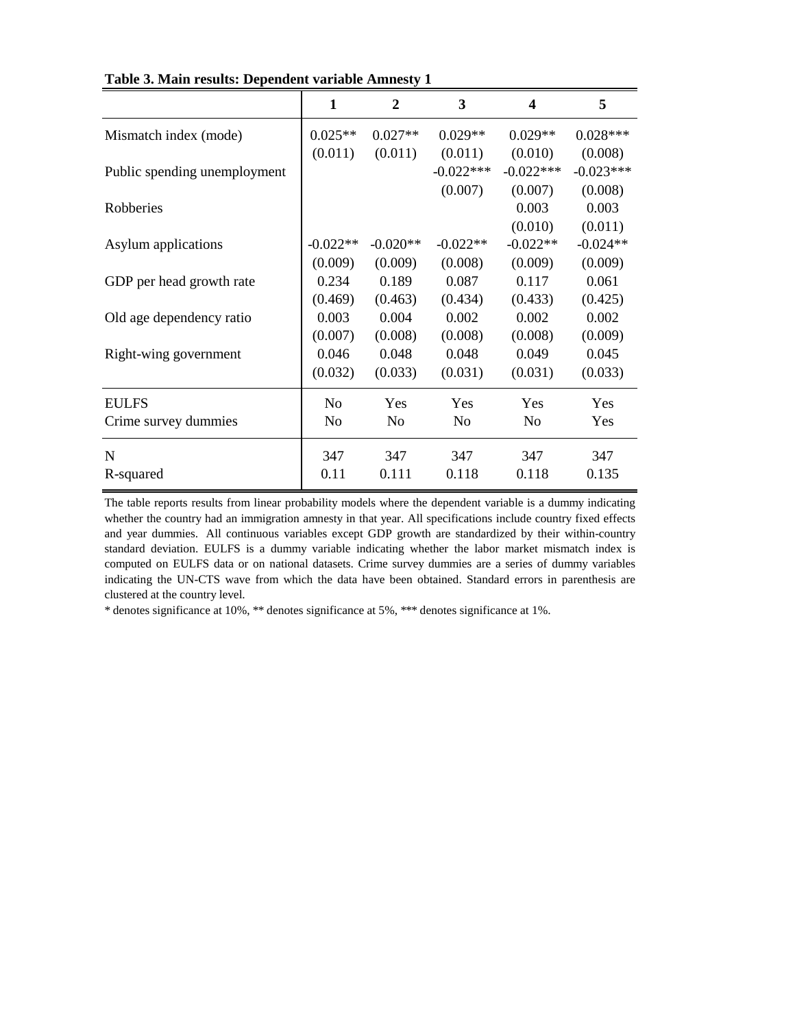**Table 3. Main results: Dependent variable Amnesty 1**

| | 1 | 2 | 3 | 4 | 5 |
|---|---|---|---|---|---|
| Mismatch index (mode) | 0.025** | 0.027** | 0.029** | 0.029** | 0.028*** |
| | (0.011) | (0.011) | (0.011) | (0.010) | (0.008) |
| Public spending unemployment | | | -0.022*** | -0.022*** | -0.023*** |
| | | | (0.007) | (0.007) | (0.008) |
| Robberies | | | | 0.003 | 0.003 |
| | | | | (0.010) | (0.011) |
| Asylum applications | -0.022** | -0.020** | -0.022** | -0.022** | -0.024** |
| | (0.009) | (0.009) | (0.008) | (0.009) | (0.009) |
| GDP per head growth rate | 0.234 | 0.189 | 0.087 | 0.117 | 0.061 |
| | (0.469) | (0.463) | (0.434) | (0.433) | (0.425) |
| Old age dependency ratio | 0.003 | 0.004 | 0.002 | 0.002 | 0.002 |
| | (0.007) | (0.008) | (0.008) | (0.008) | (0.009) |
| Right-wing government | 0.046 | 0.048 | 0.048 | 0.049 | 0.045 |
| | (0.032) | (0.033) | (0.031) | (0.031) | (0.033) |
| EULFS | No | Yes | Yes | Yes | Yes |
| Crime survey dummies | No | No | No | No | Yes |
| N | 347 | 347 | 347 | 347 | 347 |
| R-squared | 0.11 | 0.111 | 0.118 | 0.118 | 0.135 |

The table reports results from linear probability models where the dependent variable is a dummy indicating whether the country had an immigration amnesty in that year. All specifications include country fixed effects and year dummies. All continuous variables except GDP growth are standardized by their within-country standard deviation. EULFS is a dummy variable indicating whether the labor market mismatch index is computed on EULFS data or on national datasets. Crime survey dummies are a series of dummy variables indicating the UN-CTS wave from which the data have been obtained. Standard errors in parenthesis are clustered at the country level.

* denotes significance at 10%, ** denotes significance at 5%, *** denotes significance at 1%.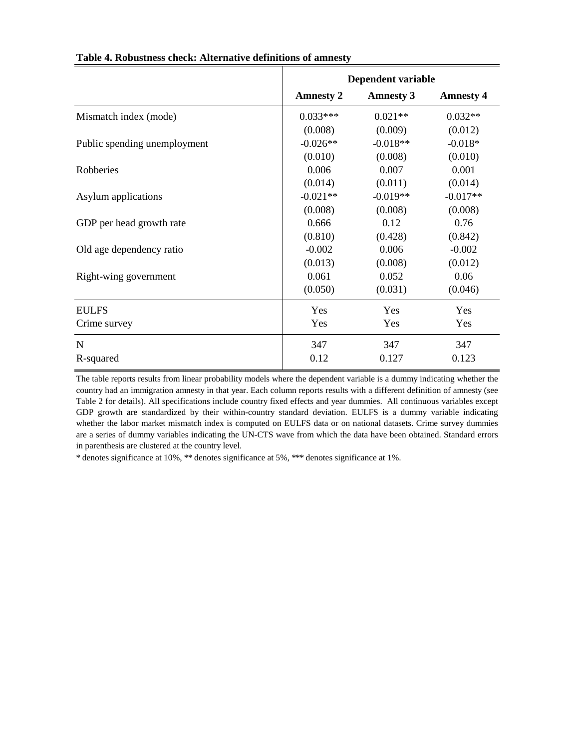**Table 4. Robustness check: Alternative definitions of amnesty**

| | Dependent variable | | |
|---|---|---|---|
| | **Amnesty 2** | **Amnesty 3** | **Amnesty 4** |
| Mismatch index (mode) | 0.033*** | 0.021** | 0.032** |
| | (0.008) | (0.009) | (0.012) |
| Public spending unemployment | -0.026** | -0.018** | -0.018* |
| | (0.010) | (0.008) | (0.010) |
| Robberies | 0.006 | 0.007 | 0.001 |
| | (0.014) | (0.011) | (0.014) |
| Asylum applications | -0.021** | -0.019** | -0.017** |
| | (0.008) | (0.008) | (0.008) |
| GDP per head growth rate | 0.666 | 0.12 | 0.76 |
| | (0.810) | (0.428) | (0.842) |
| Old age dependency ratio | -0.002 | 0.006 | -0.002 |
| | (0.013) | (0.008) | (0.012) |
| Right-wing government | 0.061 | 0.052 | 0.06 |
| | (0.050) | (0.031) | (0.046) |
| EULFS | Yes | Yes | Yes |
| Crime survey | Yes | Yes | Yes |
| N | 347 | 347 | 347 |
| R-squared | 0.12 | 0.127 | 0.123 |

The table reports results from linear probability models where the dependent variable is a dummy indicating whether the country had an immigration amnesty in that year. Each column reports results with a different definition of amnesty (see Table 2 for details). All specifications include country fixed effects and year dummies. All continuous variables except GDP growth are standardized by their within-country standard deviation. EULFS is a dummy variable indicating whether the labor market mismatch index is computed on EULFS data or on national datasets. Crime survey dummies are a series of dummy variables indicating the UN-CTS wave from which the data have been obtained. Standard errors in parenthesis are clustered at the country level.

* denotes significance at 10%, ** denotes significance at 5%, *** denotes significance at 1%.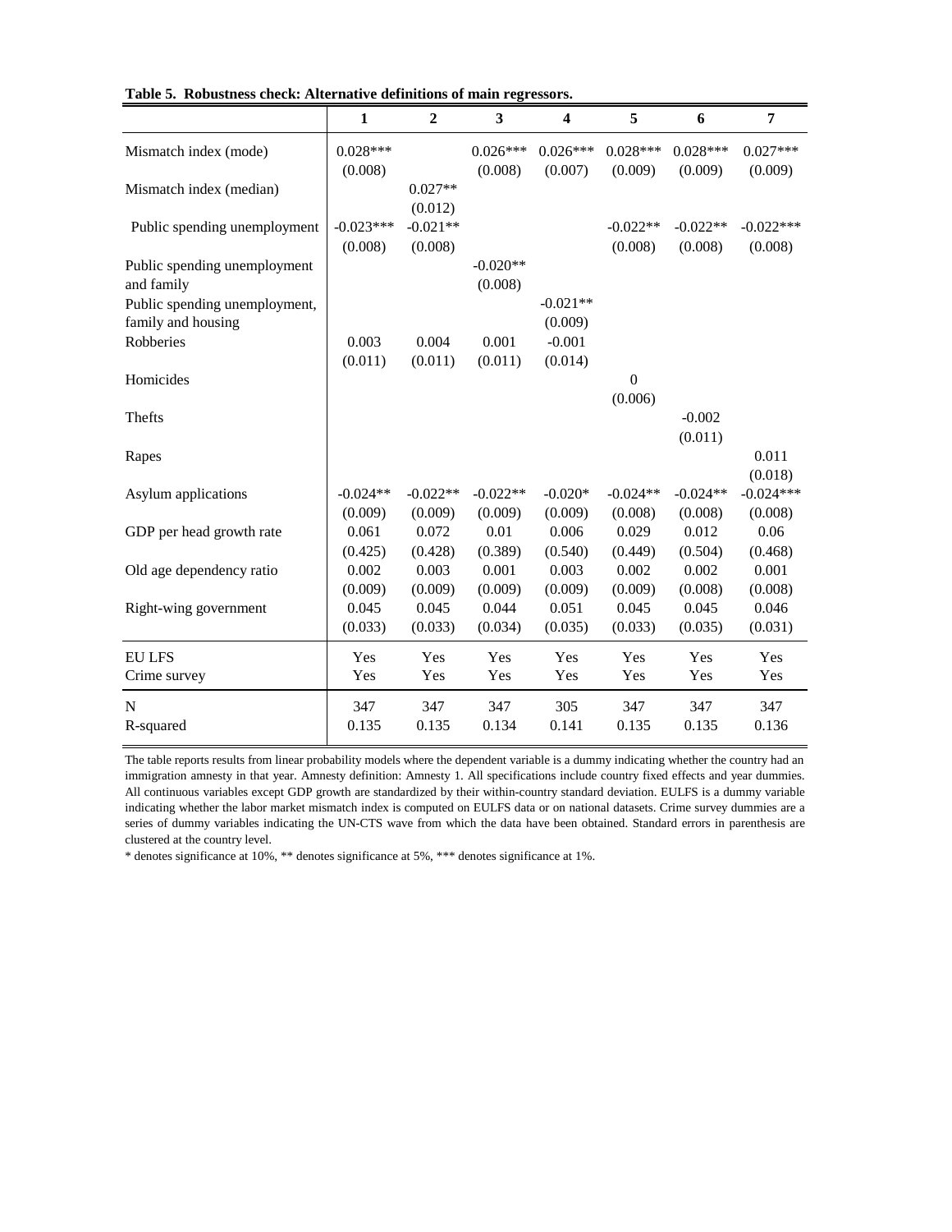**Table 5. Robustness check: Alternative definitions of main regressors.**

| | 1 | 2 | 3 | 4 | 5 | 6 | 7 |
|---|---|---|---|---|---|---|---|
| Mismatch index (mode) | 0.028*** | | 0.026*** | 0.026*** | 0.028*** | 0.028*** | 0.027*** |
| | (0.008) | | (0.008) | (0.007) | (0.009) | (0.009) | (0.009) |
| Mismatch index (median) | | 0.027** | | | | | |
| | | (0.012) | | | | | |
| Public spending unemployment | -0.023*** | -0.021** | | | -0.022** | -0.022** | -0.022*** |
| | (0.008) | (0.008) | | | (0.008) | (0.008) | (0.008) |
| Public spending unemployment and family | | | -0.020** | | | | |
| | | | (0.008) | | | | |
| Public spending unemployment, family and housing | | | | -0.021** | | | |
| | | | | (0.009) | | | |
| Robberies | 0.003 | 0.004 | 0.001 | -0.001 | | | |
| | (0.011) | (0.011) | (0.011) | (0.014) | | | |
| Homicides | | | | | 0 | | |
| | | | | | (0.006) | | |
| Thefts | | | | | | -0.002 | |
| | | | | | | (0.011) | |
| Rapes | | | | | | | 0.011 |
| | | | | | | | (0.018) |
| Asylum applications | -0.024** | -0.022** | -0.022** | -0.020* | -0.024** | -0.024** | -0.024*** |
| | (0.009) | (0.009) | (0.009) | (0.009) | (0.008) | (0.008) | (0.008) |
| GDP per head growth rate | 0.061 | 0.072 | 0.01 | 0.006 | 0.029 | 0.012 | 0.06 |
| | (0.425) | (0.428) | (0.389) | (0.540) | (0.449) | (0.504) | (0.468) |
| Old age dependency ratio | 0.002 | 0.003 | 0.001 | 0.003 | 0.002 | 0.002 | 0.001 |
| | (0.009) | (0.009) | (0.009) | (0.009) | (0.009) | (0.008) | (0.008) |
| Right-wing government | 0.045 | 0.045 | 0.044 | 0.051 | 0.045 | 0.045 | 0.046 |
| | (0.033) | (0.033) | (0.034) | (0.035) | (0.033) | (0.035) | (0.031) |
| EU LFS | Yes | Yes | Yes | Yes | Yes | Yes | Yes |
| Crime survey | Yes | Yes | Yes | Yes | Yes | Yes | Yes |
| N | 347 | 347 | 347 | 305 | 347 | 347 | 347 |
| R-squared | 0.135 | 0.135 | 0.134 | 0.141 | 0.135 | 0.135 | 0.136 |

The table reports results from linear probability models where the dependent variable is a dummy indicating whether the country had an immigration amnesty in that year. Amnesty definition: Amnesty 1. All specifications include country fixed effects and year dummies. All continuous variables except GDP growth are standardized by their within-country standard deviation. EULFS is a dummy variable indicating whether the labor market mismatch index is computed on EULFS data or on national datasets. Crime survey dummies are a series of dummy variables indicating the UN-CTS wave from which the data have been obtained. Standard errors in parenthesis are clustered at the country level.

* denotes significance at 10%, ** denotes significance at 5%, *** denotes significance at 1%.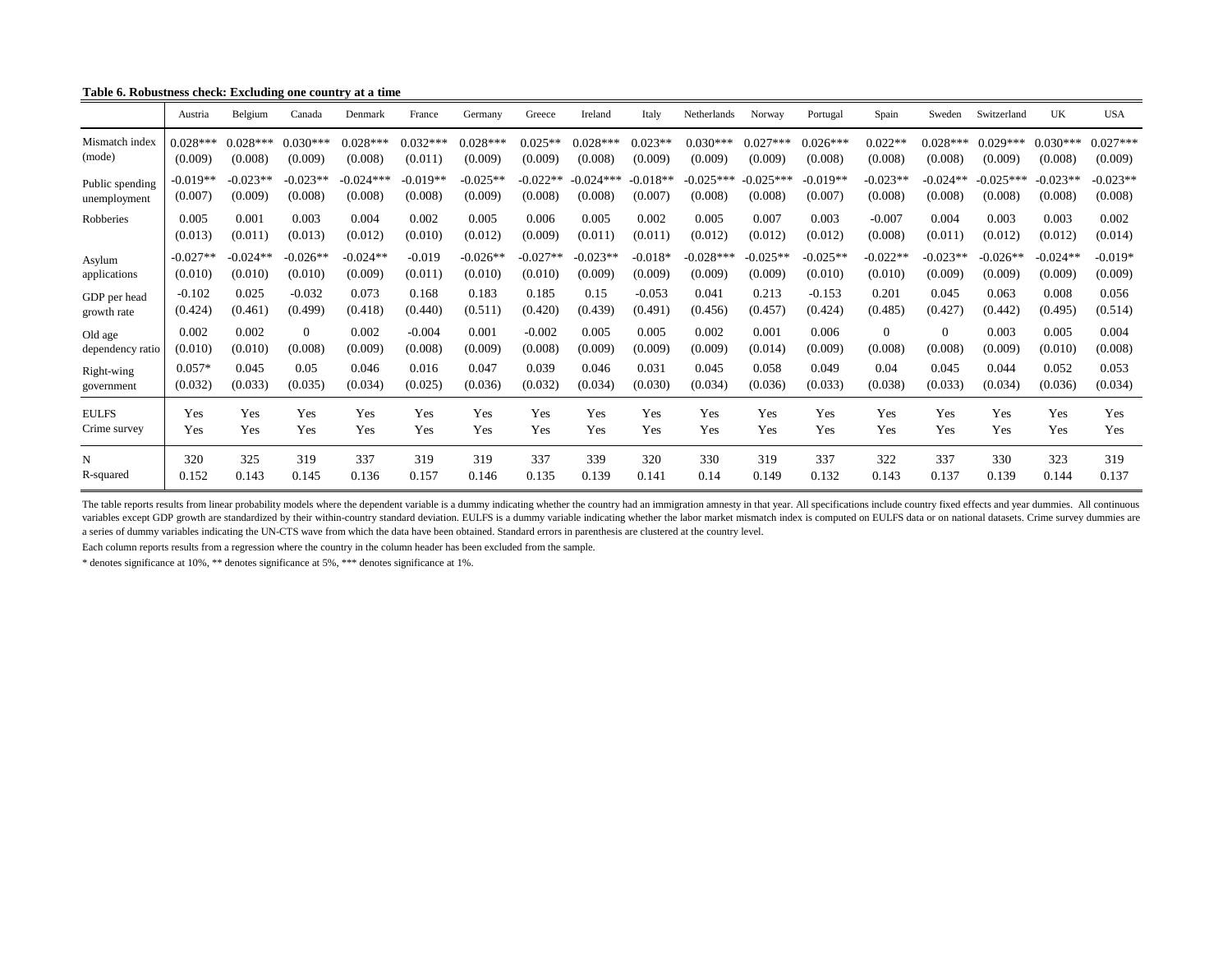**Table 6. Robustness check: Excluding one country at a time**

| | Austria | Belgium | Canada | Denmark | France | Germany | Greece | Ireland | Italy | Netherlands | Norway | Portugal | Spain | Sweden | Switzerland | UK | USA |
|---|---|---|---|---|---|---|---|---|---|---|---|---|---|---|---|---|---|
| Mismatch index (mode) | 0.028*** | 0.028*** | 0.030*** | 0.028*** | 0.032*** | 0.028*** | 0.025** | 0.028*** | 0.023** | 0.030*** | 0.027*** | 0.026*** | 0.022** | 0.028*** | 0.029*** | 0.030*** | 0.027*** |
| | (0.009) | (0.008) | (0.009) | (0.008) | (0.011) | (0.009) | (0.009) | (0.008) | (0.009) | (0.009) | (0.009) | (0.008) | (0.008) | (0.008) | (0.009) | (0.008) | (0.009) |
| Public spending unemployment | -0.019** | -0.023** | -0.023** | -0.024*** | -0.019** | -0.025** | -0.022** | -0.024*** | -0.018** | -0.025*** | -0.025*** | -0.019** | -0.023** | -0.024** | -0.025*** | -0.023** | -0.023** |
| | (0.007) | (0.009) | (0.008) | (0.008) | (0.008) | (0.009) | (0.008) | (0.008) | (0.007) | (0.008) | (0.008) | (0.007) | (0.008) | (0.008) | (0.008) | (0.008) | (0.008) |
| Robberies | 0.005 | 0.001 | 0.003 | 0.004 | 0.002 | 0.005 | 0.006 | 0.005 | 0.002 | 0.005 | 0.007 | 0.003 | -0.007 | 0.004 | 0.003 | 0.003 | 0.002 |
| | (0.013) | (0.011) | (0.013) | (0.012) | (0.010) | (0.012) | (0.009) | (0.011) | (0.011) | (0.012) | (0.012) | (0.012) | (0.008) | (0.011) | (0.012) | (0.012) | (0.014) |
| Asylum applications | -0.027** | -0.024** | -0.026** | -0.024** | -0.019 | -0.026** | -0.027** | -0.023** | -0.018* | -0.028*** | -0.025** | -0.025** | -0.022** | -0.023** | -0.026** | -0.024** | -0.019* |
| | (0.010) | (0.010) | (0.010) | (0.009) | (0.011) | (0.010) | (0.010) | (0.009) | (0.009) | (0.009) | (0.009) | (0.010) | (0.010) | (0.009) | (0.009) | (0.009) | (0.009) |
| GDP per head growth rate | -0.102 | 0.025 | -0.032 | 0.073 | 0.168 | 0.183 | 0.185 | 0.15 | -0.053 | 0.041 | 0.213 | -0.153 | 0.201 | 0.045 | 0.063 | 0.008 | 0.056 |
| | (0.424) | (0.461) | (0.499) | (0.418) | (0.440) | (0.511) | (0.420) | (0.439) | (0.491) | (0.456) | (0.457) | (0.424) | (0.485) | (0.427) | (0.442) | (0.495) | (0.514) |
| Old age dependency ratio | 0.002 | 0.002 | 0 | 0.002 | -0.004 | 0.001 | -0.002 | 0.005 | 0.005 | 0.002 | 0.001 | 0.006 | 0 | 0 | 0.003 | 0.005 | 0.004 |
| | (0.010) | (0.010) | (0.008) | (0.009) | (0.008) | (0.009) | (0.008) | (0.009) | (0.009) | (0.009) | (0.014) | (0.009) | (0.008) | (0.008) | (0.009) | (0.010) | (0.008) |
| Right-wing government | 0.057* | 0.045 | 0.05 | 0.046 | 0.016 | 0.047 | 0.039 | 0.046 | 0.031 | 0.045 | 0.058 | 0.049 | 0.04 | 0.045 | 0.044 | 0.052 | 0.053 |
| | (0.032) | (0.033) | (0.035) | (0.034) | (0.025) | (0.036) | (0.032) | (0.034) | (0.030) | (0.034) | (0.036) | (0.033) | (0.038) | (0.033) | (0.034) | (0.036) | (0.034) |
| EULFS | Yes | Yes | Yes | Yes | Yes | Yes | Yes | Yes | Yes | Yes | Yes | Yes | Yes | Yes | Yes | Yes | Yes |
| Crime survey | Yes | Yes | Yes | Yes | Yes | Yes | Yes | Yes | Yes | Yes | Yes | Yes | Yes | Yes | Yes | Yes | Yes |
| N | 320 | 325 | 319 | 337 | 319 | 319 | 337 | 339 | 320 | 330 | 319 | 337 | 322 | 337 | 330 | 323 | 319 |
| R-squared | 0.152 | 0.143 | 0.145 | 0.136 | 0.157 | 0.146 | 0.135 | 0.139 | 0.141 | 0.14 | 0.149 | 0.132 | 0.143 | 0.137 | 0.139 | 0.144 | 0.137 |

The table reports results from linear probability models where the dependent variable is a dummy indicating whether the country had an immigration amnesty in that year. All specifications include country fixed effects and year dummies. All continuous variables except GDP growth are standardized by their within-country standard deviation. EULFS is a dummy variable indicating whether the labor market mismatch index is computed on EULFS data or on national datasets. Crime survey dummies are a series of dummy variables indicating the UN-CTS wave from which the data have been obtained. Standard errors in parenthesis are clustered at the country level.

Each column reports results from a regression where the country in the column header has been excluded from the sample.

* denotes significance at 10%, ** denotes significance at 5%, *** denotes significance at 1%.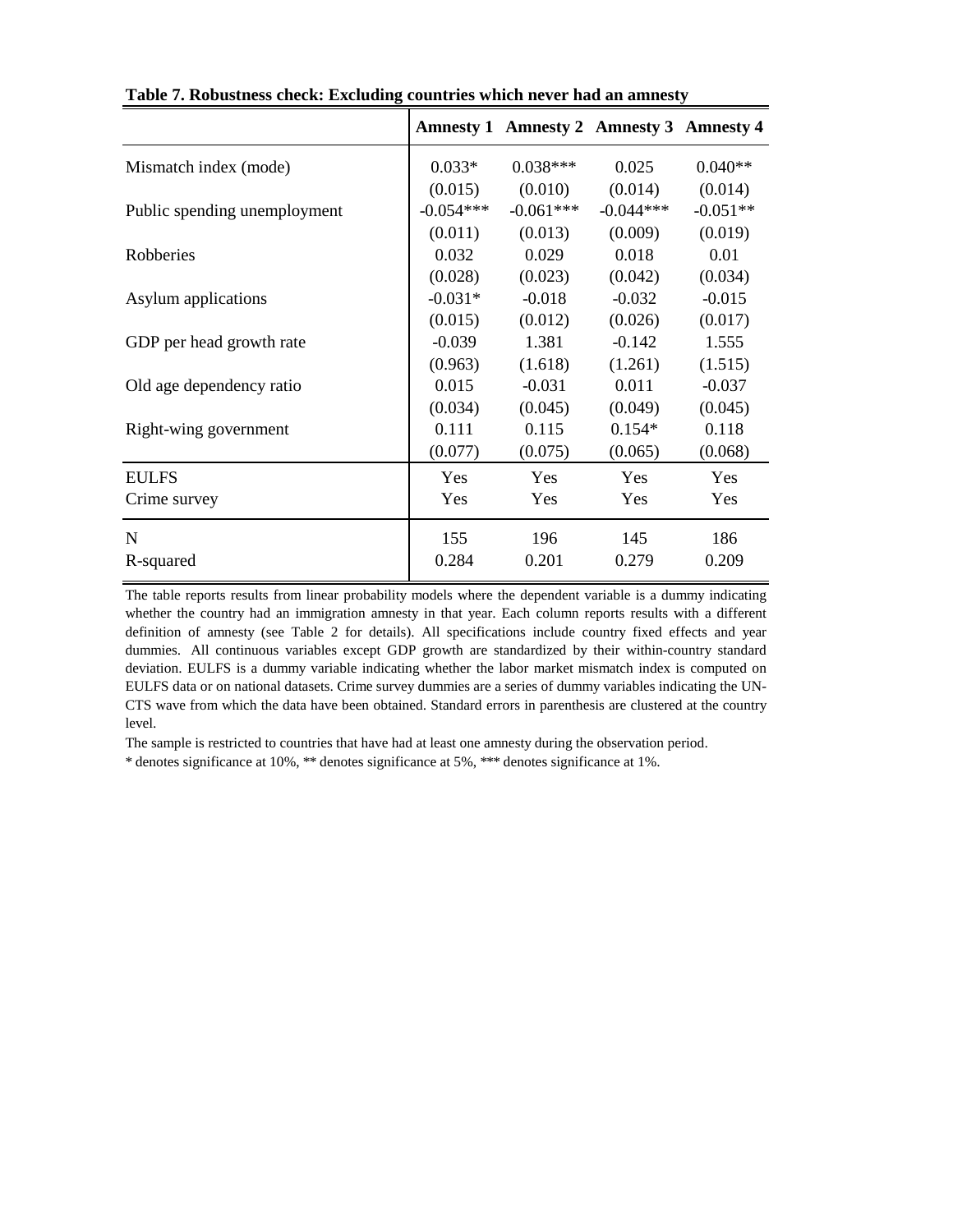**Table 7. Robustness check: Excluding countries which never had an amnesty**

| | Amnesty 1 | Amnesty 2 | Amnesty 3 | Amnesty 4 |
|---|---|---|---|---|
| Mismatch index (mode) | 0.033* | 0.038*** | 0.025 | 0.040** |
| | (0.015) | (0.010) | (0.014) | (0.014) |
| Public spending unemployment | -0.054*** | -0.061*** | -0.044*** | -0.051** |
| | (0.011) | (0.013) | (0.009) | (0.019) |
| Robberies | 0.032 | 0.029 | 0.018 | 0.01 |
| | (0.028) | (0.023) | (0.042) | (0.034) |
| Asylum applications | -0.031* | -0.018 | -0.032 | -0.015 |
| | (0.015) | (0.012) | (0.026) | (0.017) |
| GDP per head growth rate | -0.039 | 1.381 | -0.142 | 1.555 |
| | (0.963) | (1.618) | (1.261) | (1.515) |
| Old age dependency ratio | 0.015 | -0.031 | 0.011 | -0.037 |
| | (0.034) | (0.045) | (0.049) | (0.045) |
| Right-wing government | 0.111 | 0.115 | 0.154* | 0.118 |
| | (0.077) | (0.075) | (0.065) | (0.068) |
| EULFS | Yes | Yes | Yes | Yes |
| Crime survey | Yes | Yes | Yes | Yes |
| N | 155 | 196 | 145 | 186 |
| R-squared | 0.284 | 0.201 | 0.279 | 0.209 |

The table reports results from linear probability models where the dependent variable is a dummy indicating whether the country had an immigration amnesty in that year. Each column reports results with a different definition of amnesty (see Table 2 for details). All specifications include country fixed effects and year dummies. All continuous variables except GDP growth are standardized by their within-country standard deviation. EULFS is a dummy variable indicating whether the labor market mismatch index is computed on EULFS data or on national datasets. Crime survey dummies are a series of dummy variables indicating the UN-CTS wave from which the data have been obtained. Standard errors in parenthesis are clustered at the country level.

The sample is restricted to countries that have had at least one amnesty during the observation period.

* denotes significance at 10%, ** denotes significance at 5%, *** denotes significance at 1%.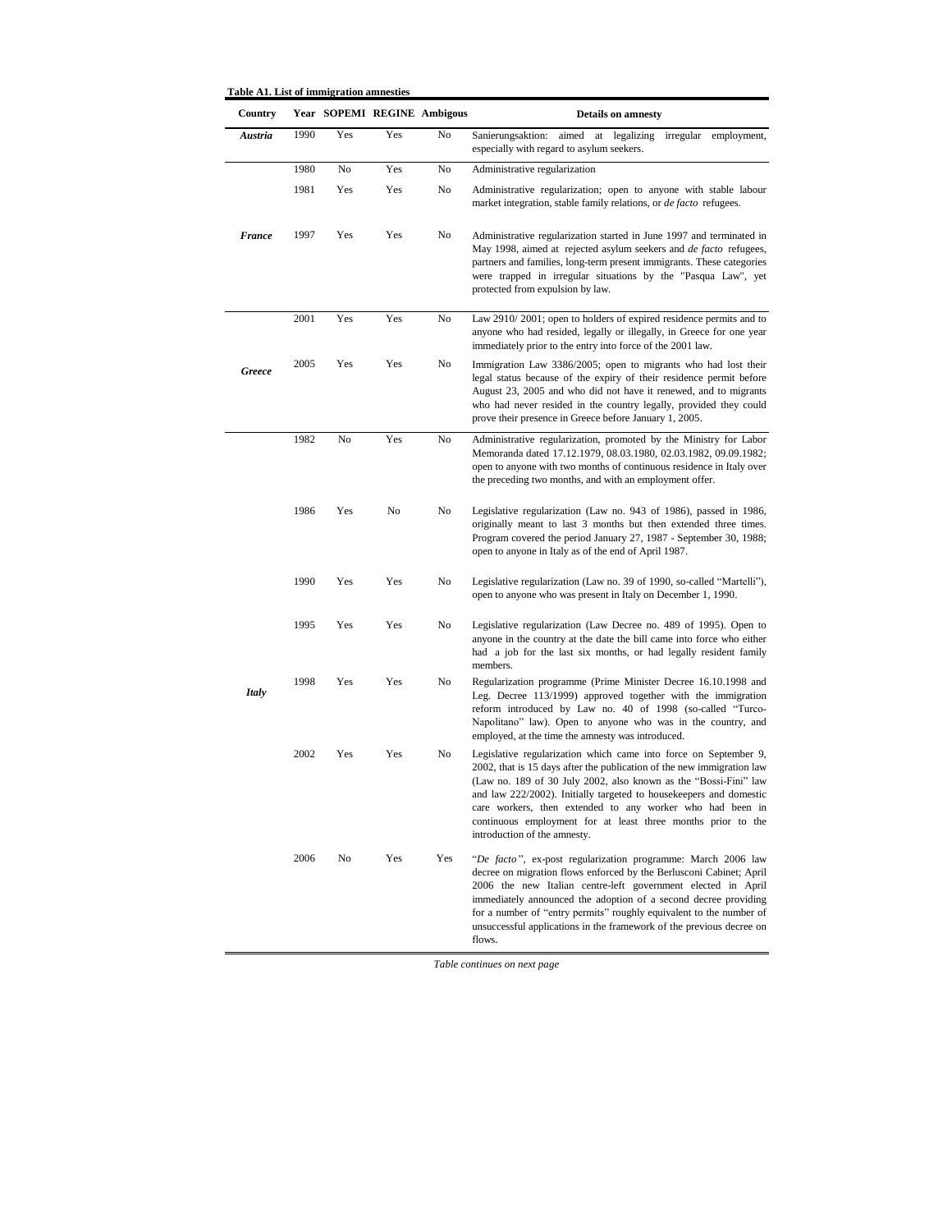**Table A1. List of immigration amnesties**

| Country | Year | SOPEMI | REGINE | Ambigous | Details on amnesty |
|---|---|---|---|---|---|
| ***Austria*** | 1990 | Yes | Yes | No | Sanierungsaktion: aimed at legalizing irregular employment, especially with regard to asylum seekers. |
| ***France*** | 1980 | No | Yes | No | Administrative regularization |
| | 1981 | Yes | Yes | No | Administrative regularization; open to anyone with stable labour market integration, stable family relations, or *de facto* refugees. |
| | 1997 | Yes | Yes | No | Administrative regularization started in June 1997 and terminated in May 1998, aimed at rejected asylum seekers and *de facto* refugees, partners and families, long-term present immigrants. These categories were trapped in irregular situations by the "Pasqua Law", yet protected from expulsion by law. |
| ***Greece*** | 2001 | Yes | Yes | No | Law 2910/ 2001; open to holders of expired residence permits and to anyone who had resided, legally or illegally, in Greece for one year immediately prior to the entry into force of the 2001 law. |
| | 2005 | Yes | Yes | No | Immigration Law 3386/2005; open to migrants who had lost their legal status because of the expiry of their residence permit before August 23, 2005 and who did not have it renewed, and to migrants who had never resided in the country legally, provided they could prove their presence in Greece before January 1, 2005. |
| ***Italy*** | 1982 | No | Yes | No | Administrative regularization, promoted by the Ministry for Labor Memoranda dated 17.12.1979, 08.03.1980, 02.03.1982, 09.09.1982; open to anyone with two months of continuous residence in Italy over the preceding two months, and with an employment offer. |
| | 1986 | Yes | No | No | Legislative regularization (Law no. 943 of 1986), passed in 1986, originally meant to last 3 months but then extended three times. Program covered the period January 27, 1987 - September 30, 1988; open to anyone in Italy as of the end of April 1987. |
| | 1990 | Yes | Yes | No | Legislative regularization (Law no. 39 of 1990, so-called "Martelli"), open to anyone who was present in Italy on December 1, 1990. |
| | 1995 | Yes | Yes | No | Legislative regularization (Law Decree no. 489 of 1995). Open to anyone in the country at the date the bill came into force who either had a job for the last six months, or had legally resident family members. |
| | 1998 | Yes | Yes | No | Regularization programme (Prime Minister Decree 16.10.1998 and Leg. Decree 113/1999) approved together with the immigration reform introduced by Law no. 40 of 1998 (so-called "Turco-Napolitano" law). Open to anyone who was in the country, and employed, at the time the amnesty was introduced. |
| | 2002 | Yes | Yes | No | Legislative regularization which came into force on September 9, 2002, that is 15 days after the publication of the new immigration law (Law no. 189 of 30 July 2002, also known as the "Bossi-Fini" law and law 222/2002). Initially targeted to housekeepers and domestic care workers, then extended to any worker who had been in continuous employment for at least three months prior to the introduction of the amnesty. |
| | 2006 | No | Yes | Yes | "*De facto*", ex-post regularization programme: March 2006 law decree on migration flows enforced by the Berlusconi Cabinet; April 2006 the new Italian centre-left government elected in April immediately announced the adoption of a second decree providing for a number of "entry permits" roughly equivalent to the number of unsuccessful applications in the framework of the previous decree on flows. |

*Table continues on next page*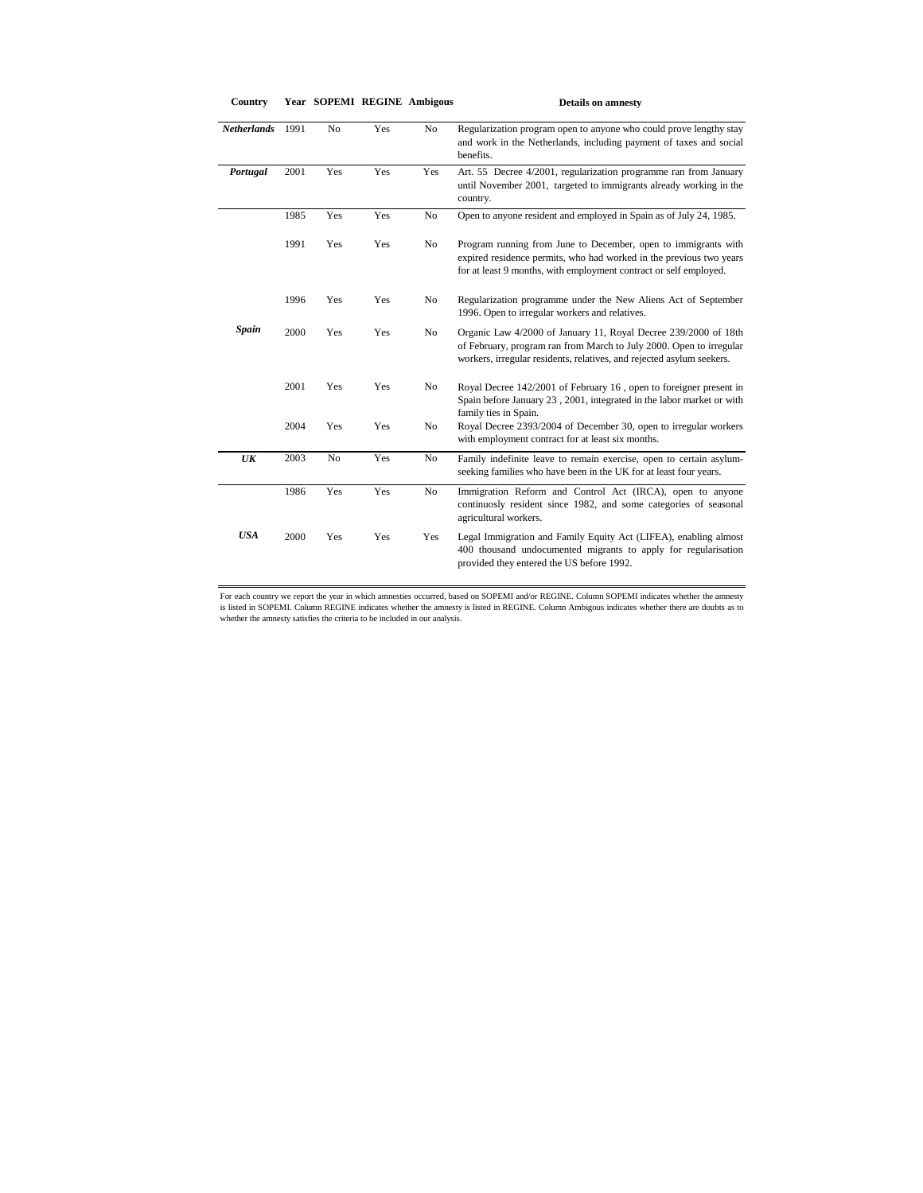| Country | Year | SOPEMI | REGINE | Ambigous | Details on amnesty |
|---|---|---|---|---|---|
| ***Netherlands*** | 1991 | No | Yes | No | Regularization program open to anyone who could prove lengthy stay and work in the Netherlands, including payment of taxes and social benefits. |
| ***Portugal*** | 2001 | Yes | Yes | Yes | Art. 55 Decree 4/2001, regularization programme ran from January until November 2001, targeted to immigrants already working in the country. |
| ***Spain*** | 1985 | Yes | Yes | No | Open to anyone resident and employed in Spain as of July 24, 1985. |
| | 1991 | Yes | Yes | No | Program running from June to December, open to immigrants with expired residence permits, who had worked in the previous two years for at least 9 months, with employment contract or self employed. |
| | 1996 | Yes | Yes | No | Regularization programme under the New Aliens Act of September 1996. Open to irregular workers and relatives. |
| | 2000 | Yes | Yes | No | Organic Law 4/2000 of January 11, Royal Decree 239/2000 of 18th of February, program ran from March to July 2000. Open to irregular workers, irregular residents, relatives, and rejected asylum seekers. |
| | 2001 | Yes | Yes | No | Royal Decree 142/2001 of February 16 , open to foreigner present in Spain before January 23 , 2001, integrated in the labor market or with family ties in Spain. |
| | 2004 | Yes | Yes | No | Royal Decree 2393/2004 of December 30, open to irregular workers with employment contract for at least six months. |
| ***UK*** | 2003 | No | Yes | No | Family indefinite leave to remain exercise, open to certain asylum-seeking families who have been in the UK for at least four years. |
| ***USA*** | 1986 | Yes | Yes | No | Immigration Reform and Control Act (IRCA), open to anyone continuosly resident since 1982, and some categories of seasonal agricultural workers. |
| | 2000 | Yes | Yes | Yes | Legal Immigration and Family Equity Act (LIFEA), enabling almost 400 thousand undocumented migrants to apply for regularisation provided they entered the US before 1992. |

For each country we report the year in which amnesties occurred, based on SOPEMI and/or REGINE. Column SOPEMI indicates whether the amnesty is listed in SOPEMI. Column REGINE indicates whether the amnesty is listed in REGINE. Column Ambigous indicates whether there are doubts as to whether the amnesty satisfies the criteria to be included in our analysis.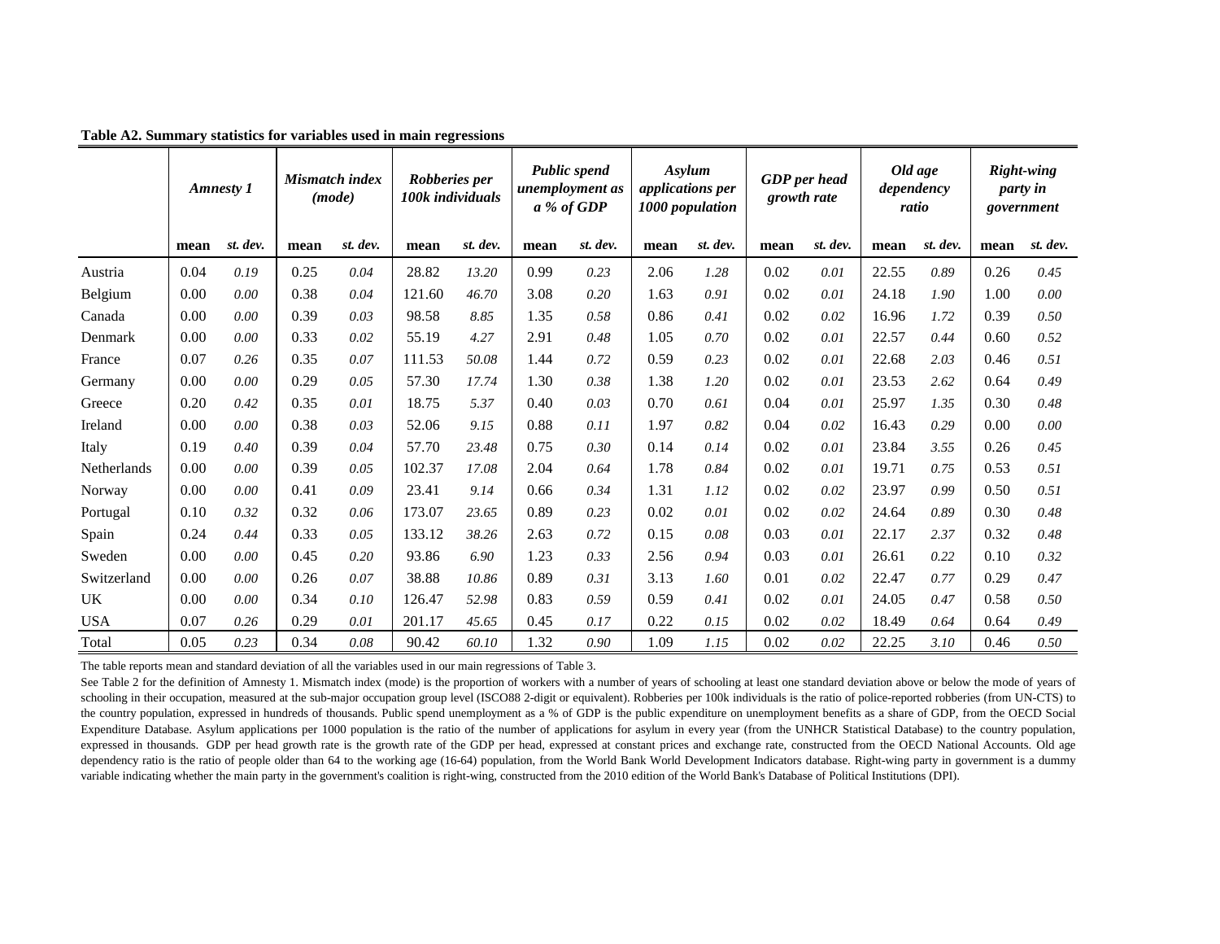**Table A2. Summary statistics for variables used in main regressions**

| | *Amnesty 1* | | *Mismatch index (mode)* | | *Robberies per 100k individuals* | | *Public spend unemployment as a % of GDP* | | *Asylum applications per 1000 population* | | *GDP per head growth rate* | | *Old age dependency ratio* | | *Right-wing party in government* | |
|---|---|---|---|---|---|---|---|---|---|---|---|---|---|---|---|---|
| | **mean** | *st. dev.* | **mean** | *st. dev.* | **mean** | *st. dev.* | **mean** | *st. dev.* | **mean** | *st. dev.* | **mean** | *st. dev.* | **mean** | *st. dev.* | **mean** | *st. dev.* |
| Austria | 0.04 | *0.19* | 0.25 | *0.04* | 28.82 | *13.20* | 0.99 | *0.23* | 2.06 | *1.28* | 0.02 | *0.01* | 22.55 | *0.89* | 0.26 | *0.45* |
| Belgium | 0.00 | *0.00* | 0.38 | *0.04* | 121.60 | *46.70* | 3.08 | *0.20* | 1.63 | *0.91* | 0.02 | *0.01* | 24.18 | *1.90* | 1.00 | *0.00* |
| Canada | 0.00 | *0.00* | 0.39 | *0.03* | 98.58 | *8.85* | 1.35 | *0.58* | 0.86 | *0.41* | 0.02 | *0.02* | 16.96 | *1.72* | 0.39 | *0.50* |
| Denmark | 0.00 | *0.00* | 0.33 | *0.02* | 55.19 | *4.27* | 2.91 | *0.48* | 1.05 | *0.70* | 0.02 | *0.01* | 22.57 | *0.44* | 0.60 | *0.52* |
| France | 0.07 | *0.26* | 0.35 | *0.07* | 111.53 | *50.08* | 1.44 | *0.72* | 0.59 | *0.23* | 0.02 | *0.01* | 22.68 | *2.03* | 0.46 | *0.51* |
| Germany | 0.00 | *0.00* | 0.29 | *0.05* | 57.30 | *17.74* | 1.30 | *0.38* | 1.38 | *1.20* | 0.02 | *0.01* | 23.53 | *2.62* | 0.64 | *0.49* |
| Greece | 0.20 | *0.42* | 0.35 | *0.01* | 18.75 | *5.37* | 0.40 | *0.03* | 0.70 | *0.61* | 0.04 | *0.01* | 25.97 | *1.35* | 0.30 | *0.48* |
| Ireland | 0.00 | *0.00* | 0.38 | *0.03* | 52.06 | *9.15* | 0.88 | *0.11* | 1.97 | *0.82* | 0.04 | *0.02* | 16.43 | *0.29* | 0.00 | *0.00* |
| Italy | 0.19 | *0.40* | 0.39 | *0.04* | 57.70 | *23.48* | 0.75 | *0.30* | 0.14 | *0.14* | 0.02 | *0.01* | 23.84 | *3.55* | 0.26 | *0.45* |
| Netherlands | 0.00 | *0.00* | 0.39 | *0.05* | 102.37 | *17.08* | 2.04 | *0.64* | 1.78 | *0.84* | 0.02 | *0.01* | 19.71 | *0.75* | 0.53 | *0.51* |
| Norway | 0.00 | *0.00* | 0.41 | *0.09* | 23.41 | *9.14* | 0.66 | *0.34* | 1.31 | *1.12* | 0.02 | *0.02* | 23.97 | *0.99* | 0.50 | *0.51* |
| Portugal | 0.10 | *0.32* | 0.32 | *0.06* | 173.07 | *23.65* | 0.89 | *0.23* | 0.02 | *0.01* | 0.02 | *0.02* | 24.64 | *0.89* | 0.30 | *0.48* |
| Spain | 0.24 | *0.44* | 0.33 | *0.05* | 133.12 | *38.26* | 2.63 | *0.72* | 0.15 | *0.08* | 0.03 | *0.01* | 22.17 | *2.37* | 0.32 | *0.48* |
| Sweden | 0.00 | *0.00* | 0.45 | *0.20* | 93.86 | *6.90* | 1.23 | *0.33* | 2.56 | *0.94* | 0.03 | *0.01* | 26.61 | *0.22* | 0.10 | *0.32* |
| Switzerland | 0.00 | *0.00* | 0.26 | *0.07* | 38.88 | *10.86* | 0.89 | *0.31* | 3.13 | *1.60* | 0.01 | *0.02* | 22.47 | *0.77* | 0.29 | *0.47* |
| UK | 0.00 | *0.00* | 0.34 | *0.10* | 126.47 | *52.98* | 0.83 | *0.59* | 0.59 | *0.41* | 0.02 | *0.01* | 24.05 | *0.47* | 0.58 | *0.50* |
| USA | 0.07 | *0.26* | 0.29 | *0.01* | 201.17 | *45.65* | 0.45 | *0.17* | 0.22 | *0.15* | 0.02 | *0.02* | 18.49 | *0.64* | 0.64 | *0.49* |
| Total | 0.05 | *0.23* | 0.34 | *0.08* | 90.42 | *60.10* | 1.32 | *0.90* | 1.09 | *1.15* | 0.02 | *0.02* | 22.25 | *3.10* | 0.46 | *0.50* |

The table reports mean and standard deviation of all the variables used in our main regressions of Table 3.

See Table 2 for the definition of Amnesty 1. Mismatch index (mode) is the proportion of workers with a number of years of schooling at least one standard deviation above or below the mode of years of schooling in their occupation, measured at the sub-major occupation group level (ISCO88 2-digit or equivalent). Robberies per 100k individuals is the ratio of police-reported robberies (from UN-CTS) to the country population, expressed in hundreds of thousands. Public spend unemployment as a % of GDP is the public expenditure on unemployment benefits as a share of GDP, from the OECD Social Expenditure Database. Asylum applications per 1000 population is the ratio of the number of applications for asylum in every year (from the UNHCR Statistical Database) to the country population, expressed in thousands. GDP per head growth rate is the growth rate of the GDP per head, expressed at constant prices and exchange rate, constructed from the OECD National Accounts. Old age dependency ratio is the ratio of people older than 64 to the working age (16-64) population, from the World Bank World Development Indicators database. Right-wing party in government is a dummy variable indicating whether the main party in the government's coalition is right-wing, constructed from the 2010 edition of the World Bank's Database of Political Institutions (DPI).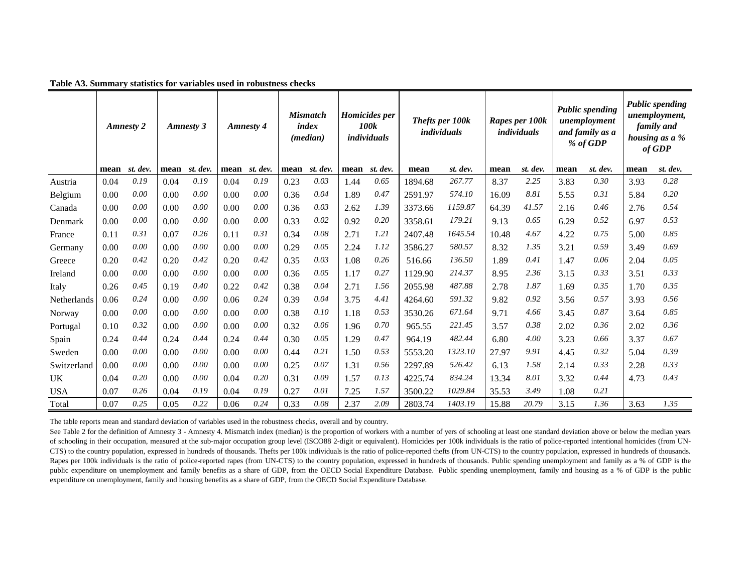**Table A3. Summary statistics for variables used in robustness checks**

| | *Amnesty 2* | | *Amnesty 3* | | *Amnesty 4* | | *Mismatch index (median)* | | *Homicides per 100k individuals* | | *Thefts per 100k individuals* | | *Rapes per 100k individuals* | | *Public spending unemployment and family as a % of GDP* | | *Public spending unemployment, family and housing as a % of GDP* | |
|---|---|---|---|---|---|---|---|---|---|---|---|---|---|---|---|---|---|---|
| | **mean** | ***st. dev.*** | **mean** | ***st. dev.*** | **mean** | ***st. dev.*** | **mean** | ***st. dev.*** | **mean** | ***st. dev.*** | **mean** | ***st. dev.*** | **mean** | ***st. dev.*** | **mean** | ***st. dev.*** | **mean** | ***st. dev.*** |
| Austria | 0.04 | *0.19* | 0.04 | *0.19* | 0.04 | *0.19* | 0.23 | *0.03* | 1.44 | *0.65* | 1894.68 | *267.77* | 8.37 | *2.25* | 3.83 | *0.30* | 3.93 | *0.28* |
| Belgium | 0.00 | *0.00* | 0.00 | *0.00* | 0.00 | *0.00* | 0.36 | *0.04* | 1.89 | *0.47* | 2591.97 | *574.10* | 16.09 | *8.81* | 5.55 | *0.31* | 5.84 | *0.20* |
| Canada | 0.00 | *0.00* | 0.00 | *0.00* | 0.00 | *0.00* | 0.36 | *0.03* | 2.62 | *1.39* | 3373.66 | *1159.87* | 64.39 | *41.57* | 2.16 | *0.46* | 2.76 | *0.54* |
| Denmark | 0.00 | *0.00* | 0.00 | *0.00* | 0.00 | *0.00* | 0.33 | *0.02* | 0.92 | *0.20* | 3358.61 | *179.21* | 9.13 | *0.65* | 6.29 | *0.52* | 6.97 | *0.53* |
| France | 0.11 | *0.31* | 0.07 | *0.26* | 0.11 | *0.31* | 0.34 | *0.08* | 2.71 | *1.21* | 2407.48 | *1645.54* | 10.48 | *4.67* | 4.22 | *0.75* | 5.00 | *0.85* |
| Germany | 0.00 | *0.00* | 0.00 | *0.00* | 0.00 | *0.00* | 0.29 | *0.05* | 2.24 | *1.12* | 3586.27 | *580.57* | 8.32 | *1.35* | 3.21 | *0.59* | 3.49 | *0.69* |
| Greece | 0.20 | *0.42* | 0.20 | *0.42* | 0.20 | *0.42* | 0.35 | *0.03* | 1.08 | *0.26* | 516.66 | *136.50* | 1.89 | *0.41* | 1.47 | *0.06* | 2.04 | *0.05* |
| Ireland | 0.00 | *0.00* | 0.00 | *0.00* | 0.00 | *0.00* | 0.36 | *0.05* | 1.17 | *0.27* | 1129.90 | *214.37* | 8.95 | *2.36* | 3.15 | *0.33* | 3.51 | *0.33* |
| Italy | 0.26 | *0.45* | 0.19 | *0.40* | 0.22 | *0.42* | 0.38 | *0.04* | 2.71 | *1.56* | 2055.98 | *487.88* | 2.78 | *1.87* | 1.69 | *0.35* | 1.70 | *0.35* |
| Netherlands | 0.06 | *0.24* | 0.00 | *0.00* | 0.06 | *0.24* | 0.39 | *0.04* | 3.75 | *4.41* | 4264.60 | *591.32* | 9.82 | *0.92* | 3.56 | *0.57* | 3.93 | *0.56* |
| Norway | 0.00 | *0.00* | 0.00 | *0.00* | 0.00 | *0.00* | 0.38 | *0.10* | 1.18 | *0.53* | 3530.26 | *671.64* | 9.71 | *4.66* | 3.45 | *0.87* | 3.64 | *0.85* |
| Portugal | 0.10 | *0.32* | 0.00 | *0.00* | 0.00 | *0.00* | 0.32 | *0.06* | 1.96 | *0.70* | 965.55 | *221.45* | 3.57 | *0.38* | 2.02 | *0.36* | 2.02 | *0.36* |
| Spain | 0.24 | *0.44* | 0.24 | *0.44* | 0.24 | *0.44* | 0.30 | *0.05* | 1.29 | *0.47* | 964.19 | *482.44* | 6.80 | *4.00* | 3.23 | *0.66* | 3.37 | *0.67* |
| Sweden | 0.00 | *0.00* | 0.00 | *0.00* | 0.00 | *0.00* | 0.44 | *0.21* | 1.50 | *0.53* | 5553.20 | *1323.10* | 27.97 | *9.91* | 4.45 | *0.32* | 5.04 | *0.39* |
| Switzerland | 0.00 | *0.00* | 0.00 | *0.00* | 0.00 | *0.00* | 0.25 | *0.07* | 1.31 | *0.56* | 2297.89 | *526.42* | 6.13 | *1.58* | 2.14 | *0.33* | 2.28 | *0.33* |
| UK | 0.04 | *0.20* | 0.00 | *0.00* | 0.04 | *0.20* | 0.31 | *0.09* | 1.57 | *0.13* | 4225.74 | *834.24* | 13.34 | *8.01* | 3.32 | *0.44* | 4.73 | *0.43* |
| USA | 0.07 | *0.26* | 0.04 | *0.19* | 0.04 | *0.19* | 0.27 | *0.01* | 7.25 | *1.57* | 3500.22 | *1029.84* | 35.53 | *3.49* | 1.08 | *0.21* | | |
| Total | 0.07 | *0.25* | 0.05 | *0.22* | 0.06 | *0.24* | 0.33 | *0.08* | 2.37 | *2.09* | 2803.74 | *1403.19* | 15.88 | *20.79* | 3.15 | *1.36* | 3.63 | *1.35* |

The table reports mean and standard deviation of variables used in the robustness checks, overall and by country.

See Table 2 for the definition of Amnesty 3 - Amnesty 4. Mismatch index (median) is the proportion of workers with a number of yers of schooling at least one standard deviation above or below the median years of schooling in their occupation, measured at the sub-major occupation group level (ISCO88 2-digit or equivalent). Homicides per 100k individuals is the ratio of police-reported intentional homicides (from UN-CTS) to the country population, expressed in hundreds of thousands. Thefts per 100k individuals is the ratio of police-reported thefts (from UN-CTS) to the country population, expressed in hundreds of thousands. Rapes per 100k individuals is the ratio of police-reported rapes (from UN-CTS) to the country population, expressed in hundreds of thousands. Public spending unemployment and family as a % of GDP is the public expenditure on unemployment and family benefits as a share of GDP, from the OECD Social Expenditure Database. Public spending unemployment, family and housing as a % of GDP is the public expenditure on unemployment, family and housing benefits as a share of GDP, from the OECD Social Expenditure Database.